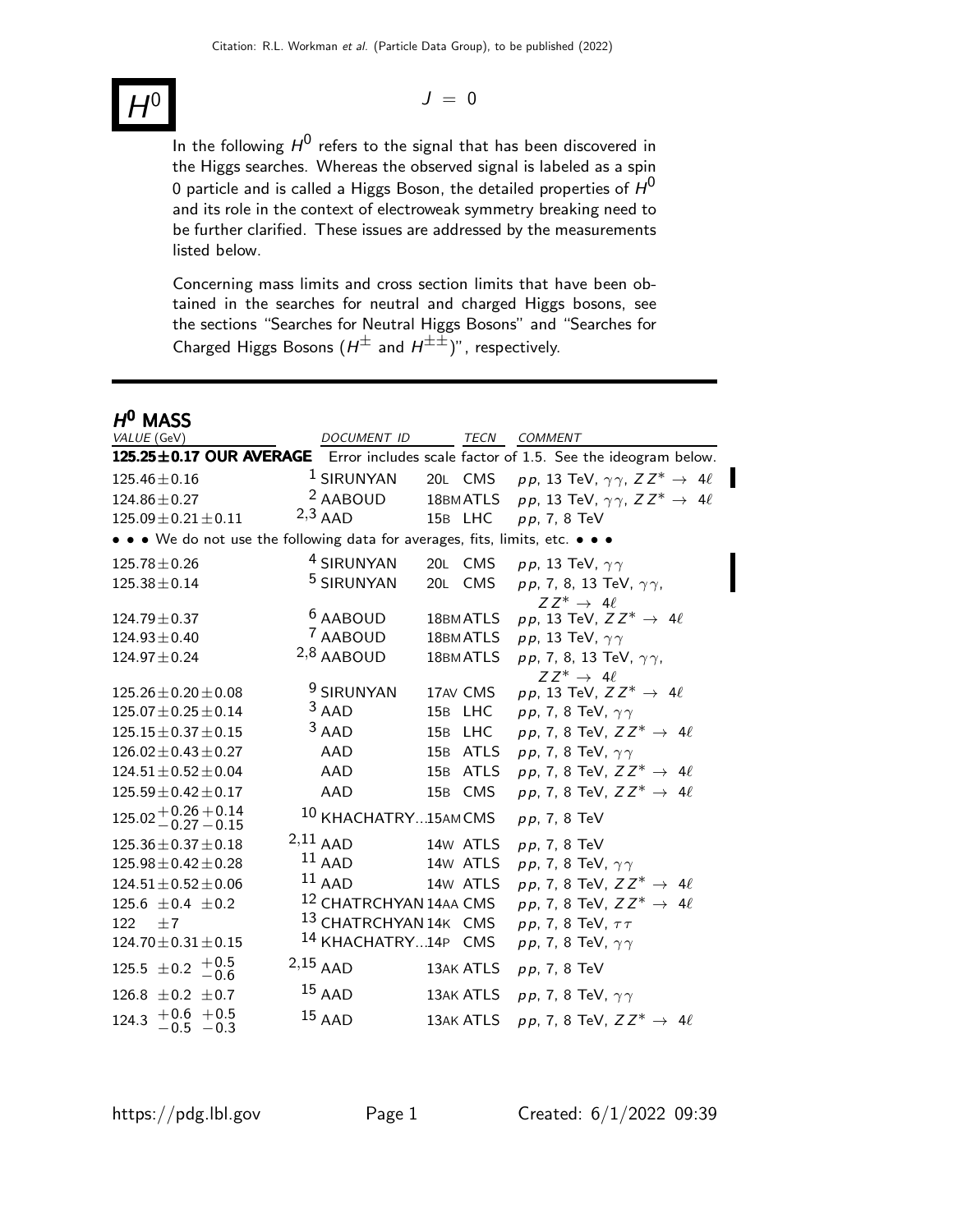# $H^0$

$J = 0$

In the following $H^0$ refers to the signal that has been discovered in the Higgs searches. Whereas the observed signal is labeled as a spin 0 particle and is called a Higgs Boson, the detailed properties of $H^0$ and its role in the context of electroweak symmetry breaking need to be further clarified. These issues are addressed by the measurements listed below.

Concerning mass limits and cross section limits that have been obtained in the searches for neutral and charged Higgs bosons, see the sections "Searches for Neutral Higgs Bosons" and "Searches for Charged Higgs Bosons ($H^{\pm}$ and $H^{\pm\pm}$)", respectively.

## $H^0$ MASS

| VALUE (GeV) | DOCUMENT ID | TECN | COMMENT |
|---|---|---|---|
| **125.25±0.17 OUR AVERAGE** | Error includes scale factor of 1.5. See the ideogram below. | | |
| $125.46 \pm 0.16$ | [1] SIRUNYAN 20L | CMS | $pp$, 13 TeV, $\gamma\gamma$, $ZZ^* \rightarrow 4\ell$ |
| $124.86 \pm 0.27$ | [2] AABOUD 18BM | ATLS | $pp$, 13 TeV, $\gamma\gamma$, $ZZ^* \rightarrow 4\ell$ |
| $125.09 \pm 0.21 \pm 0.11$ | [2,3] AAD 15B | LHC | $pp$, 7, 8 TeV |
| • • • We do not use the following data for averages, fits, limits, etc. • • • | | | |
| $125.78 \pm 0.26$ | [4] SIRUNYAN 20L | CMS | $pp$, 13 TeV, $\gamma\gamma$ |
| $125.38 \pm 0.14$ | [5] SIRUNYAN 20L | CMS | $pp$, 7, 8, 13 TeV, $\gamma\gamma$, $ZZ^* \rightarrow 4\ell$ |
| $124.79 \pm 0.37$ | [6] AABOUD 18BM | ATLS | $pp$, 13 TeV, $ZZ^* \rightarrow 4\ell$ |
| $124.93 \pm 0.40$ | [7] AABOUD 18BM | ATLS | $pp$, 13 TeV, $\gamma\gamma$ |
| $124.97 \pm 0.24$ | [2,8] AABOUD 18BM | ATLS | $pp$, 7, 8, 13 TeV, $\gamma\gamma$, $ZZ^* \rightarrow 4\ell$ |
| $125.26 \pm 0.20 \pm 0.08$ | [9] SIRUNYAN 17AV | CMS | $pp$, 13 TeV, $ZZ^* \rightarrow 4\ell$ |
| $125.07 \pm 0.25 \pm 0.14$ | [3] AAD 15B | LHC | $pp$, 7, 8 TeV, $\gamma\gamma$ |
| $125.15 \pm 0.37 \pm 0.15$ | [3] AAD 15B | LHC | $pp$, 7, 8 TeV, $ZZ^* \rightarrow 4\ell$ |
| $126.02 \pm 0.43 \pm 0.27$ | AAD 15B | ATLS | $pp$, 7, 8 TeV, $\gamma\gamma$ |
| $124.51 \pm 0.52 \pm 0.04$ | AAD 15B | ATLS | $pp$, 7, 8 TeV, $ZZ^* \rightarrow 4\ell$ |
| $125.59 \pm 0.42 \pm 0.17$ | AAD 15B | CMS | $pp$, 7, 8 TeV, $ZZ^* \rightarrow 4\ell$ |
| $125.02^{+0.26}_{-0.27}{}^{+0.14}_{-0.15}$ | [10] KHACHATRY...15AM | CMS | $pp$, 7, 8 TeV |
| $125.36 \pm 0.37 \pm 0.18$ | [2,11] AAD 14W | ATLS | $pp$, 7, 8 TeV |
| $125.98 \pm 0.42 \pm 0.28$ | [11] AAD 14W | ATLS | $pp$, 7, 8 TeV, $\gamma\gamma$ |
| $124.51 \pm 0.52 \pm 0.06$ | [11] AAD 14W | ATLS | $pp$, 7, 8 TeV, $ZZ^* \rightarrow 4\ell$ |
| $125.6 \pm 0.4 \pm 0.2$ | [12] CHATRCHYAN 14AA | CMS | $pp$, 7, 8 TeV, $ZZ^* \rightarrow 4\ell$ |
| $122 \pm 7$ | [13] CHATRCHYAN 14K | CMS | $pp$, 7, 8 TeV, $\tau\tau$ |
| $124.70 \pm 0.31 \pm 0.15$ | [14] KHACHATRY...14P | CMS | $pp$, 7, 8 TeV, $\gamma\gamma$ |
| $125.5 \pm 0.2 {}^{+0.5}_{-0.6}$ | [2,15] AAD 13AK | ATLS | $pp$, 7, 8 TeV |
| $126.8 \pm 0.2 \pm 0.7$ | [15] AAD 13AK | ATLS | $pp$, 7, 8 TeV, $\gamma\gamma$ |
| $124.3 {}^{+0.6}_{-0.5}{}^{+0.5}_{-0.3}$ | [15] AAD 13AK | ATLS | $pp$, 7, 8 TeV, $ZZ^* \rightarrow 4\ell$ |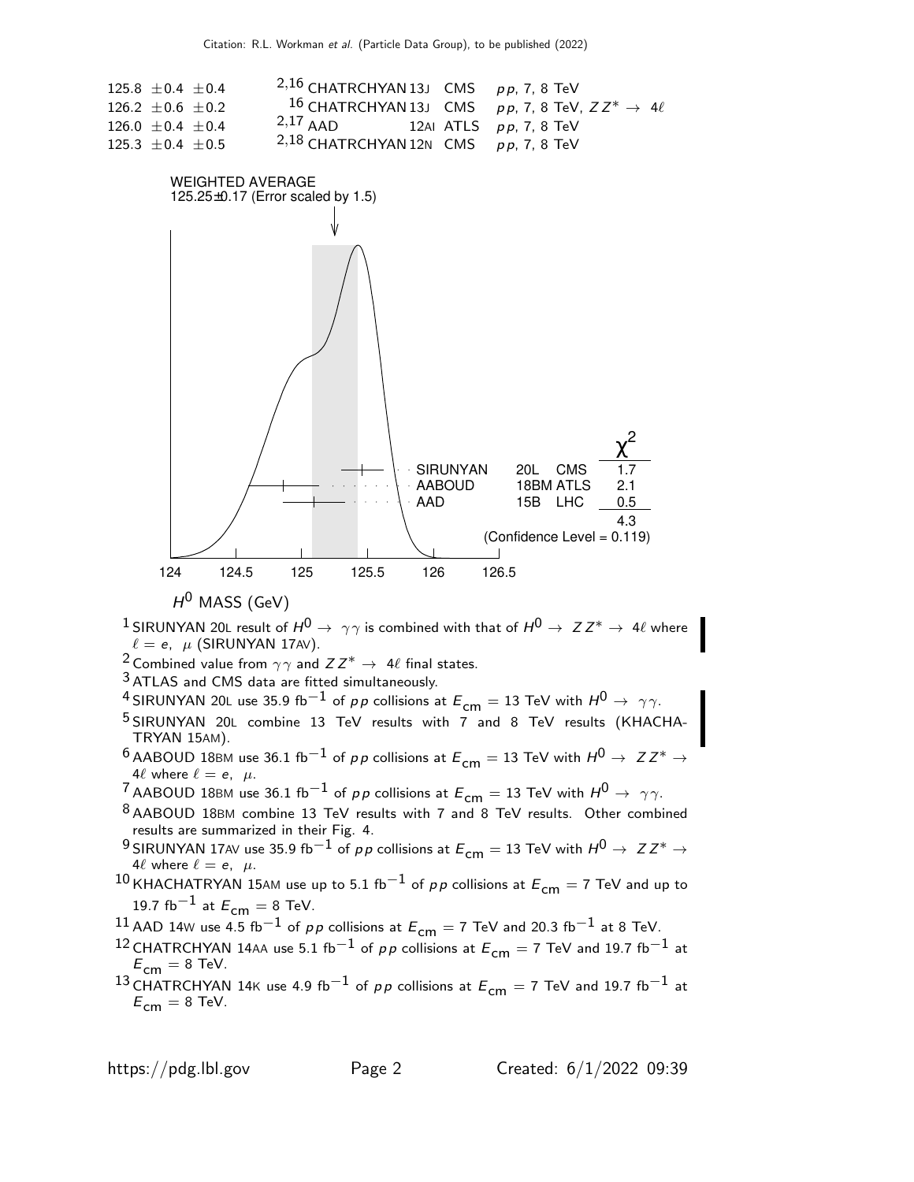| | | | | |
|---|---|---|---|---|
| 125.8 ±0.4 ±0.4 | [2,16] CHATRCHYAN | 13J | CMS | $pp$, 7, 8 TeV |
| 126.2 ±0.6 ±0.2 | [16] CHATRCHYAN | 13J | CMS | $pp$, 7, 8 TeV, $ZZ^* \to 4\ell$ |
| 126.0 ±0.4 ±0.4 | [2,17] AAD | 12AI | ATLS | $pp$, 7, 8 TeV |
| 125.3 ±0.4 ±0.5 | [2,18] CHATRCHYAN | 12N | CMS | $pp$, 7, 8 TeV |

WEIGHTED AVERAGE
125.25±0.17 (Error scaled by 1.5)

| | | | $\chi^2$ |
|---|---|---|---|
| SIRUNYAN | 20L | CMS | 1.7 |
| AABOUD | 18BM | ATLS | 2.1 |
| AAD | 15B | LHC | 0.5 |
| | | | 4.3 |

(Confidence Level = 0.119)

124 124.5 125 125.5 126 126.5

$H^0$ MASS (GeV)

[1] SIRUNYAN 20L result of $H^0 \to \gamma\gamma$ is combined with that of $H^0 \to ZZ^* \to 4\ell$ where $\ell = e, \mu$ (SIRUNYAN 17AV).

[2] Combined value from $\gamma\gamma$ and $ZZ^* \to 4\ell$ final states.

[3] ATLAS and CMS data are fitted simultaneously.

[4] SIRUNYAN 20L use 35.9 fb$^{-1}$ of $pp$ collisions at $E_{cm}$ = 13 TeV with $H^0 \to \gamma\gamma$.

[5] SIRUNYAN 20L combine 13 TeV results with 7 and 8 TeV results (KHACHATRYAN 15AM).

[6] AABOUD 18BM use 36.1 fb$^{-1}$ of $pp$ collisions at $E_{cm}$ = 13 TeV with $H^0 \to ZZ^* \to 4\ell$ where $\ell = e, \mu$.

[7] AABOUD 18BM use 36.1 fb$^{-1}$ of $pp$ collisions at $E_{cm}$ = 13 TeV with $H^0 \to \gamma\gamma$.

[8] AABOUD 18BM combine 13 TeV results with 7 and 8 TeV results. Other combined results are summarized in their Fig. 4.

[9] SIRUNYAN 17AV use 35.9 fb$^{-1}$ of $pp$ collisions at $E_{cm}$ = 13 TeV with $H^0 \to ZZ^* \to 4\ell$ where $\ell = e, \mu$.

[10] KHACHATRYAN 15AM use up to 5.1 fb$^{-1}$ of $pp$ collisions at $E_{cm}$ = 7 TeV and up to 19.7 fb$^{-1}$ at $E_{cm}$ = 8 TeV.

[11] AAD 14W use 4.5 fb$^{-1}$ of $pp$ collisions at $E_{cm}$ = 7 TeV and 20.3 fb$^{-1}$ at 8 TeV.

[12] CHATRCHYAN 14AA use 5.1 fb$^{-1}$ of $pp$ collisions at $E_{cm}$ = 7 TeV and 19.7 fb$^{-1}$ at $E_{cm}$ = 8 TeV.

[13] CHATRCHYAN 14K use 4.9 fb$^{-1}$ of $pp$ collisions at $E_{cm}$ = 7 TeV and 19.7 fb$^{-1}$ at $E_{cm}$ = 8 TeV.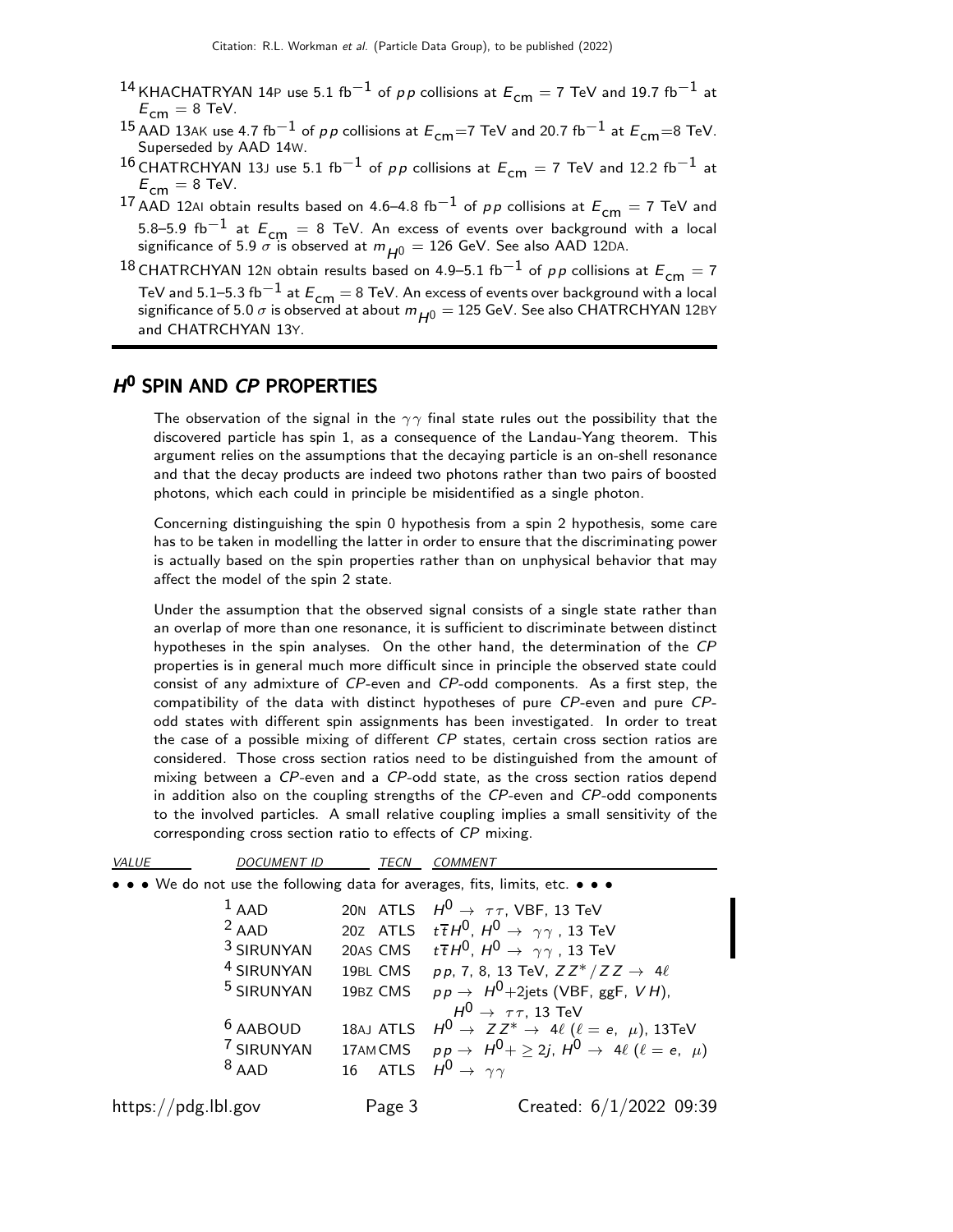[14] KHACHATRYAN 14P use 5.1 fb$^{-1}$ of $pp$ collisions at $E_{\rm cm}$ = 7 TeV and 19.7 fb$^{-1}$ at $E_{\rm cm}$ = 8 TeV.

[15] AAD 13AK use 4.7 fb$^{-1}$ of $pp$ collisions at $E_{\rm cm}$=7 TeV and 20.7 fb$^{-1}$ at $E_{\rm cm}$=8 TeV. Superseded by AAD 14W.

[16] CHATRCHYAN 13J use 5.1 fb$^{-1}$ of $pp$ collisions at $E_{\rm cm}$ = 7 TeV and 12.2 fb$^{-1}$ at $E_{\rm cm}$ = 8 TeV.

[17] AAD 12AI obtain results based on 4.6–4.8 fb$^{-1}$ of $pp$ collisions at $E_{\rm cm}$ = 7 TeV and 5.8–5.9 fb$^{-1}$ at $E_{\rm cm}$ = 8 TeV. An excess of events over background with a local significance of 5.9 $\sigma$ is observed at $m_{H^0}$ = 126 GeV. See also AAD 12DA.

[18] CHATRCHYAN 12N obtain results based on 4.9–5.1 fb$^{-1}$ of $pp$ collisions at $E_{\rm cm}$ = 7 TeV and 5.1–5.3 fb$^{-1}$ at $E_{\rm cm}$ = 8 TeV. An excess of events over background with a local significance of 5.0 $\sigma$ is observed at about $m_{H^0}$ = 125 GeV. See also CHATRCHYAN 12BY and CHATRCHYAN 13Y.

## $H^0$ SPIN AND *CP* PROPERTIES

The observation of the signal in the $\gamma\gamma$ final state rules out the possibility that the discovered particle has spin 1, as a consequence of the Landau-Yang theorem. This argument relies on the assumptions that the decaying particle is an on-shell resonance and that the decay products are indeed two photons rather than two pairs of boosted photons, which each could in principle be misidentified as a single photon.

Concerning distinguishing the spin 0 hypothesis from a spin 2 hypothesis, some care has to be taken in modelling the latter in order to ensure that the discriminating power is actually based on the spin properties rather than on unphysical behavior that may affect the model of the spin 2 state.

Under the assumption that the observed signal consists of a single state rather than an overlap of more than one resonance, it is sufficient to discriminate between distinct hypotheses in the spin analyses. On the other hand, the determination of the *CP* properties is in general much more difficult since in principle the observed state could consist of any admixture of *CP*-even and *CP*-odd components. As a first step, the compatibility of the data with distinct hypotheses of pure *CP*-even and pure *CP*-odd states with different spin assignments has been investigated. In order to treat the case of a possible mixing of different *CP* states, certain cross section ratios are considered. Those cross section ratios need to be distinguished from the amount of mixing between a *CP*-even and a *CP*-odd state, as the cross section ratios depend in addition also on the coupling strengths of the *CP*-even and *CP*-odd components to the involved particles. A small relative coupling implies a small sensitivity of the corresponding cross section ratio to effects of *CP* mixing.

| VALUE | DOCUMENT ID | | TECN | COMMENT |
|---|---|---|---|---|
| • • • We do not use the following data for averages, fits, limits, etc. • • • | | | | |
| | [1] AAD | 20N | ATLS | $H^0 \to \tau\tau$, VBF, 13 TeV |
| | [2] AAD | 20Z | ATLS | $t\overline{t}H^0$, $H^0 \to \gamma\gamma$ , 13 TeV |
| | [3] SIRUNYAN | 20AS | CMS | $t\overline{t}H^0$, $H^0 \to \gamma\gamma$ , 13 TeV |
| | [4] SIRUNYAN | 19BL | CMS | $pp$, 7, 8, 13 TeV, $ZZ^*/ZZ \to 4\ell$ |
| | [5] SIRUNYAN | 19BZ | CMS | $pp \to H^0$+2jets (VBF, ggF, $VH$), $H^0 \to \tau\tau$, 13 TeV |
| | [6] AABOUD | 18AJ | ATLS | $H^0 \to ZZ^* \to 4\ell$ ($\ell = e,\ \mu$), 13TeV |
| | [7] SIRUNYAN | 17AM | CMS | $pp \to H^0 + \geq 2j$, $H^0 \to 4\ell$ ($\ell = e,\ \mu$) |
| | [8] AAD | 16 | ATLS | $H^0 \to \gamma\gamma$ |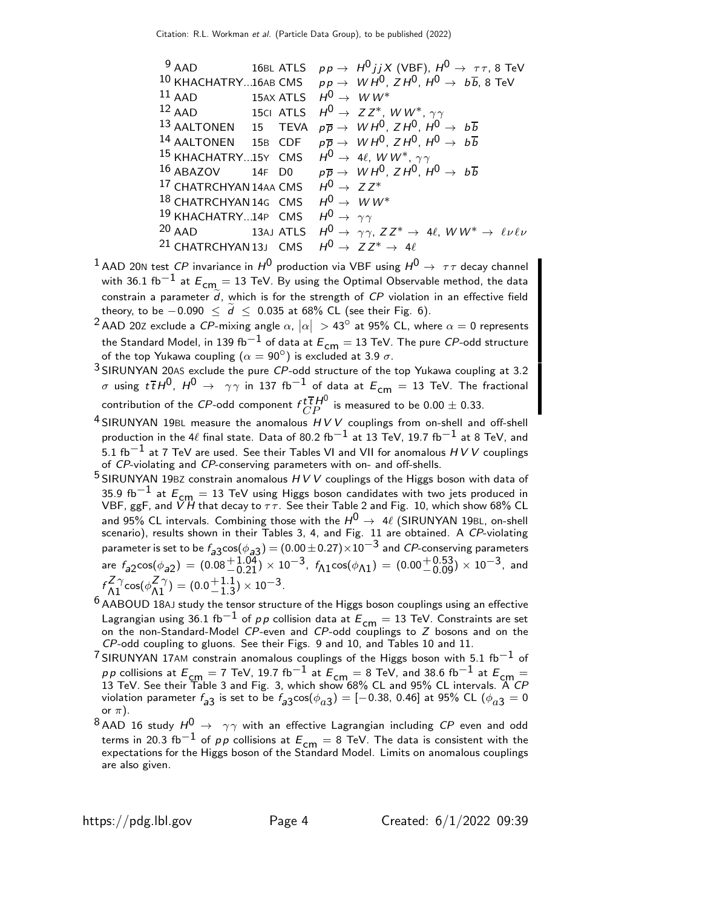| | | | |
|---|---|---|---|
| [9] AAD | 16BL | ATLS | $pp \to H^0 jjX$ (VBF), $H^0 \to \tau\tau$, 8 TeV |
| [10] KHACHATRY... | 16AB | CMS | $pp \to WH^0$, $ZH^0$, $H^0 \to b\overline{b}$, 8 TeV |
| [11] AAD | 15AX | ATLS | $H^0 \to WW^*$ |
| [12] AAD | 15CI | ATLS | $H^0 \to ZZ^*$, $WW^*$, $\gamma\gamma$ |
| [13] AALTONEN | 15 | TEVA | $p\overline{p} \to WH^0$, $ZH^0$, $H^0 \to b\overline{b}$ |
| [14] AALTONEN | 15B | CDF | $p\overline{p} \to WH^0$, $ZH^0$, $H^0 \to b\overline{b}$ |
| [15] KHACHATRY... | 15Y | CMS | $H^0 \to 4\ell$, $WW^*$, $\gamma\gamma$ |
| [16] ABAZOV | 14F | D0 | $p\overline{p} \to WH^0$, $ZH^0$, $H^0 \to b\overline{b}$ |
| [17] CHATRCHYAN | 14AA | CMS | $H^0 \to ZZ^*$ |
| [18] CHATRCHYAN | 14G | CMS | $H^0 \to WW^*$ |
| [19] KHACHATRY... | 14P | CMS | $H^0 \to \gamma\gamma$ |
| [20] AAD | 13AJ | ATLS | $H^0 \to \gamma\gamma$, $ZZ^* \to 4\ell$, $WW^* \to \ell\nu\ell\nu$ |
| [21] CHATRCHYAN | 13J | CMS | $H^0 \to ZZ^* \to 4\ell$ |

[1] AAD 20N test $CP$ invariance in $H^0$ production via VBF using $H^0 \to \tau\tau$ decay channel with 36.1 fb$^{-1}$ at $E_{cm} = 13$ TeV. By using the Optimal Observable method, the data constrain a parameter $\widetilde{d}$, which is for the strength of $CP$ violation in an effective field theory, to be $-0.090 \leq \widetilde{d} \leq 0.035$ at 68% CL (see their Fig. 6).

[2] AAD 20Z exclude a $CP$-mixing angle $\alpha$, $|\alpha| > 43^\circ$ at 95% CL, where $\alpha = 0$ represents the Standard Model, in 139 fb$^{-1}$ of data at $E_{cm} = 13$ TeV. The pure $CP$-odd structure of the top Yukawa coupling ($\alpha = 90^\circ$) is excluded at 3.9 $\sigma$.

[3] SIRUNYAN 20AS exclude the pure $CP$-odd structure of the top Yukawa coupling at 3.2 $\sigma$ using $t\overline{t}H^0$, $H^0 \to \gamma\gamma$ in 137 fb$^{-1}$ of data at $E_{cm} = 13$ TeV. The fractional contribution of the $CP$-odd component $f_{CP}^{t\overline{t}H^0}$ is measured to be $0.00 \pm 0.33$.

[4] SIRUNYAN 19BL measure the anomalous $HVV$ couplings from on-shell and off-shell production in the 4$\ell$ final state. Data of 80.2 fb$^{-1}$ at 13 TeV, 19.7 fb$^{-1}$ at 8 TeV, and 5.1 fb$^{-1}$ at 7 TeV are used. See their Tables VI and VII for anomalous $HVV$ couplings of $CP$-violating and $CP$-conserving parameters with on- and off-shells.

[5] SIRUNYAN 19BZ constrain anomalous $HVV$ couplings of the Higgs boson with data of 35.9 fb$^{-1}$ at $E_{cm} = 13$ TeV using Higgs boson candidates with two jets produced in VBF, ggF, and $VH$ that decay to $\tau\tau$. See their Table 2 and Fig. 10, which show 68% CL and 95% CL intervals. Combining those with the $H^0 \to 4\ell$ (SIRUNYAN 19BL, on-shell scenario), results shown in their Tables 3, 4, and Fig. 11 are obtained. A $CP$-violating parameter is set to be $f_{a3}\cos(\phi_{a3}) = (0.00 \pm 0.27) \times 10^{-3}$ and $CP$-conserving parameters are $f_{a2}\cos(\phi_{a2}) = (0.08^{+1.04}_{-0.21}) \times 10^{-3}$, $f_{\Lambda1}\cos(\phi_{\Lambda1}) = (0.00^{+0.53}_{-0.09}) \times 10^{-3}$, and $f^{Z\gamma}_{\Lambda1}\cos(\phi^{Z\gamma}_{\Lambda1}) = (0.0^{+1.1}_{-1.3}) \times 10^{-3}$.

[6] AABOUD 18AJ study the tensor structure of the Higgs boson couplings using an effective Lagrangian using 36.1 fb$^{-1}$ of $pp$ collision data at $E_{cm} = 13$ TeV. Constraints are set on the non-Standard-Model $CP$-even and $CP$-odd couplings to $Z$ bosons and on the $CP$-odd coupling to gluons. See their Figs. 9 and 10, and Tables 10 and 11.

[7] SIRUNYAN 17AM constrain anomalous couplings of the Higgs boson with 5.1 fb$^{-1}$ of $pp$ collisions at $E_{cm} = 7$ TeV, 19.7 fb$^{-1}$ at $E_{cm} = 8$ TeV, and 38.6 fb$^{-1}$ at $E_{cm} = 13$ TeV. See their Table 3 and Fig. 3, which show 68% CL and 95% CL intervals. A $CP$ violation parameter $f_{a3}$ is set to be $f_{a3}\cos(\phi_{a3}) = [-0.38, 0.46]$ at 95% CL ($\phi_{a3} = 0$ or $\pi$).

[8] AAD 16 study $H^0 \to \gamma\gamma$ with an effective Lagrangian including $CP$ even and odd terms in 20.3 fb$^{-1}$ of $pp$ collisions at $E_{cm} = 8$ TeV. The data is consistent with the expectations for the Higgs boson of the Standard Model. Limits on anomalous couplings are also given.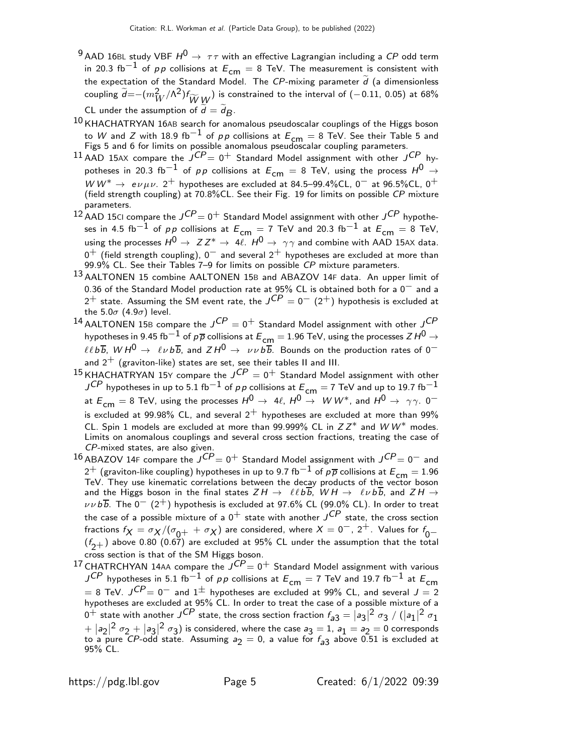[9] AAD 16BL study VBF $H^0 \to \tau\tau$ with an effective Lagrangian including a $CP$ odd term in 20.3 fb$^{-1}$ of $pp$ collisions at $E_{\text{cm}}$ = 8 TeV. The measurement is consistent with the expectation of the Standard Model. The $CP$-mixing parameter $\widetilde{d}$ (a dimensionless coupling $\widetilde{d} = -(m_W^2/\Lambda^2) f_{\widetilde{W}W}$) is constrained to the interval of $(-0.11, 0.05)$ at 68% CL under the assumption of $\widetilde{d} = \widetilde{d}_B$.

[10] KHACHATRYAN 16AB search for anomalous pseudoscalar couplings of the Higgs boson to $W$ and $Z$ with 18.9 fb$^{-1}$ of $pp$ collisions at $E_{\text{cm}}$ = 8 TeV. See their Table 5 and Figs 5 and 6 for limits on possible anomalous pseudoscalar coupling parameters.

[11] AAD 15AX compare the $J^{CP} = 0^+$ Standard Model assignment with other $J^{CP}$ hypotheses in 20.3 fb$^{-1}$ of $pp$ collisions at $E_{\text{cm}}$ = 8 TeV, using the process $H^0 \to WW^* \to e\nu\mu\nu$. $2^+$ hypotheses are excluded at 84.5–99.4%CL, $0^-$ at 96.5%CL, $0^+$ (field strength coupling) at 70.8%CL. See their Fig. 19 for limits on possible $CP$ mixture parameters.

[12] AAD 15CI compare the $J^{CP} = 0^+$ Standard Model assignment with other $J^{CP}$ hypotheses in 4.5 fb$^{-1}$ of $pp$ collisions at $E_{\text{cm}}$ = 7 TeV and 20.3 fb$^{-1}$ at $E_{\text{cm}}$ = 8 TeV, using the processes $H^0 \to ZZ^* \to 4\ell$. $H^0 \to \gamma\gamma$ and combine with AAD 15AX data. $0^+$ (field strength coupling), $0^-$ and several $2^+$ hypotheses are excluded at more than 99.9% CL. See their Tables 7–9 for limits on possible $CP$ mixture parameters.

[13] AALTONEN 15 combine AALTONEN 15B and ABAZOV 14F data. An upper limit of 0.36 of the Standard Model production rate at 95% CL is obtained both for a $0^-$ and a $2^+$ state. Assuming the SM event rate, the $J^{CP} = 0^-$ ($2^+$) hypothesis is excluded at the $5.0\sigma$ ($4.9\sigma$) level.

[14] AALTONEN 15B compare the $J^{CP} = 0^+$ Standard Model assignment with other $J^{CP}$ hypotheses in 9.45 fb$^{-1}$ of $p\overline{p}$ collisions at $E_{\text{cm}}$ = 1.96 TeV, using the processes $ZH^0 \to \ell\ell b\overline{b}$, $WH^0 \to \ell\nu b\overline{b}$, and $ZH^0 \to \nu\nu b\overline{b}$. Bounds on the production rates of $0^-$ and $2^+$ (graviton-like) states are set, see their tables II and III.

[15] KHACHATRYAN 15Y compare the $J^{CP} = 0^+$ Standard Model assignment with other $J^{CP}$ hypotheses in up to 5.1 fb$^{-1}$ of $pp$ collisions at $E_{\text{cm}}$ = 7 TeV and up to 19.7 fb$^{-1}$ at $E_{\text{cm}}$ = 8 TeV, using the processes $H^0 \to 4\ell$, $H^0 \to WW^*$, and $H^0 \to \gamma\gamma$. $0^-$ is excluded at 99.98% CL, and several $2^+$ hypotheses are excluded at more than 99% CL. Spin 1 models are excluded at more than 99.999% CL in $ZZ^*$ and $WW^*$ modes. Limits on anomalous couplings and several cross section fractions, treating the case of $CP$-mixed states, are also given.

[16] ABAZOV 14F compare the $J^{CP} = 0^+$ Standard Model assignment with $J^{CP} = 0^-$ and $2^+$ (graviton-like coupling) hypotheses in up to 9.7 fb$^{-1}$ of $p\overline{p}$ collisions at $E_{\text{cm}}$ = 1.96 TeV. They use kinematic correlations between the decay products of the vector boson and the Higgs boson in the final states $ZH \to \ell\ell b\overline{b}$, $WH \to \ell\nu b\overline{b}$, and $ZH \to \nu\nu b\overline{b}$. The $0^-$ ($2^+$) hypothesis is excluded at 97.6% CL (99.0% CL). In order to treat the case of a possible mixture of a $0^+$ state with another $J^{CP}$ state, the cross section fractions $f_X = \sigma_X/(\sigma_{0^+} + \sigma_X)$ are considered, where $X = 0^-, 2^+$. Values for $f_{0^-}$ ($f_{2^+}$) above 0.80 (0.67) are excluded at 95% CL under the assumption that the total cross section is that of the SM Higgs boson.

[17] CHATRCHYAN 14AA compare the $J^{CP} = 0^+$ Standard Model assignment with various $J^{CP}$ hypotheses in 5.1 fb$^{-1}$ of $pp$ collisions at $E_{\text{cm}}$ = 7 TeV and 19.7 fb$^{-1}$ at $E_{\text{cm}}$ = 8 TeV. $J^{CP} = 0^-$ and $1^\pm$ hypotheses are excluded at 99% CL, and several $J = 2$ hypotheses are excluded at 95% CL. In order to treat the case of a possible mixture of a $0^+$ state with another $J^{CP}$ state, the cross section fraction $f_{a3} = |a_3|^2\,\sigma_3 \,/\, (|a_1|^2\,\sigma_1 + |a_2|^2\,\sigma_2 + |a_3|^2\,\sigma_3)$ is considered, where the case $a_3 = 1$, $a_1 = a_2 = 0$ corresponds to a pure $CP$-odd state. Assuming $a_2 = 0$, a value for $f_{a3}$ above 0.51 is excluded at 95% CL.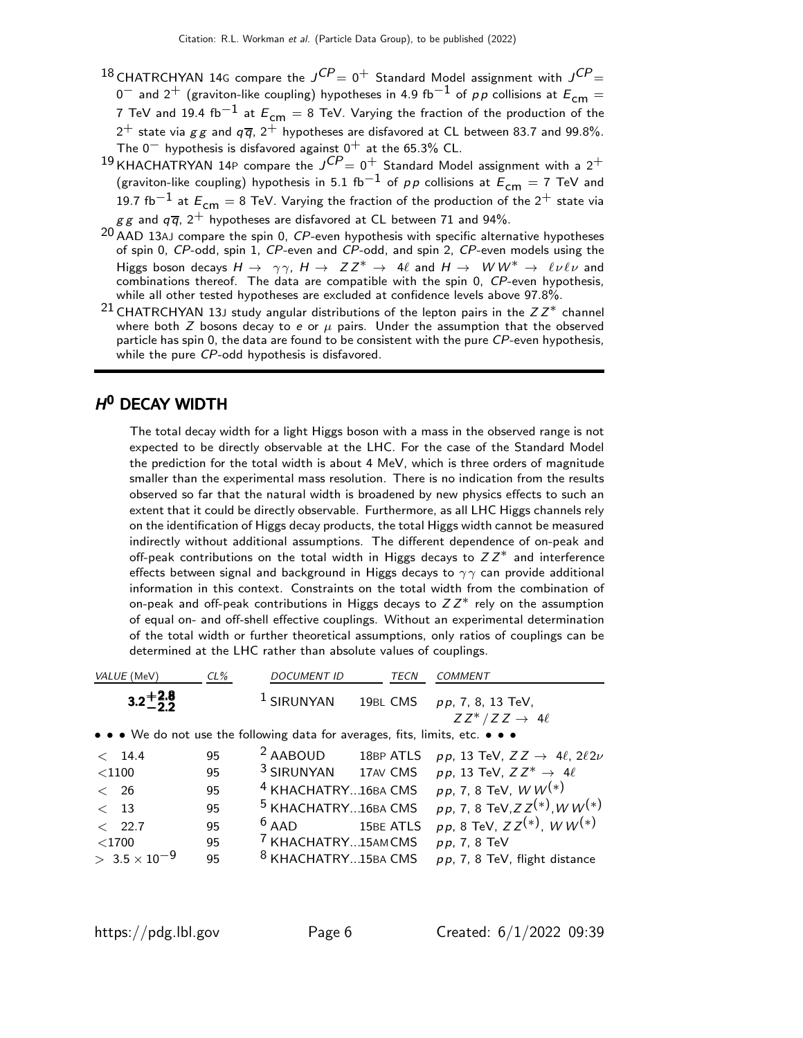[18] CHATRCHYAN 14G compare the $J^{CP} = 0^+$ Standard Model assignment with $J^{CP} = 0^-$ and $2^+$ (graviton-like coupling) hypotheses in 4.9 fb$^{-1}$ of $pp$ collisions at $E_{cm}$ = 7 TeV and 19.4 fb$^{-1}$ at $E_{cm}$ = 8 TeV. Varying the fraction of the production of the $2^+$ state via $gg$ and $q\overline{q}$, $2^+$ hypotheses are disfavored at CL between 83.7 and 99.8%. The $0^-$ hypothesis is disfavored against $0^+$ at the 65.3% CL.

[19] KHACHATRYAN 14P compare the $J^{CP} = 0^+$ Standard Model assignment with a $2^+$ (graviton-like coupling) hypothesis in 5.1 fb$^{-1}$ of $pp$ collisions at $E_{cm}$ = 7 TeV and 19.7 fb$^{-1}$ at $E_{cm}$ = 8 TeV. Varying the fraction of the production of the $2^+$ state via $gg$ and $q\overline{q}$, $2^+$ hypotheses are disfavored at CL between 71 and 94%.

[20] AAD 13AJ compare the spin 0, $CP$-even hypothesis with specific alternative hypotheses of spin 0, $CP$-odd, spin 1, $CP$-even and $CP$-odd, and spin 2, $CP$-even models using the Higgs boson decays $H \rightarrow \gamma\gamma$, $H \rightarrow ZZ^* \rightarrow 4\ell$ and $H \rightarrow WW^* \rightarrow \ell\nu\ell\nu$ and combinations thereof. The data are compatible with the spin 0, $CP$-even hypothesis, while all other tested hypotheses are excluded at confidence levels above 97.8%.

[21] CHATRCHYAN 13J study angular distributions of the lepton pairs in the $ZZ^*$ channel where both $Z$ bosons decay to $e$ or $\mu$ pairs. Under the assumption that the observed particle has spin 0, the data are found to be consistent with the pure $CP$-even hypothesis, while the pure $CP$-odd hypothesis is disfavored.

## $H^0$ DECAY WIDTH

The total decay width for a light Higgs boson with a mass in the observed range is not expected to be directly observable at the LHC. For the case of the Standard Model the prediction for the total width is about 4 MeV, which is three orders of magnitude smaller than the experimental mass resolution. There is no indication from the results observed so far that the natural width is broadened by new physics effects to such an extent that it could be directly observable. Furthermore, as all LHC Higgs channels rely on the identification of Higgs decay products, the total Higgs width cannot be measured indirectly without additional assumptions. The different dependence of on-peak and off-peak contributions on the total width in Higgs decays to $ZZ^*$ and interference effects between signal and background in Higgs decays to $\gamma\gamma$ can provide additional information in this context. Constraints on the total width from the combination of on-peak and off-peak contributions in Higgs decays to $ZZ^*$ rely on the assumption of equal on- and off-shell effective couplings. Without an experimental determination of the total width or further theoretical assumptions, only ratios of couplings can be determined at the LHC rather than absolute values of couplings.

| VALUE (MeV) | CL% | DOCUMENT ID | | TECN | COMMENT |
|---|---|---|---|---|---|
| **$3.2^{+2.8}_{-2.2}$** | | [1] SIRUNYAN | 19BL | CMS | $pp$, 7, 8, 13 TeV, $ZZ^*/ZZ \rightarrow 4\ell$ |
| • • • We do not use the following data for averages, fits, limits, etc. • • • | | | | | |
| $< 14.4$ | 95 | [2] AABOUD | 18BP | ATLS | $pp$, 13 TeV, $ZZ \rightarrow 4\ell$, $2\ell 2\nu$ |
| $<1100$ | 95 | [3] SIRUNYAN | 17AV | CMS | $pp$, 13 TeV, $ZZ^* \rightarrow 4\ell$ |
| $< 26$ | 95 | [4] KHACHATRY... | 16BA | CMS | $pp$, 7, 8 TeV, $WW^{(*)}$ |
| $< 13$ | 95 | [5] KHACHATRY... | 16BA | CMS | $pp$, 7, 8 TeV, $ZZ^{(*)}$, $WW^{(*)}$ |
| $< 22.7$ | 95 | [6] AAD | 15BE | ATLS | $pp$, 8 TeV, $ZZ^{(*)}$, $WW^{(*)}$ |
| $<1700$ | 95 | [7] KHACHATRY... | 15AM | CMS | $pp$, 7, 8 TeV |
| $> 3.5 \times 10^{-9}$ | 95 | [8] KHACHATRY... | 15BA | CMS | $pp$, 7, 8 TeV, flight distance |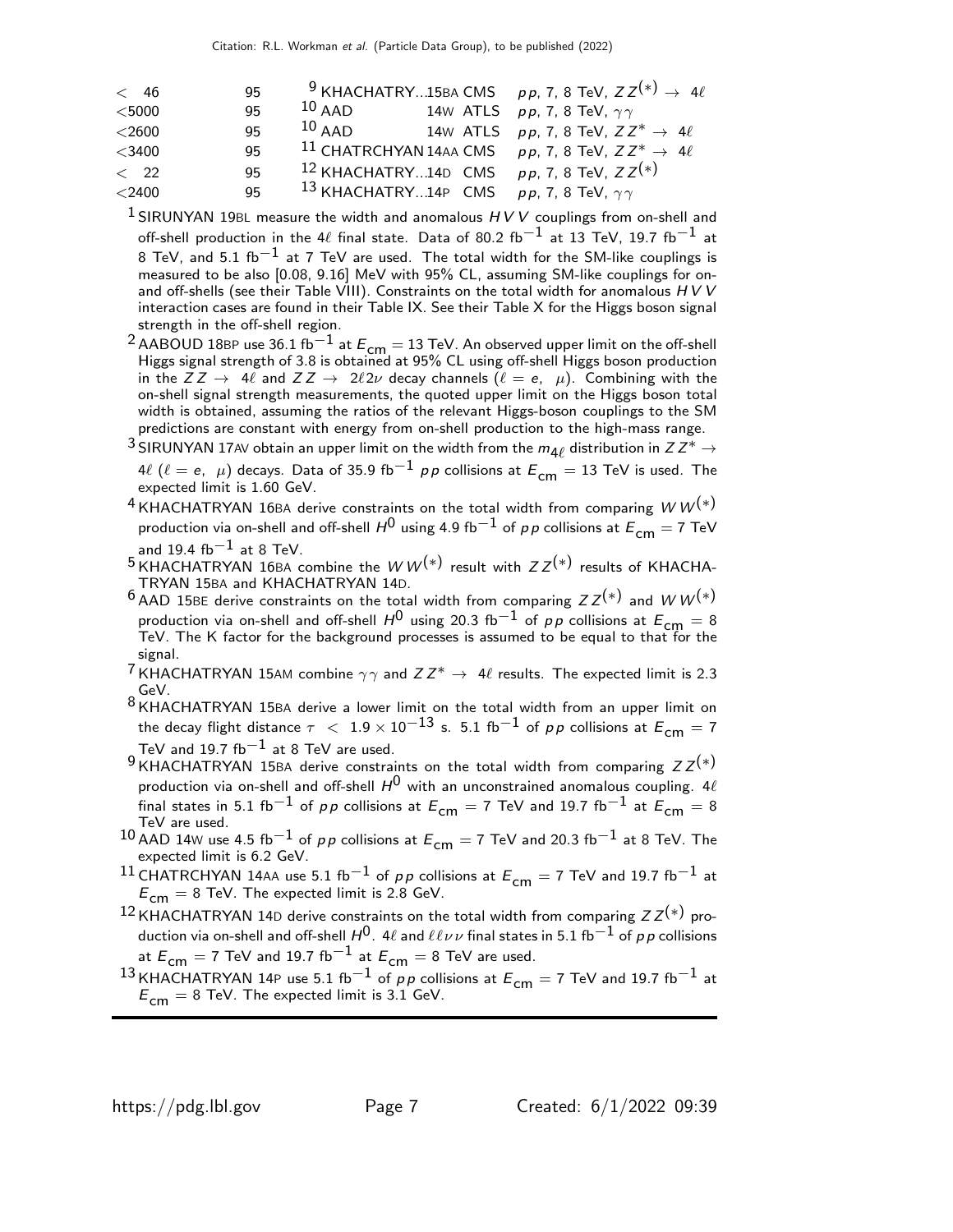| VALUE | CL% | DOCUMENT ID | TECN | COMMENT |
|---|---|---|---|---|
| < 46 | 95 | [9] KHACHATRY...15BA | CMS | $pp$, 7, 8 TeV, $ZZ^{(*)} \rightarrow 4\ell$ |
| <5000 | 95 | [10] AAD 14W | ATLS | $pp$, 7, 8 TeV, $\gamma\gamma$ |
| <2600 | 95 | [10] AAD 14W | ATLS | $pp$, 7, 8 TeV, $ZZ^{*} \rightarrow 4\ell$ |
| <3400 | 95 | [11] CHATRCHYAN 14AA | CMS | $pp$, 7, 8 TeV, $ZZ^{*} \rightarrow 4\ell$ |
| < 22 | 95 | [12] KHACHATRY...14D | CMS | $pp$, 7, 8 TeV, $ZZ^{(*)}$ |
| <2400 | 95 | [13] KHACHATRY...14P | CMS | $pp$, 7, 8 TeV, $\gamma\gamma$ |

[1] SIRUNYAN 19BL measure the width and anomalous $HVV$ couplings from on-shell and off-shell production in the $4\ell$ final state. Data of 80.2 $\text{fb}^{-1}$ at 13 TeV, 19.7 $\text{fb}^{-1}$ at 8 TeV, and 5.1 $\text{fb}^{-1}$ at 7 TeV are used. The total width for the SM-like couplings is measured to be also [0.08, 9.16] MeV with 95% CL, assuming SM-like couplings for on- and off-shells (see their Table VIII). Constraints on the total width for anomalous $HVV$ interaction cases are found in their Table IX. See their Table X for the Higgs boson signal strength in the off-shell region.

[2] AABOUD 18BP use 36.1 $\text{fb}^{-1}$ at $E_{\text{cm}} = 13$ TeV. An observed upper limit on the off-shell Higgs signal strength of 3.8 is obtained at 95% CL using off-shell Higgs boson production in the $ZZ \rightarrow 4\ell$ and $ZZ \rightarrow 2\ell 2\nu$ decay channels ($\ell = e, \mu$). Combining with the on-shell signal strength measurements, the quoted upper limit on the Higgs boson total width is obtained, assuming the ratios of the relevant Higgs-boson couplings to the SM predictions are constant with energy from on-shell production to the high-mass range.

[3] SIRUNYAN 17AV obtain an upper limit on the width from the $m_{4\ell}$ distribution in $ZZ^{*} \rightarrow 4\ell$ ($\ell = e, \mu$) decays. Data of 35.9 $\text{fb}^{-1}$ $pp$ collisions at $E_{\text{cm}} = 13$ TeV is used. The expected limit is 1.60 GeV.

[4] KHACHATRYAN 16BA derive constraints on the total width from comparing $WW^{(*)}$ production via on-shell and off-shell $H^0$ using 4.9 $\text{fb}^{-1}$ of $pp$ collisions at $E_{\text{cm}} = 7$ TeV and 19.4 $\text{fb}^{-1}$ at 8 TeV.

[5] KHACHATRYAN 16BA combine the $WW^{(*)}$ result with $ZZ^{(*)}$ results of KHACHATRYAN 15BA and KHACHATRYAN 14D.

[6] AAD 15BE derive constraints on the total width from comparing $ZZ^{(*)}$ and $WW^{(*)}$ production via on-shell and off-shell $H^0$ using 20.3 $\text{fb}^{-1}$ of $pp$ collisions at $E_{\text{cm}} = 8$ TeV. The K factor for the background processes is assumed to be equal to that for the signal.

[7] KHACHATRYAN 15AM combine $\gamma\gamma$ and $ZZ^{*} \rightarrow 4\ell$ results. The expected limit is 2.3 GeV.

[8] KHACHATRYAN 15BA derive a lower limit on the total width from an upper limit on the decay flight distance $\tau < 1.9 \times 10^{-13}$ s. 5.1 $\text{fb}^{-1}$ of $pp$ collisions at $E_{\text{cm}} = 7$ TeV and 19.7 $\text{fb}^{-1}$ at 8 TeV are used.

[9] KHACHATRYAN 15BA derive constraints on the total width from comparing $ZZ^{(*)}$ production via on-shell and off-shell $H^0$ with an unconstrained anomalous coupling. $4\ell$ final states in 5.1 $\text{fb}^{-1}$ of $pp$ collisions at $E_{\text{cm}} = 7$ TeV and 19.7 $\text{fb}^{-1}$ at $E_{\text{cm}} = 8$ TeV are used.

[10] AAD 14W use 4.5 $\text{fb}^{-1}$ of $pp$ collisions at $E_{\text{cm}} = 7$ TeV and 20.3 $\text{fb}^{-1}$ at 8 TeV. The expected limit is 6.2 GeV.

[11] CHATRCHYAN 14AA use 5.1 $\text{fb}^{-1}$ of $pp$ collisions at $E_{\text{cm}} = 7$ TeV and 19.7 $\text{fb}^{-1}$ at $E_{\text{cm}} = 8$ TeV. The expected limit is 2.8 GeV.

[12] KHACHATRYAN 14D derive constraints on the total width from comparing $ZZ^{(*)}$ production via on-shell and off-shell $H^0$. $4\ell$ and $\ell\ell\nu\nu$ final states in 5.1 $\text{fb}^{-1}$ of $pp$ collisions at $E_{\text{cm}} = 7$ TeV and 19.7 $\text{fb}^{-1}$ at $E_{\text{cm}} = 8$ TeV are used.

[13] KHACHATRYAN 14P use 5.1 $\text{fb}^{-1}$ of $pp$ collisions at $E_{\text{cm}} = 7$ TeV and 19.7 $\text{fb}^{-1}$ at $E_{\text{cm}} = 8$ TeV. The expected limit is 3.1 GeV.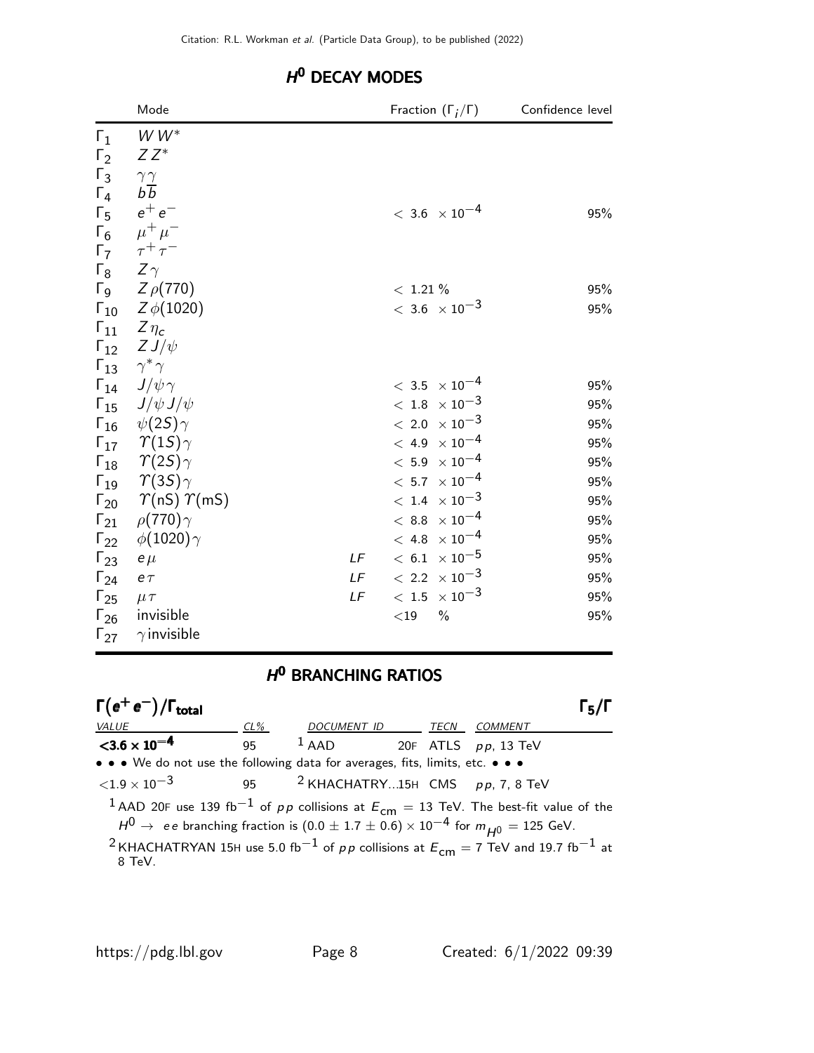## $H^0$ DECAY MODES

| | Mode | | Fraction ($\Gamma_i/\Gamma$) | Confidence level |
|---|---|---|---|---|
| $\Gamma_1$ | $W W^*$ | | | |
| $\Gamma_2$ | $Z Z^*$ | | | |
| $\Gamma_3$ | $\gamma\gamma$ | | | |
| $\Gamma_4$ | $b\overline{b}$ | | | |
| $\Gamma_5$ | $e^+ e^-$ | | $< 3.6 \times 10^{-4}$ | 95% |
| $\Gamma_6$ | $\mu^+ \mu^-$ | | | |
| $\Gamma_7$ | $\tau^+ \tau^-$ | | | |
| $\Gamma_8$ | $Z\gamma$ | | | |
| $\Gamma_9$ | $Z\rho(770)$ | | $< 1.21$ % | 95% |
| $\Gamma_{10}$ | $Z\phi(1020)$ | | $< 3.6 \times 10^{-3}$ | 95% |
| $\Gamma_{11}$ | $Z\eta_c$ | | | |
| $\Gamma_{12}$ | $Z J/\psi$ | | | |
| $\Gamma_{13}$ | $\gamma^*\gamma$ | | | |
| $\Gamma_{14}$ | $J/\psi\gamma$ | | $< 3.5 \times 10^{-4}$ | 95% |
| $\Gamma_{15}$ | $J/\psi J/\psi$ | | $< 1.8 \times 10^{-3}$ | 95% |
| $\Gamma_{16}$ | $\psi(2S)\gamma$ | | $< 2.0 \times 10^{-3}$ | 95% |
| $\Gamma_{17}$ | $\Upsilon(1S)\gamma$ | | $< 4.9 \times 10^{-4}$ | 95% |
| $\Gamma_{18}$ | $\Upsilon(2S)\gamma$ | | $< 5.9 \times 10^{-4}$ | 95% |
| $\Gamma_{19}$ | $\Upsilon(3S)\gamma$ | | $< 5.7 \times 10^{-4}$ | 95% |
| $\Gamma_{20}$ | $\Upsilon(\text{nS})\,\Upsilon(\text{mS})$ | | $< 1.4 \times 10^{-3}$ | 95% |
| $\Gamma_{21}$ | $\rho(770)\gamma$ | | $< 8.8 \times 10^{-4}$ | 95% |
| $\Gamma_{22}$ | $\phi(1020)\gamma$ | | $< 4.8 \times 10^{-4}$ | 95% |
| $\Gamma_{23}$ | $e\mu$ | LF | $< 6.1 \times 10^{-5}$ | 95% |
| $\Gamma_{24}$ | $e\tau$ | LF | $< 2.2 \times 10^{-3}$ | 95% |
| $\Gamma_{25}$ | $\mu\tau$ | LF | $< 1.5 \times 10^{-3}$ | 95% |
| $\Gamma_{26}$ | invisible | | $<19$ % | 95% |
| $\Gamma_{27}$ | $\gamma$invisible | | | |

## $H^0$ BRANCHING RATIOS

### $\Gamma(e^+e^-)/\Gamma_{\text{total}}$ $\qquad\qquad$ $\Gamma_5/\Gamma$

| VALUE | CL% | DOCUMENT ID | | TECN | COMMENT |
|---|---|---|---|---|---|
| $<3.6 \times 10^{-4}$ | 95 | [1] AAD | 20F | ATLS | $pp$, 13 TeV |
| • • • We do not use the following data for averages, fits, limits, etc. • • • | | | | | |
| $<1.9 \times 10^{-3}$ | 95 | [2] KHACHATRY... | 15H | CMS | $pp$, 7, 8 TeV |

[1] AAD 20F use 139 fb$^{-1}$ of $pp$ collisions at $E_{\text{cm}} = 13$ TeV. The best-fit value of the $H^0 \rightarrow ee$ branching fraction is $(0.0 \pm 1.7 \pm 0.6) \times 10^{-4}$ for $m_{H^0} = 125$ GeV.

[2] KHACHATRYAN 15H use 5.0 fb$^{-1}$ of $pp$ collisions at $E_{\text{cm}} = 7$ TeV and 19.7 fb$^{-1}$ at 8 TeV.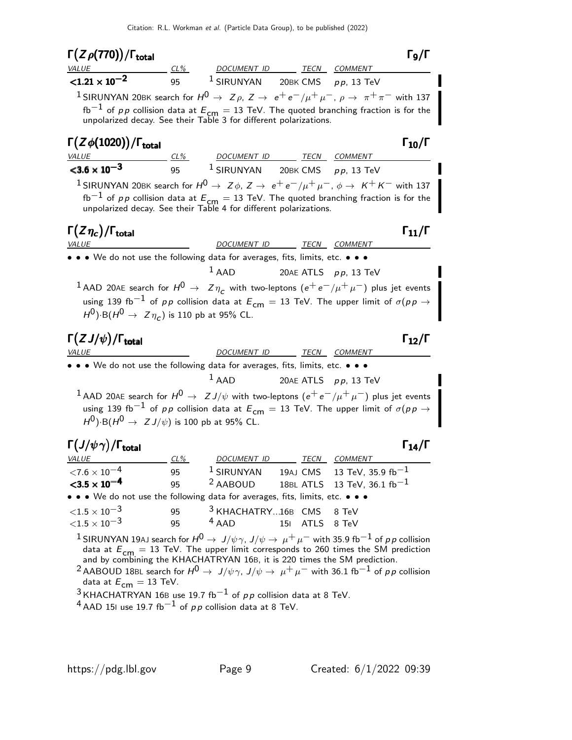## $\Gamma(Z\rho(770))/\Gamma_{total}$ $\Gamma_9/\Gamma$

| VALUE | CL% | DOCUMENT ID | TECN | COMMENT |
|---|---|---|---|---|
| $<1.21 \times 10^{-2}$ | 95 | [1] SIRUNYAN 20BK | CMS | $pp$, 13 TeV |

[1] SIRUNYAN 20BK search for $H^0 \to Z\rho$, $Z \to e^+e^-/\mu^+\mu^-$, $\rho \to \pi^+\pi^-$ with 137 fb$^{-1}$ of $pp$ collision data at $E_{cm}$ = 13 TeV. The quoted branching fraction is for the unpolarized decay. See their Table 3 for different polarizations.

## $\Gamma(Z\phi(1020))/\Gamma_{total}$ $\Gamma_{10}/\Gamma$

| VALUE | CL% | DOCUMENT ID | TECN | COMMENT |
|---|---|---|---|---|
| $<3.6 \times 10^{-3}$ | 95 | [1] SIRUNYAN 20BK | CMS | $pp$, 13 TeV |

[1] SIRUNYAN 20BK search for $H^0 \to Z\phi$, $Z \to e^+e^-/\mu^+\mu^-$, $\phi \to K^+K^-$ with 137 fb$^{-1}$ of $pp$ collision data at $E_{cm}$ = 13 TeV. The quoted branching fraction is for the unpolarized decay. See their Table 4 for different polarizations.

## $\Gamma(Z\eta_c)/\Gamma_{total}$ $\Gamma_{11}/\Gamma$

| VALUE | DOCUMENT ID | TECN | COMMENT |
|---|---|---|---|
| • • • We do not use the following data for averages, fits, limits, etc. • • • | | | |
| | [1] AAD 20AE | ATLS | $pp$, 13 TeV |

[1] AAD 20AE search for $H^0 \to Z\eta_c$ with two-leptons ($e^+e^-/\mu^+\mu^-$) plus jet events using 139 fb$^{-1}$ of $pp$ collision data at $E_{cm}$ = 13 TeV. The upper limit of $\sigma(pp \to H^0)\cdot$B$(H^0 \to Z\eta_c)$ is 110 pb at 95% CL.

## $\Gamma(ZJ/\psi)/\Gamma_{total}$ $\Gamma_{12}/\Gamma$

| VALUE | DOCUMENT ID | TECN | COMMENT |
|---|---|---|---|
| • • • We do not use the following data for averages, fits, limits, etc. • • • | | | |
| | [1] AAD 20AE | ATLS | $pp$, 13 TeV |

[1] AAD 20AE search for $H^0 \to ZJ/\psi$ with two-leptons ($e^+e^-/\mu^+\mu^-$) plus jet events using 139 fb$^{-1}$ of $pp$ collision data at $E_{cm}$ = 13 TeV. The upper limit of $\sigma(pp \to H^0)\cdot$B$(H^0 \to ZJ/\psi)$ is 100 pb at 95% CL.

## $\Gamma(J/\psi\gamma)/\Gamma_{total}$ $\Gamma_{14}/\Gamma$

| VALUE | CL% | DOCUMENT ID | TECN | COMMENT |
|---|---|---|---|---|
| $<7.6 \times 10^{-4}$ | 95 | [1] SIRUNYAN 19AJ | CMS | 13 TeV, 35.9 fb$^{-1}$ |
| $<3.5 \times 10^{-4}$ | 95 | [2] AABOUD 18BL | ATLS | 13 TeV, 36.1 fb$^{-1}$ |
| • • • We do not use the following data for averages, fits, limits, etc. • • • | | | | |
| $<1.5 \times 10^{-3}$ | 95 | [3] KHACHATRY...16B | CMS | 8 TeV |
| $<1.5 \times 10^{-3}$ | 95 | [4] AAD 15I | ATLS | 8 TeV |

[1] SIRUNYAN 19AJ search for $H^0 \to J/\psi\gamma$, $J/\psi \to \mu^+\mu^-$ with 35.9 fb$^{-1}$ of $pp$ collision data at $E_{cm}$ = 13 TeV. The upper limit corresponds to 260 times the SM prediction and by combining the KHACHATRYAN 16B, it is 220 times the SM prediction.

[2] AABOUD 18BL search for $H^0 \to J/\psi\gamma$, $J/\psi \to \mu^+\mu^-$ with 36.1 fb$^{-1}$ of $pp$ collision data at $E_{cm}$ = 13 TeV.

[3] KHACHATRYAN 16B use 19.7 fb$^{-1}$ of $pp$ collision data at 8 TeV.

[4] AAD 15I use 19.7 fb$^{-1}$ of $pp$ collision data at 8 TeV.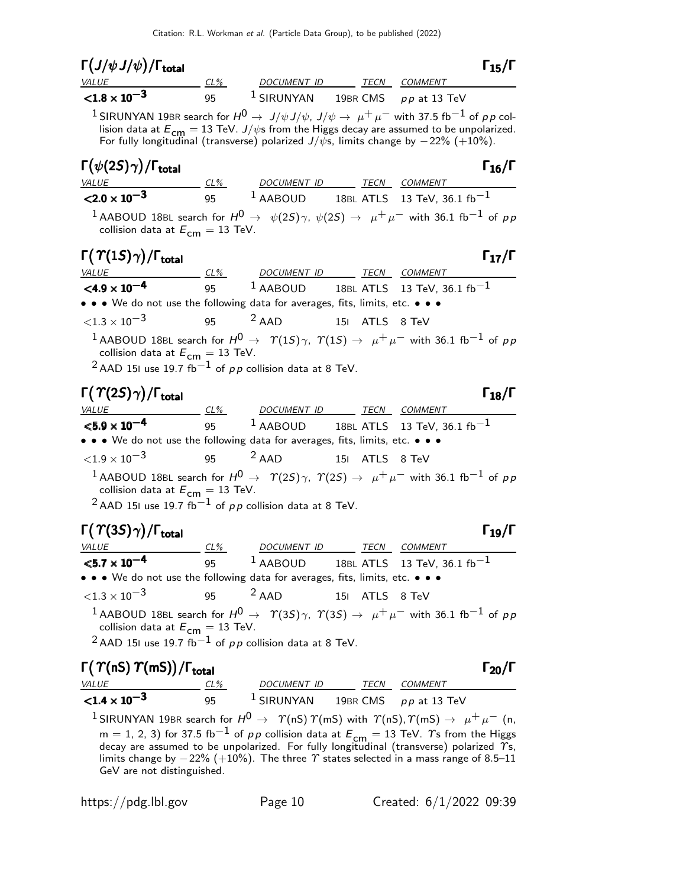## $\Gamma(J/\psi J/\psi)/\Gamma_{\text{total}}$ $\Gamma_{15}/\Gamma$

| VALUE | CL% | DOCUMENT ID | TECN | COMMENT |
|---|---|---|---|---|
| **$<1.8 \times 10^{-3}$** | 95 | [1] SIRUNYAN | 19BR CMS | $pp$ at 13 TeV |

[1] SIRUNYAN 19BR search for $H^0 \rightarrow J/\psi J/\psi$, $J/\psi \rightarrow \mu^+\mu^-$ with 37.5 fb$^{-1}$ of $pp$ collision data at $E_{\text{cm}} = 13$ TeV. $J/\psi$s from the Higgs decay are assumed to be unpolarized. For fully longitudinal (transverse) polarized $J/\psi$s, limits change by $-22\%$ ($+10\%$).

## $\Gamma(\psi(2S)\gamma)/\Gamma_{\text{total}}$ $\Gamma_{16}/\Gamma$

| VALUE | CL% | DOCUMENT ID | TECN | COMMENT |
|---|---|---|---|---|
| **$<2.0 \times 10^{-3}$** | 95 | [1] AABOUD | 18BL ATLS | 13 TeV, 36.1 fb$^{-1}$ |

[1] AABOUD 18BL search for $H^0 \rightarrow \psi(2S)\gamma$, $\psi(2S) \rightarrow \mu^+\mu^-$ with 36.1 fb$^{-1}$ of $pp$ collision data at $E_{\text{cm}} = 13$ TeV.

## $\Gamma(\Upsilon(1S)\gamma)/\Gamma_{\text{total}}$ $\Gamma_{17}/\Gamma$

| VALUE | CL% | DOCUMENT ID | TECN | COMMENT |
|---|---|---|---|---|
| **$<4.9 \times 10^{-4}$** | 95 | [1] AABOUD | 18BL ATLS | 13 TeV, 36.1 fb$^{-1}$ |
| • • • We do not use the following data for averages, fits, limits, etc. • • • | | | | |
| $<1.3 \times 10^{-3}$ | 95 | [2] AAD | 15I ATLS | 8 TeV |

[1] AABOUD 18BL search for $H^0 \rightarrow \Upsilon(1S)\gamma$, $\Upsilon(1S) \rightarrow \mu^+\mu^-$ with 36.1 fb$^{-1}$ of $pp$ collision data at $E_{\text{cm}} = 13$ TeV.

[2] AAD 15I use 19.7 fb$^{-1}$ of $pp$ collision data at 8 TeV.

## $\Gamma(\Upsilon(2S)\gamma)/\Gamma_{\text{total}}$ $\Gamma_{18}/\Gamma$

| VALUE | CL% | DOCUMENT ID | TECN | COMMENT |
|---|---|---|---|---|
| **$<5.9 \times 10^{-4}$** | 95 | [1] AABOUD | 18BL ATLS | 13 TeV, 36.1 fb$^{-1}$ |
| • • • We do not use the following data for averages, fits, limits, etc. • • • | | | | |
| $<1.9 \times 10^{-3}$ | 95 | [2] AAD | 15I ATLS | 8 TeV |

[1] AABOUD 18BL search for $H^0 \rightarrow \Upsilon(2S)\gamma$, $\Upsilon(2S) \rightarrow \mu^+\mu^-$ with 36.1 fb$^{-1}$ of $pp$ collision data at $E_{\text{cm}} = 13$ TeV.

[2] AAD 15I use 19.7 fb$^{-1}$ of $pp$ collision data at 8 TeV.

## $\Gamma(\Upsilon(3S)\gamma)/\Gamma_{\text{total}}$ $\Gamma_{19}/\Gamma$

| VALUE | CL% | DOCUMENT ID | TECN | COMMENT |
|---|---|---|---|---|
| **$<5.7 \times 10^{-4}$** | 95 | [1] AABOUD | 18BL ATLS | 13 TeV, 36.1 fb$^{-1}$ |
| • • • We do not use the following data for averages, fits, limits, etc. • • • | | | | |
| $<1.3 \times 10^{-3}$ | 95 | [2] AAD | 15I ATLS | 8 TeV |

[1] AABOUD 18BL search for $H^0 \rightarrow \Upsilon(3S)\gamma$, $\Upsilon(3S) \rightarrow \mu^+\mu^-$ with 36.1 fb$^{-1}$ of $pp$ collision data at $E_{\text{cm}} = 13$ TeV.

[2] AAD 15I use 19.7 fb$^{-1}$ of $pp$ collision data at 8 TeV.

## $\Gamma(\Upsilon(\text{nS})\Upsilon(\text{mS}))/\Gamma_{\text{total}}$ $\Gamma_{20}/\Gamma$

| VALUE | CL% | DOCUMENT ID | TECN | COMMENT |
|---|---|---|---|---|
| **$<1.4 \times 10^{-3}$** | 95 | [1] SIRUNYAN | 19BR CMS | $pp$ at 13 TeV |

[1] SIRUNYAN 19BR search for $H^0 \rightarrow \Upsilon(\text{nS})\Upsilon(\text{mS})$ with $\Upsilon(\text{nS}), \Upsilon(\text{mS}) \rightarrow \mu^+\mu^-$ (n, m = 1, 2, 3) for 37.5 fb$^{-1}$ of $pp$ collision data at $E_{\text{cm}} = 13$ TeV. $\Upsilon$s from the Higgs decay are assumed to be unpolarized. For fully longitudinal (transverse) polarized $\Upsilon$s, limits change by $-22\%$ ($+10\%$). The three $\Upsilon$ states selected in a mass range of 8.5–11 GeV are not distinguished.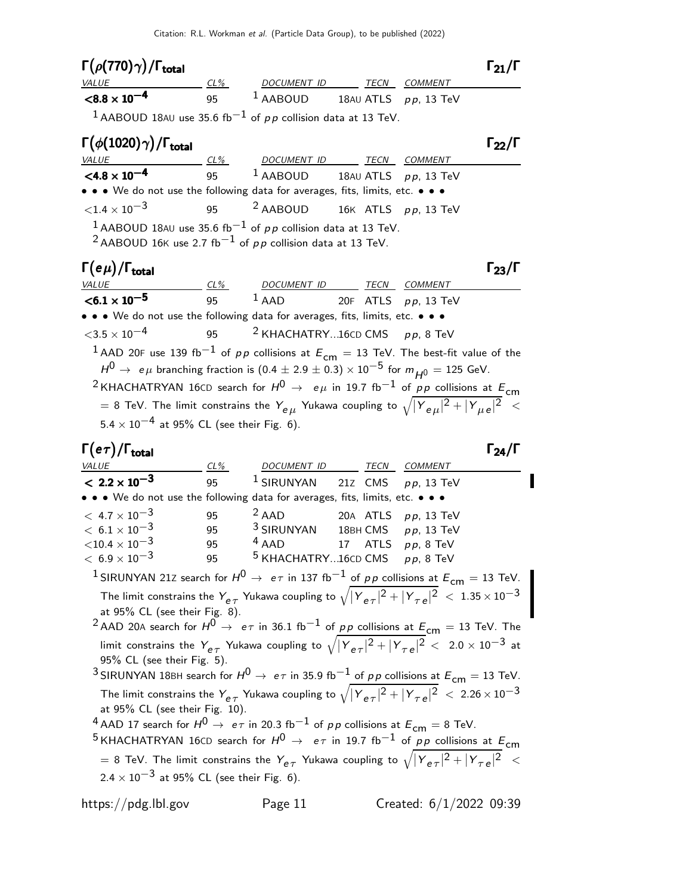### $\Gamma(\rho(770)\gamma)/\Gamma_{total}$ — $\Gamma_{21}/\Gamma$

| VALUE | CL% | DOCUMENT ID | | TECN | COMMENT |
|---|---|---|---|---|---|
| **<8.8 × $10^{-4}$** | 95 | [1] AABOUD | 18AU | ATLS | $pp$, 13 TeV |

[1] AABOUD 18AU use 35.6 $fb^{-1}$ of $pp$ collision data at 13 TeV.

### $\Gamma(\phi(1020)\gamma)/\Gamma_{total}$ — $\Gamma_{22}/\Gamma$

| VALUE | CL% | DOCUMENT ID | | TECN | COMMENT |
|---|---|---|---|---|---|
| **<4.8 × $10^{-4}$** | 95 | [1] AABOUD | 18AU | ATLS | $pp$, 13 TeV |
| • • • We do not use the following data for averages, fits, limits, etc. • • • | | | | | |
| <1.4 × $10^{-3}$ | 95 | [2] AABOUD | 16K | ATLS | $pp$, 13 TeV |

[1] AABOUD 18AU use 35.6 $fb^{-1}$ of $pp$ collision data at 13 TeV.
[2] AABOUD 16K use 2.7 $fb^{-1}$ of $pp$ collision data at 13 TeV.

### $\Gamma(e\mu)/\Gamma_{total}$ — $\Gamma_{23}/\Gamma$

| VALUE | CL% | DOCUMENT ID | | TECN | COMMENT |
|---|---|---|---|---|---|
| **<6.1 × $10^{-5}$** | 95 | [1] AAD | 20F | ATLS | $pp$, 13 TeV |
| • • • We do not use the following data for averages, fits, limits, etc. • • • | | | | | |
| <3.5 × $10^{-4}$ | 95 | [2] KHACHATRY...16CD | | CMS | $pp$, 8 TeV |

[1] AAD 20F use 139 $fb^{-1}$ of $pp$ collisions at $E_{cm}$ = 13 TeV. The best-fit value of the $H^0 \rightarrow e\mu$ branching fraction is $(0.4 \pm 2.9 \pm 0.3) \times 10^{-5}$ for $m_{H^0}$ = 125 GeV.
[2] KHACHATRYAN 16CD search for $H^0 \rightarrow e\mu$ in 19.7 $fb^{-1}$ of $pp$ collisions at $E_{cm}$ = 8 TeV. The limit constrains the $Y_{e\mu}$ Yukawa coupling to $\sqrt{|Y_{e\mu}|^2 + |Y_{\mu e}|^2} < 5.4 \times 10^{-4}$ at 95% CL (see their Fig. 6).

### $\Gamma(e\tau)/\Gamma_{total}$ — $\Gamma_{24}/\Gamma$

| VALUE | CL% | DOCUMENT ID | | TECN | COMMENT |
|---|---|---|---|---|---|
| **< 2.2 × $10^{-3}$** | 95 | [1] SIRUNYAN | 21Z | CMS | $pp$, 13 TeV |
| • • • We do not use the following data for averages, fits, limits, etc. • • • | | | | | |
| < 4.7 × $10^{-3}$ | 95 | [2] AAD | 20A | ATLS | $pp$, 13 TeV |
| < 6.1 × $10^{-3}$ | 95 | [3] SIRUNYAN | 18BH | CMS | $pp$, 13 TeV |
| <10.4 × $10^{-3}$ | 95 | [4] AAD | 17 | ATLS | $pp$, 8 TeV |
| < 6.9 × $10^{-3}$ | 95 | [5] KHACHATRY...16CD | | CMS | $pp$, 8 TeV |

[1] SIRUNYAN 21Z search for $H^0 \rightarrow e\tau$ in 137 $fb^{-1}$ of $pp$ collisions at $E_{cm}$ = 13 TeV. The limit constrains the $Y_{e\tau}$ Yukawa coupling to $\sqrt{|Y_{e\tau}|^2 + |Y_{\tau e}|^2} < 1.35 \times 10^{-3}$ at 95% CL (see their Fig. 8).
[2] AAD 20A search for $H^0 \rightarrow e\tau$ in 36.1 $fb^{-1}$ of $pp$ collisions at $E_{cm}$ = 13 TeV. The limit constrains the $Y_{e\tau}$ Yukawa coupling to $\sqrt{|Y_{e\tau}|^2 + |Y_{\tau e}|^2} < 2.0 \times 10^{-3}$ at 95% CL (see their Fig. 5).
[3] SIRUNYAN 18BH search for $H^0 \rightarrow e\tau$ in 35.9 $fb^{-1}$ of $pp$ collisions at $E_{cm}$ = 13 TeV. The limit constrains the $Y_{e\tau}$ Yukawa coupling to $\sqrt{|Y_{e\tau}|^2 + |Y_{\tau e}|^2} < 2.26 \times 10^{-3}$ at 95% CL (see their Fig. 10).
[4] AAD 17 search for $H^0 \rightarrow e\tau$ in 20.3 $fb^{-1}$ of $pp$ collisions at $E_{cm}$ = 8 TeV.
[5] KHACHATRYAN 16CD search for $H^0 \rightarrow e\tau$ in 19.7 $fb^{-1}$ of $pp$ collisions at $E_{cm}$ = 8 TeV. The limit constrains the $Y_{e\tau}$ Yukawa coupling to $\sqrt{|Y_{e\tau}|^2 + |Y_{\tau e}|^2} < 2.4 \times 10^{-3}$ at 95% CL (see their Fig. 6).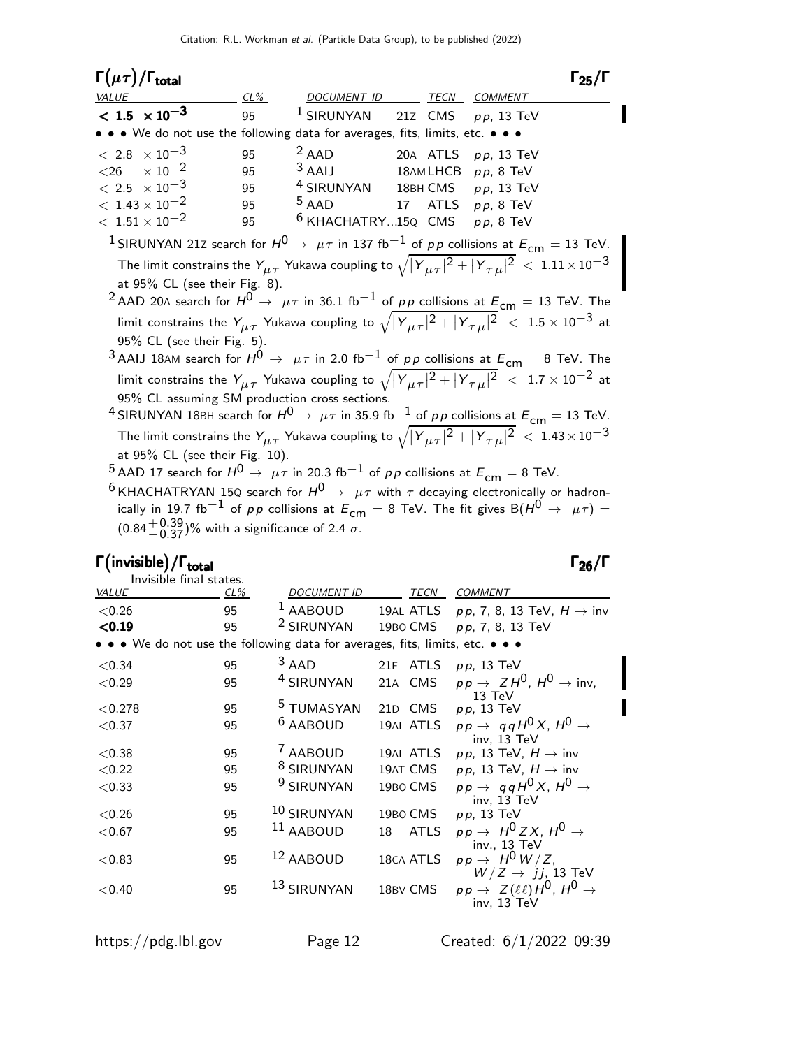## $\Gamma(\mu\tau)/\Gamma_{\text{total}}$ $\Gamma_{25}/\Gamma$

| VALUE | CL% | DOCUMENT ID | | TECN | COMMENT |
|---|---|---|---|---|---|
| **$< 1.5 \times 10^{-3}$** | 95 | [1] SIRUNYAN | 21Z | CMS | $pp$, 13 TeV |
| • • • We do not use the following data for averages, fits, limits, etc. • • • | | | | | |
| $< 2.8 \times 10^{-3}$ | 95 | [2] AAD | 20A | ATLS | $pp$, 13 TeV |
| $< 26 \times 10^{-2}$ | 95 | [3] AAIJ | 18AM | LHCB | $pp$, 8 TeV |
| $< 2.5 \times 10^{-3}$ | 95 | [4] SIRUNYAN | 18BH | CMS | $pp$, 13 TeV |
| $< 1.43 \times 10^{-2}$ | 95 | [5] AAD | 17 | ATLS | $pp$, 8 TeV |
| $< 1.51 \times 10^{-2}$ | 95 | [6] KHACHATRY... | 15Q | CMS | $pp$, 8 TeV |

[1] SIRUNYAN 21Z search for $H^0 \rightarrow \mu\tau$ in 137 fb$^{-1}$ of $pp$ collisions at $E_{\text{cm}} = 13$ TeV. The limit constrains the $Y_{\mu\tau}$ Yukawa coupling to $\sqrt{|Y_{\mu\tau}|^2 + |Y_{\tau\mu}|^2} < 1.11 \times 10^{-3}$ at 95% CL (see their Fig. 8).

[2] AAD 20A search for $H^0 \rightarrow \mu\tau$ in 36.1 fb$^{-1}$ of $pp$ collisions at $E_{\text{cm}} = 13$ TeV. The limit constrains the $Y_{\mu\tau}$ Yukawa coupling to $\sqrt{|Y_{\mu\tau}|^2 + |Y_{\tau\mu}|^2} < 1.5 \times 10^{-3}$ at 95% CL (see their Fig. 5).

[3] AAIJ 18AM search for $H^0 \rightarrow \mu\tau$ in 2.0 fb$^{-1}$ of $pp$ collisions at $E_{\text{cm}} = 8$ TeV. The limit constrains the $Y_{\mu\tau}$ Yukawa coupling to $\sqrt{|Y_{\mu\tau}|^2 + |Y_{\tau\mu}|^2} < 1.7 \times 10^{-2}$ at 95% CL assuming SM production cross sections.

[4] SIRUNYAN 18BH search for $H^0 \rightarrow \mu\tau$ in 35.9 fb$^{-1}$ of $pp$ collisions at $E_{\text{cm}} = 13$ TeV. The limit constrains the $Y_{\mu\tau}$ Yukawa coupling to $\sqrt{|Y_{\mu\tau}|^2 + |Y_{\tau\mu}|^2} < 1.43 \times 10^{-3}$ at 95% CL (see their Fig. 10).

[5] AAD 17 search for $H^0 \rightarrow \mu\tau$ in 20.3 fb$^{-1}$ of $pp$ collisions at $E_{\text{cm}} = 8$ TeV.

[6] KHACHATRYAN 15Q search for $H^0 \rightarrow \mu\tau$ with $\tau$ decaying electronically or hadronically in 19.7 fb$^{-1}$ of $pp$ collisions at $E_{\text{cm}} = 8$ TeV. The fit gives B($H^0 \rightarrow \mu\tau$) = $(0.84^{+0.39}_{-0.37})$% with a significance of 2.4 $\sigma$.

## $\Gamma(\text{invisible})/\Gamma_{\text{total}}$ $\Gamma_{26}/\Gamma$

Invisible final states.

| VALUE | CL% | DOCUMENT ID | | TECN | COMMENT |
|---|---|---|---|---|---|
| $<0.26$ | 95 | [1] AABOUD | 19AL | ATLS | $pp$, 7, 8, 13 TeV, $H \rightarrow$ inv |
| **$<0.19$** | 95 | [2] SIRUNYAN | 19BO | CMS | $pp$, 7, 8, 13 TeV |
| • • • We do not use the following data for averages, fits, limits, etc. • • • | | | | | |
| $<0.34$ | 95 | [3] AAD | 21F | ATLS | $pp$, 13 TeV |
| $<0.29$ | 95 | [4] SIRUNYAN | 21A | CMS | $pp \rightarrow ZH^0$, $H^0 \rightarrow$ inv, 13 TeV |
| $<0.278$ | 95 | [5] TUMASYAN | 21D | CMS | $pp$, 13 TeV |
| $<0.37$ | 95 | [6] AABOUD | 19AI | ATLS | $pp \rightarrow qqH^0X$, $H^0 \rightarrow$ inv, 13 TeV |
| $<0.38$ | 95 | [7] AABOUD | 19AL | ATLS | $pp$, 13 TeV, $H \rightarrow$ inv |
| $<0.22$ | 95 | [8] SIRUNYAN | 19AT | CMS | $pp$, 13 TeV, $H \rightarrow$ inv |
| $<0.33$ | 95 | [9] SIRUNYAN | 19BO | CMS | $pp \rightarrow qqH^0X$, $H^0 \rightarrow$ inv, 13 TeV |
| $<0.26$ | 95 | [10] SIRUNYAN | 19BO | CMS | $pp$, 13 TeV |
| $<0.67$ | 95 | [11] AABOUD | 18 | ATLS | $pp \rightarrow H^0ZX$, $H^0 \rightarrow$ inv., 13 TeV |
| $<0.83$ | 95 | [12] AABOUD | 18CA | ATLS | $pp \rightarrow H^0W/Z$, $W/Z \rightarrow jj$, 13 TeV |
| $<0.40$ | 95 | [13] SIRUNYAN | 18BV | CMS | $pp \rightarrow Z(\ell\ell)H^0$, $H^0 \rightarrow$ inv, 13 TeV |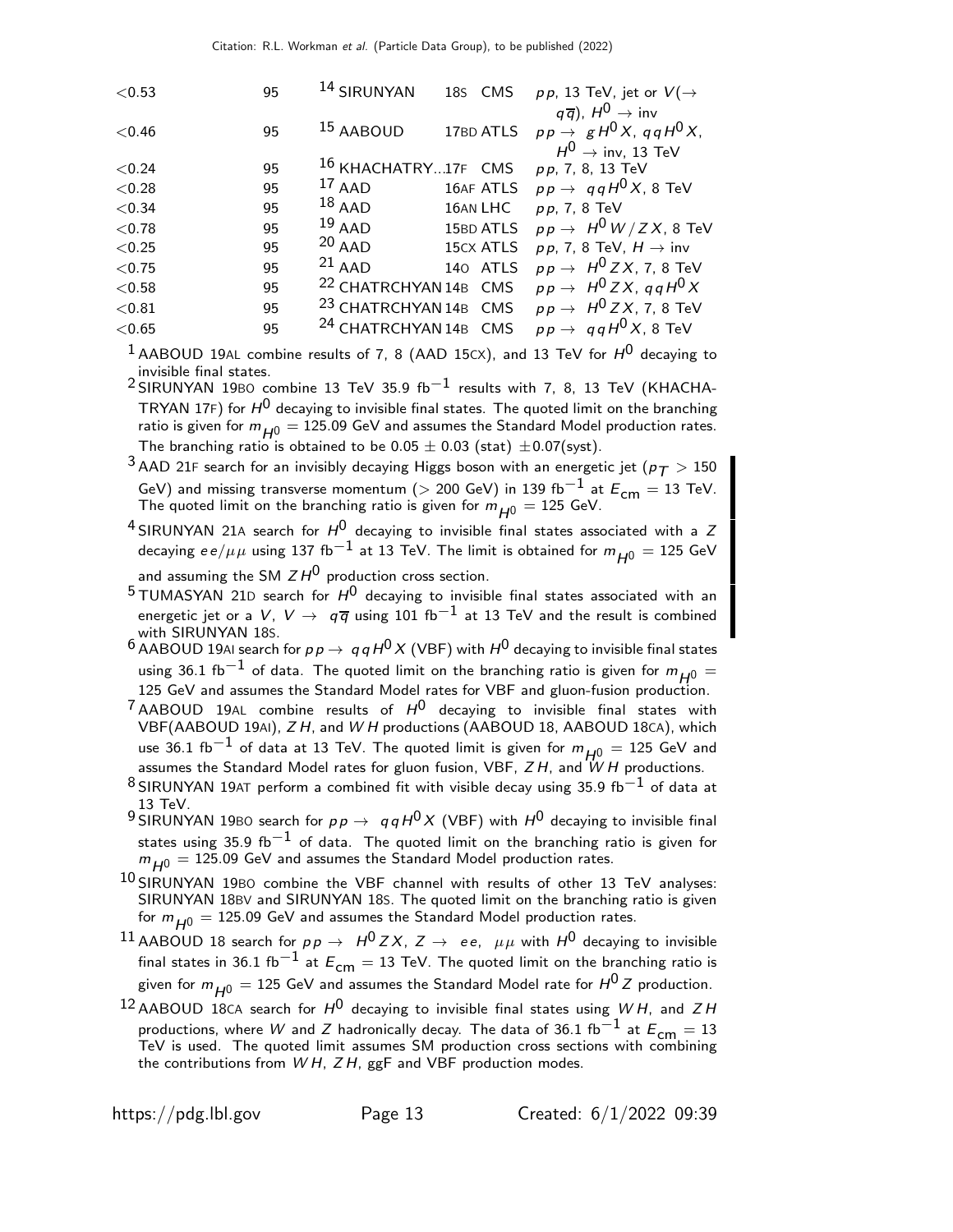| | | | | |
|---|---|---|---|---|
| <0.53 | 95 | [14] SIRUNYAN | 18S CMS | $pp$, 13 TeV, jet or $V(\rightarrow q\overline{q})$, $H^0 \rightarrow$ inv |
| <0.46 | 95 | [15] AABOUD | 17BD ATLS | $pp \rightarrow gH^0X$, $qqH^0X$, $H^0 \rightarrow$ inv, 13 TeV |
| <0.24 | 95 | [16] KHACHATRY...17F | CMS | $pp$, 7, 8, 13 TeV |
| <0.28 | 95 | [17] AAD | 16AF ATLS | $pp \rightarrow qqH^0X$, 8 TeV |
| <0.34 | 95 | [18] AAD | 16AN LHC | $pp$, 7, 8 TeV |
| <0.78 | 95 | [19] AAD | 15BD ATLS | $pp \rightarrow H^0 W/ZX$, 8 TeV |
| <0.25 | 95 | [20] AAD | 15CX ATLS | $pp$, 7, 8 TeV, $H \rightarrow$ inv |
| <0.75 | 95 | [21] AAD | 14O ATLS | $pp \rightarrow H^0 ZX$, 7, 8 TeV |
| <0.58 | 95 | [22] CHATRCHYAN 14B | CMS | $pp \rightarrow H^0 ZX$, $qqH^0X$ |
| <0.81 | 95 | [23] CHATRCHYAN 14B | CMS | $pp \rightarrow H^0 ZX$, 7, 8 TeV |
| <0.65 | 95 | [24] CHATRCHYAN 14B | CMS | $pp \rightarrow qqH^0X$, 8 TeV |

[1] AABOUD 19AL combine results of 7, 8 (AAD 15CX), and 13 TeV for $H^0$ decaying to invisible final states.

[2] SIRUNYAN 19BO combine 13 TeV 35.9 fb$^{-1}$ results with 7, 8, 13 TeV (KHACHATRYAN 17F) for $H^0$ decaying to invisible final states. The quoted limit on the branching ratio is given for $m_{H^0}$ = 125.09 GeV and assumes the Standard Model production rates. The branching ratio is obtained to be 0.05 ± 0.03 (stat) ±0.07(syst).

[3] AAD 21F search for an invisibly decaying Higgs boson with an energetic jet ($p_T$ > 150 GeV) and missing transverse momentum (> 200 GeV) in 139 fb$^{-1}$ at $E_{cm}$ = 13 TeV. The quoted limit on the branching ratio is given for $m_{H^0}$ = 125 GeV.

[4] SIRUNYAN 21A search for $H^0$ decaying to invisible final states associated with a $Z$ decaying $ee/\mu\mu$ using 137 fb$^{-1}$ at 13 TeV. The limit is obtained for $m_{H^0}$ = 125 GeV and assuming the SM $ZH^0$ production cross section.

[5] TUMASYAN 21D search for $H^0$ decaying to invisible final states associated with an energetic jet or a $V$, $V \rightarrow q\overline{q}$ using 101 fb$^{-1}$ at 13 TeV and the result is combined with SIRUNYAN 18S.

[6] AABOUD 19AI search for $pp \rightarrow qqH^0X$ (VBF) with $H^0$ decaying to invisible final states using 36.1 fb$^{-1}$ of data. The quoted limit on the branching ratio is given for $m_{H^0}$ = 125 GeV and assumes the Standard Model rates for VBF and gluon-fusion production.

[7] AABOUD 19AL combine results of $H^0$ decaying to invisible final states with VBF(AABOUD 19AI), $ZH$, and $WH$ productions (AABOUD 18, AABOUD 18CA), which use 36.1 fb$^{-1}$ of data at 13 TeV. The quoted limit is given for $m_{H^0}$ = 125 GeV and assumes the Standard Model rates for gluon fusion, VBF, $ZH$, and $WH$ productions.

[8] SIRUNYAN 19AT perform a combined fit with visible decay using 35.9 fb$^{-1}$ of data at 13 TeV.

[9] SIRUNYAN 19BO search for $pp \rightarrow qqH^0X$ (VBF) with $H^0$ decaying to invisible final states using 35.9 fb$^{-1}$ of data. The quoted limit on the branching ratio is given for $m_{H^0}$ = 125.09 GeV and assumes the Standard Model production rates.

[10] SIRUNYAN 19BO combine the VBF channel with results of other 13 TeV analyses: SIRUNYAN 18BV and SIRUNYAN 18S. The quoted limit on the branching ratio is given for $m_{H^0}$ = 125.09 GeV and assumes the Standard Model production rates.

[11] AABOUD 18 search for $pp \rightarrow H^0 ZX$, $Z \rightarrow ee$, $\mu\mu$ with $H^0$ decaying to invisible final states in 36.1 fb$^{-1}$ at $E_{cm}$ = 13 TeV. The quoted limit on the branching ratio is given for $m_{H^0}$ = 125 GeV and assumes the Standard Model rate for $H^0 Z$ production.

[12] AABOUD 18CA search for $H^0$ decaying to invisible final states using $WH$, and $ZH$ productions, where $W$ and $Z$ hadronically decay. The data of 36.1 fb$^{-1}$ at $E_{cm}$ = 13 TeV is used. The quoted limit assumes SM production cross sections with combining the contributions from $WH$, $ZH$, ggF and VBF production modes.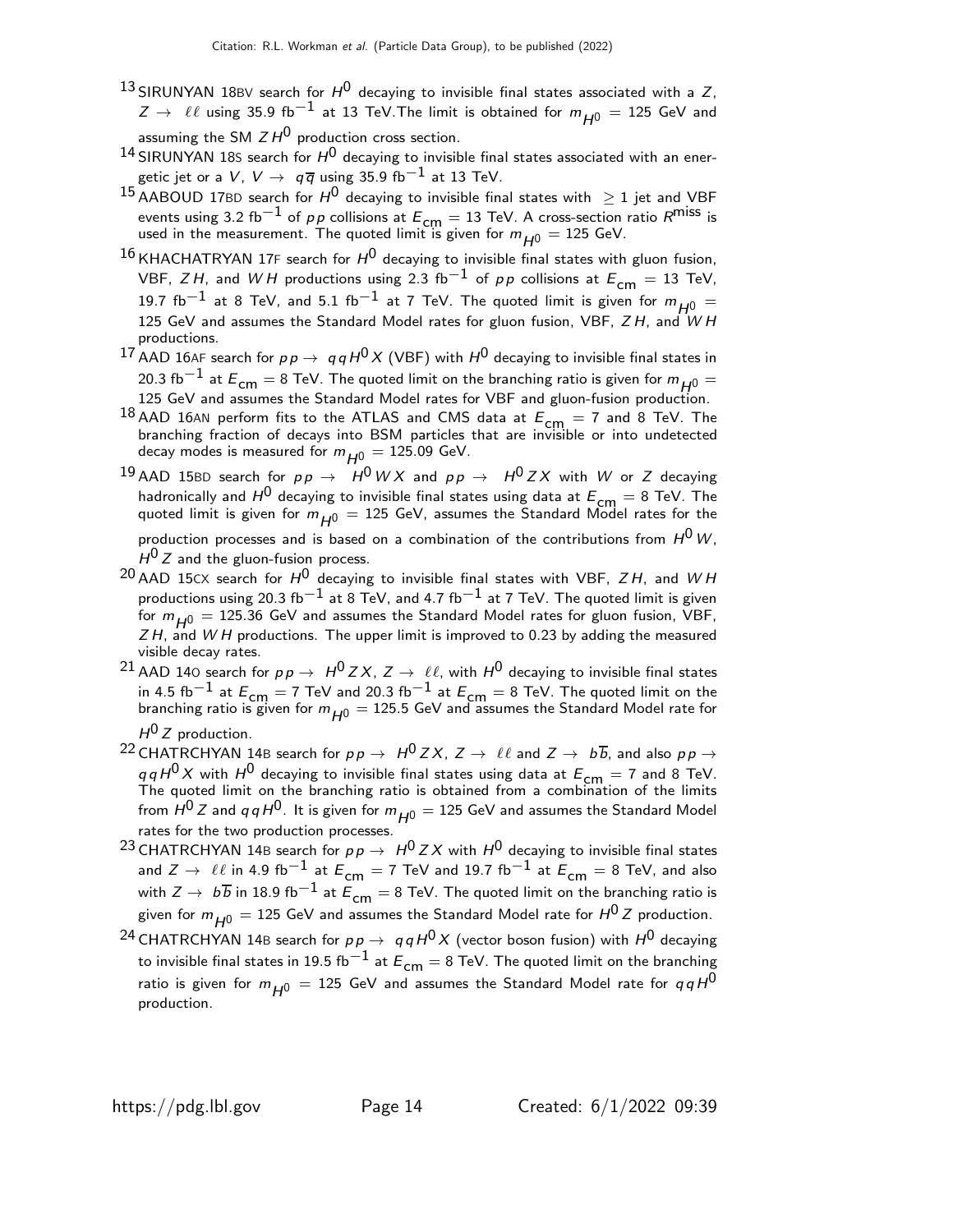[13] SIRUNYAN 18BV search for $H^0$ decaying to invisible final states associated with a $Z$, $Z \to \ell\ell$ using 35.9 fb$^{-1}$ at 13 TeV.The limit is obtained for $m_{H^0}$ = 125 GeV and assuming the SM $Z H^0$ production cross section.

[14] SIRUNYAN 18S search for $H^0$ decaying to invisible final states associated with an energetic jet or a $V$, $V \to q\overline{q}$ using 35.9 fb$^{-1}$ at 13 TeV.

[15] AABOUD 17BD search for $H^0$ decaying to invisible final states with $\geq 1$ jet and VBF events using 3.2 fb$^{-1}$ of $pp$ collisions at $E_{\rm cm}$ = 13 TeV. A cross-section ratio $R^{\rm miss}$ is used in the measurement. The quoted limit is given for $m_{H^0}$ = 125 GeV.

[16] KHACHATRYAN 17F search for $H^0$ decaying to invisible final states with gluon fusion, VBF, $Z H$, and $W H$ productions using 2.3 fb$^{-1}$ of $pp$ collisions at $E_{\rm cm}$ = 13 TeV, 19.7 fb$^{-1}$ at 8 TeV, and 5.1 fb$^{-1}$ at 7 TeV. The quoted limit is given for $m_{H^0}$ = 125 GeV and assumes the Standard Model rates for gluon fusion, VBF, $Z H$, and $W H$ productions.

[17] AAD 16AF search for $pp \to qqH^0 X$ (VBF) with $H^0$ decaying to invisible final states in 20.3 fb$^{-1}$ at $E_{\rm cm}$ = 8 TeV. The quoted limit on the branching ratio is given for $m_{H^0}$ = 125 GeV and assumes the Standard Model rates for VBF and gluon-fusion production.

[18] AAD 16AN perform fits to the ATLAS and CMS data at $E_{\rm cm}$ = 7 and 8 TeV. The branching fraction of decays into BSM particles that are invisible or into undetected decay modes is measured for $m_{H^0}$ = 125.09 GeV.

[19] AAD 15BD search for $pp \to H^0 W X$ and $pp \to H^0 Z X$ with $W$ or $Z$ decaying hadronically and $H^0$ decaying to invisible final states using data at $E_{\rm cm}$ = 8 TeV. The quoted limit is given for $m_{H^0}$ = 125 GeV, assumes the Standard Model rates for the production processes and is based on a combination of the contributions from $H^0 W$, $H^0 Z$ and the gluon-fusion process.

[20] AAD 15CX search for $H^0$ decaying to invisible final states with VBF, $Z H$, and $W H$ productions using 20.3 fb$^{-1}$ at 8 TeV, and 4.7 fb$^{-1}$ at 7 TeV. The quoted limit is given for $m_{H^0}$ = 125.36 GeV and assumes the Standard Model rates for gluon fusion, VBF, $Z H$, and $W H$ productions. The upper limit is improved to 0.23 by adding the measured visible decay rates.

[21] AAD 14O search for $pp \to H^0 Z X$, $Z \to \ell\ell$, with $H^0$ decaying to invisible final states in 4.5 fb$^{-1}$ at $E_{\rm cm}$ = 7 TeV and 20.3 fb$^{-1}$ at $E_{\rm cm}$ = 8 TeV. The quoted limit on the branching ratio is given for $m_{H^0}$ = 125.5 GeV and assumes the Standard Model rate for $H^0 Z$ production.

[22] CHATRCHYAN 14B search for $pp \to H^0 Z X$, $Z \to \ell\ell$ and $Z \to b\overline{b}$, and also $pp \to qqH^0 X$ with $H^0$ decaying to invisible final states using data at $E_{\rm cm}$ = 7 and 8 TeV. The quoted limit on the branching ratio is obtained from a combination of the limits from $H^0 Z$ and $qqH^0$. It is given for $m_{H^0}$ = 125 GeV and assumes the Standard Model rates for the two production processes.

[23] CHATRCHYAN 14B search for $pp \to H^0 Z X$ with $H^0$ decaying to invisible final states and $Z \to \ell\ell$ in 4.9 fb$^{-1}$ at $E_{\rm cm}$ = 7 TeV and 19.7 fb$^{-1}$ at $E_{\rm cm}$ = 8 TeV, and also with $Z \to b\overline{b}$ in 18.9 fb$^{-1}$ at $E_{\rm cm}$ = 8 TeV. The quoted limit on the branching ratio is given for $m_{H^0}$ = 125 GeV and assumes the Standard Model rate for $H^0 Z$ production.

[24] CHATRCHYAN 14B search for $pp \to qqH^0 X$ (vector boson fusion) with $H^0$ decaying to invisible final states in 19.5 fb$^{-1}$ at $E_{\rm cm}$ = 8 TeV. The quoted limit on the branching ratio is given for $m_{H^0}$ = 125 GeV and assumes the Standard Model rate for $qqH^0$ production.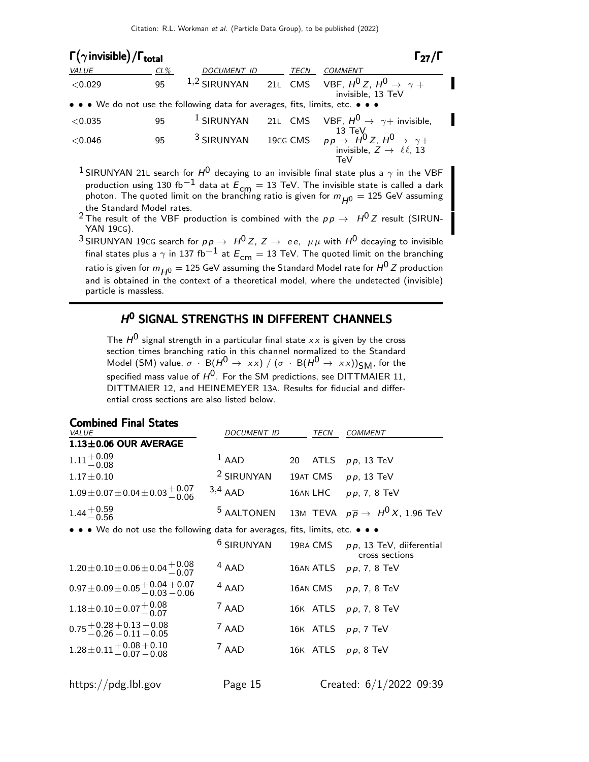### $\Gamma(\gamma \text{invisible})/\Gamma_{\text{total}}$ $\Gamma_{27}/\Gamma$

| VALUE | CL% | DOCUMENT ID | | TECN | COMMENT |
|---|---|---|---|---|---|
| <0.029 | 95 | [1,2] SIRUNYAN | 21L | CMS | VBF, $H^0 Z$, $H^0 \to \gamma +$ invisible, 13 TeV |
| • • • We do not use the following data for averages, fits, limits, etc. • • • | | | | | |
| <0.035 | 95 | [1] SIRUNYAN | 21L | CMS | VBF, $H^0 \to \gamma +$ invisible, 13 TeV |
| <0.046 | 95 | [3] SIRUNYAN | 19CG | CMS | $pp \to H^0 Z$, $H^0 \to \gamma +$ invisible, $Z \to \ell\ell$, 13 TeV |

[1] SIRUNYAN 21L search for $H^0$ decaying to an invisible final state plus a $\gamma$ in the VBF production using 130 fb$^{-1}$ data at $E_{\text{cm}}$ = 13 TeV. The invisible state is called a dark photon. The quoted limit on the branching ratio is given for $m_{H^0}$ = 125 GeV assuming the Standard Model rates.

[2] The result of the VBF production is combined with the $pp \to H^0 Z$ result (SIRUNYAN 19CG).

[3] SIRUNYAN 19CG search for $pp \to H^0 Z$, $Z \to ee$, $\mu\mu$ with $H^0$ decaying to invisible final states plus a $\gamma$ in 137 fb$^{-1}$ at $E_{\text{cm}}$ = 13 TeV. The quoted limit on the branching ratio is given for $m_{H^0}$ = 125 GeV assuming the Standard Model rate for $H^0 Z$ production and is obtained in the context of a theoretical model, where the undetected (invisible) particle is massless.

## $H^0$ SIGNAL STRENGTHS IN DIFFERENT CHANNELS

The $H^0$ signal strength in a particular final state $xx$ is given by the cross section times branching ratio in this channel normalized to the Standard Model (SM) value, $\sigma \cdot \text{B}(H^0 \to xx) / (\sigma \cdot \text{B}(H^0 \to xx))_{\text{SM}}$, for the specified mass value of $H^0$. For the SM predictions, see DITTMAIER 11, DITTMAIER 12, and HEINEMEYER 13A. Results for fiducial and differential cross sections are also listed below.

### Combined Final States

| VALUE | DOCUMENT ID | | TECN | COMMENT |
|---|---|---|---|---|
| **1.13±0.06 OUR AVERAGE** | | | | |
| $1.11^{+0.09}_{-0.08}$ | [1] AAD | 20 | ATLS | $pp$, 13 TeV |
| $1.17 \pm 0.10$ | [2] SIRUNYAN | 19AT | CMS | $pp$, 13 TeV |
| $1.09 \pm 0.07 \pm 0.04 \pm 0.03^{+0.07}_{-0.06}$ | [3,4] AAD | 16AN | LHC | $pp$, 7, 8 TeV |
| $1.44^{+0.59}_{-0.56}$ | [5] AALTONEN | 13M | TEVA | $p\overline{p} \to H^0 X$, 1.96 TeV |
| • • • We do not use the following data for averages, fits, limits, etc. • • • | | | | |
| | [6] SIRUNYAN | 19BA | CMS | $pp$, 13 TeV, diiferential cross sections |
| $1.20 \pm 0.10 \pm 0.06 \pm 0.04^{+0.08}_{-0.07}$ | [4] AAD | 16AN | ATLS | $pp$, 7, 8 TeV |
| $0.97 \pm 0.09 \pm 0.05^{+0.04}_{-0.03}{}^{+0.07}_{-0.06}$ | [4] AAD | 16AN | CMS | $pp$, 7, 8 TeV |
| $1.18 \pm 0.10 \pm 0.07^{+0.08}_{-0.07}$ | [7] AAD | 16K | ATLS | $pp$, 7, 8 TeV |
| $0.75^{+0.28}_{-0.26}{}^{+0.13}_{-0.11}{}^{+0.08}_{-0.05}$ | [7] AAD | 16K | ATLS | $pp$, 7 TeV |
| $1.28 \pm 0.11^{+0.08}_{-0.07}{}^{+0.10}_{-0.08}$ | [7] AAD | 16K | ATLS | $pp$, 8 TeV |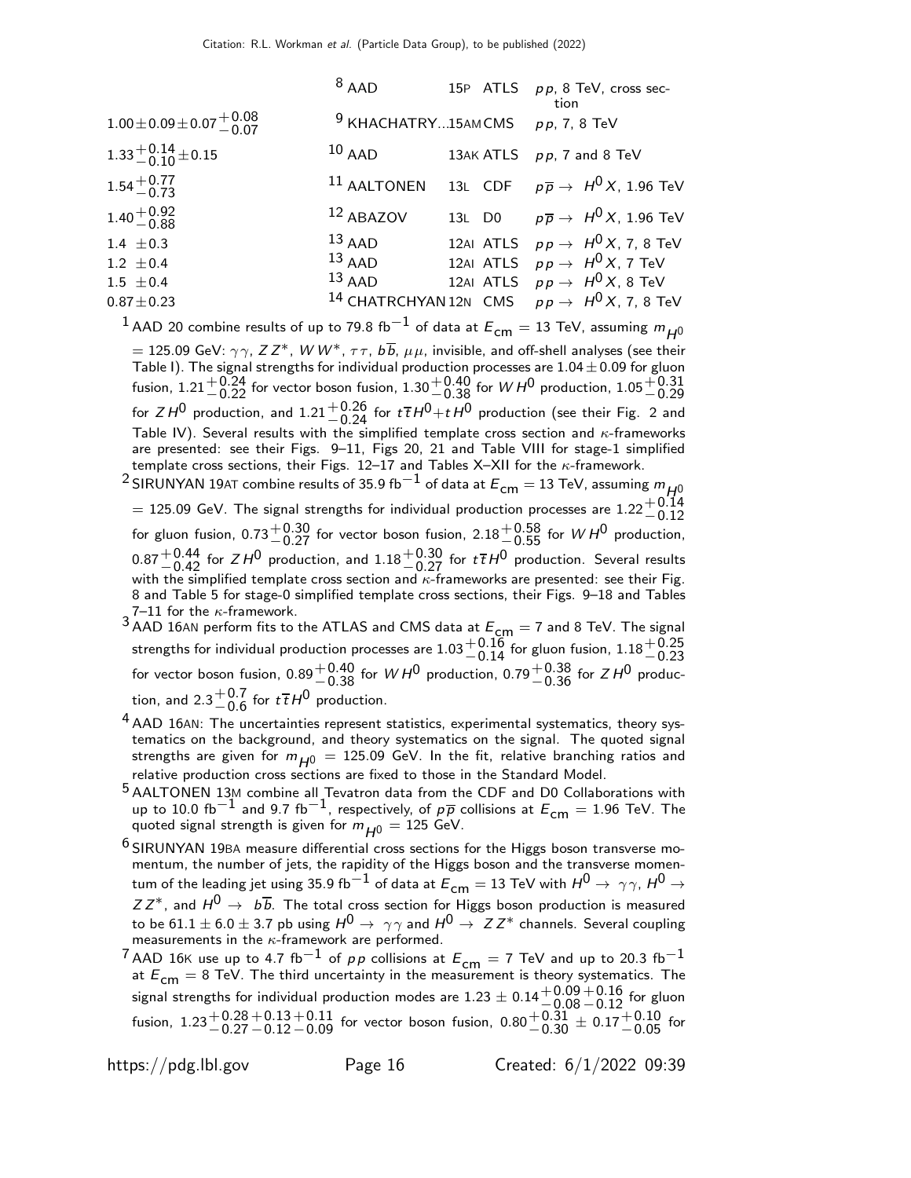| VALUE | DOCUMENT ID | | TECN | COMMENT |
|---|---|---|---|---|
| | [8] AAD | 15P | ATLS | $pp$, 8 TeV, cross section |
| $1.00 \pm 0.09 \pm 0.07^{+0.08}_{-0.07}$ | [9] KHACHATRY... | 15AM | CMS | $pp$, 7, 8 TeV |
| $1.33^{+0.14}_{-0.10} \pm 0.15$ | [10] AAD | 13AK | ATLS | $pp$, 7 and 8 TeV |
| $1.54^{+0.77}_{-0.73}$ | [11] AALTONEN | 13L | CDF | $p\overline{p} \to H^0 X$, 1.96 TeV |
| $1.40^{+0.92}_{-0.88}$ | [12] ABAZOV | 13L | D0 | $p\overline{p} \to H^0 X$, 1.96 TeV |
| $1.4 \pm 0.3$ | [13] AAD | 12AI | ATLS | $pp \to H^0 X$, 7, 8 TeV |
| $1.2 \pm 0.4$ | [13] AAD | 12AI | ATLS | $pp \to H^0 X$, 7 TeV |
| $1.5 \pm 0.4$ | [13] AAD | 12AI | ATLS | $pp \to H^0 X$, 8 TeV |
| $0.87 \pm 0.23$ | [14] CHATRCHYAN | 12N | CMS | $pp \to H^0 X$, 7, 8 TeV |

[1] AAD 20 combine results of up to 79.8 fb$^{-1}$ of data at $E_{cm} = 13$ TeV, assuming $m_{H^0} = 125.09$ GeV: $\gamma\gamma$, $ZZ^*$, $WW^*$, $\tau\tau$, $b\overline{b}$, $\mu\mu$, invisible, and off-shell analyses (see their Table I). The signal strengths for individual production processes are $1.04 \pm 0.09$ for gluon fusion, $1.21^{+0.24}_{-0.22}$ for vector boson fusion, $1.30^{+0.40}_{-0.38}$ for $WH^0$ production, $1.05^{+0.31}_{-0.29}$ for $ZH^0$ production, and $1.21^{+0.26}_{-0.24}$ for $t\overline{t}H^0$+$tH^0$ production (see their Fig. 2 and Table IV). Several results with the simplified template cross section and $\kappa$-frameworks are presented: see their Figs. 9–11, Figs 20, 21 and Table VIII for stage-1 simplified template cross sections, their Figs. 12–17 and Tables X–XII for the $\kappa$-framework.

[2] SIRUNYAN 19AT combine results of 35.9 fb$^{-1}$ of data at $E_{cm} = 13$ TeV, assuming $m_{H^0} = 125.09$ GeV. The signal strengths for individual production processes are $1.22^{+0.14}_{-0.12}$ for gluon fusion, $0.73^{+0.30}_{-0.27}$ for vector boson fusion, $2.18^{+0.58}_{-0.55}$ for $WH^0$ production, $0.87^{+0.44}_{-0.42}$ for $ZH^0$ production, and $1.18^{+0.30}_{-0.27}$ for $t\overline{t}H^0$ production. Several results with the simplified template cross section and $\kappa$-frameworks are presented: see their Fig. 8 and Table 5 for stage-0 simplified template cross sections, their Figs. 9–18 and Tables 7–11 for the $\kappa$-framework.

[3] AAD 16AN perform fits to the ATLAS and CMS data at $E_{cm} = 7$ and 8 TeV. The signal strengths for individual production processes are $1.03^{+0.16}_{-0.14}$ for gluon fusion, $1.18^{+0.25}_{-0.23}$ for vector boson fusion, $0.89^{+0.40}_{-0.38}$ for $WH^0$ production, $0.79^{+0.38}_{-0.36}$ for $ZH^0$ production, and $2.3^{+0.7}_{-0.6}$ for $t\overline{t}H^0$ production.

[4] AAD 16AN: The uncertainties represent statistics, experimental systematics, theory systematics on the background, and theory systematics on the signal. The quoted signal strengths are given for $m_{H^0} = 125.09$ GeV. In the fit, relative branching ratios and relative production cross sections are fixed to those in the Standard Model.

[5] AALTONEN 13M combine all Tevatron data from the CDF and D0 Collaborations with up to 10.0 fb$^{-1}$ and 9.7 fb$^{-1}$, respectively, of $p\overline{p}$ collisions at $E_{cm} = 1.96$ TeV. The quoted signal strength is given for $m_{H^0} = 125$ GeV.

[6] SIRUNYAN 19BA measure differential cross sections for the Higgs boson transverse momentum, the number of jets, the rapidity of the Higgs boson and the transverse momentum of the leading jet using 35.9 fb$^{-1}$ of data at $E_{cm} = 13$ TeV with $H^0 \to \gamma\gamma$, $H^0 \to ZZ^*$, and $H^0 \to b\overline{b}$. The total cross section for Higgs boson production is measured to be $61.1 \pm 6.0 \pm 3.7$ pb using $H^0 \to \gamma\gamma$ and $H^0 \to ZZ^*$ channels. Several coupling measurements in the $\kappa$-framework are performed.

[7] AAD 16K use up to 4.7 fb$^{-1}$ of $pp$ collisions at $E_{cm} = 7$ TeV and up to 20.3 fb$^{-1}$ at $E_{cm} = 8$ TeV. The third uncertainty in the measurement is theory systematics. The signal strengths for individual production modes are $1.23 \pm 0.14^{+0.09}_{-0.08}{}^{+0.16}_{-0.12}$ for gluon fusion, $1.23^{+0.28}_{-0.27}{}^{+0.13}_{-0.12}{}^{+0.11}_{-0.09}$ for vector boson fusion, $0.80^{+0.31}_{-0.30} \pm 0.17^{+0.10}_{-0.05}$ for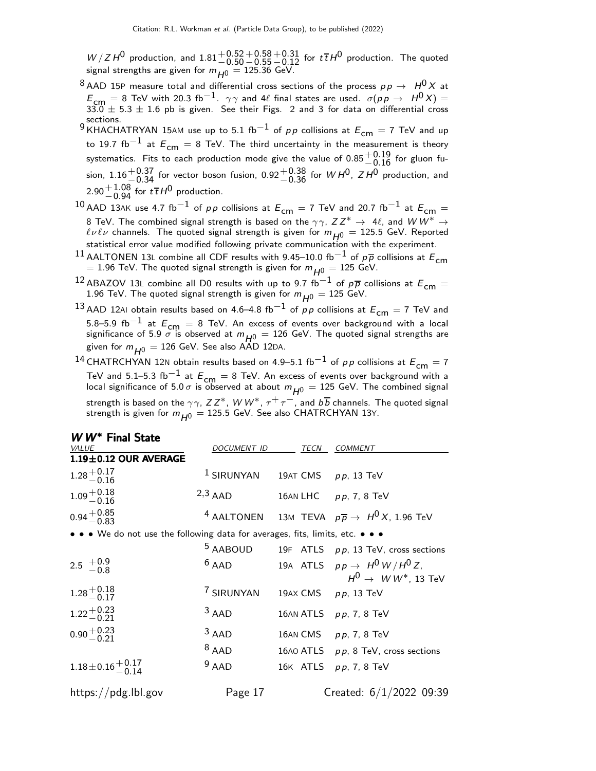$W/ZH^0$ production, and $1.81^{+0.52}_{-0.50}{}^{+0.58}_{-0.55}{}^{+0.31}_{-0.12}$ for $t\overline{t}H^0$ production. The quoted signal strengths are given for $m_{H^0} = 125.36$ GeV.

[8] AAD 15P measure total and differential cross sections of the process $pp \to H^0 X$ at $E_{cm} = 8$ TeV with 20.3 fb$^{-1}$. $\gamma\gamma$ and $4\ell$ final states are used. $\sigma(pp \to H^0 X) = 33.0 \pm 5.3 \pm 1.6$ pb is given. See their Figs. 2 and 3 for data on differential cross sections.

[9] KHACHATRYAN 15AM use up to 5.1 fb$^{-1}$ of $pp$ collisions at $E_{cm} = 7$ TeV and up to 19.7 fb$^{-1}$ at $E_{cm} = 8$ TeV. The third uncertainty in the measurement is theory systematics. Fits to each production mode give the value of $0.85^{+0.19}_{-0.16}$ for gluon fusion, $1.16^{+0.37}_{-0.34}$ for vector boson fusion, $0.92^{+0.38}_{-0.36}$ for $WH^0$, $ZH^0$ production, and $2.90^{+1.08}_{-0.94}$ for $t\overline{t}H^0$ production.

[10] AAD 13AK use 4.7 fb$^{-1}$ of $pp$ collisions at $E_{cm} = 7$ TeV and 20.7 fb$^{-1}$ at $E_{cm} = 8$ TeV. The combined signal strength is based on the $\gamma\gamma$, $ZZ^* \to 4\ell$, and $WW^* \to \ell\nu\ell\nu$ channels. The quoted signal strength is given for $m_{H^0} = 125.5$ GeV. Reported statistical error value modified following private communication with the experiment.

[11] AALTONEN 13L combine all CDF results with 9.45–10.0 fb$^{-1}$ of $p\overline{p}$ collisions at $E_{cm} = 1.96$ TeV. The quoted signal strength is given for $m_{H^0} = 125$ GeV.

[12] ABAZOV 13L combine all D0 results with up to 9.7 fb$^{-1}$ of $p\overline{p}$ collisions at $E_{cm} = 1.96$ TeV. The quoted signal strength is given for $m_{H^0} = 125$ GeV.

[13] AAD 12AI obtain results based on 4.6–4.8 fb$^{-1}$ of $pp$ collisions at $E_{cm} = 7$ TeV and 5.8–5.9 fb$^{-1}$ at $E_{cm} = 8$ TeV. An excess of events over background with a local significance of 5.9 $\sigma$ is observed at $m_{H^0} = 126$ GeV. The quoted signal strengths are given for $m_{H^0} = 126$ GeV. See also AAD 12DA.

[14] CHATRCHYAN 12N obtain results based on 4.9–5.1 fb$^{-1}$ of $pp$ collisions at $E_{cm} = 7$ TeV and 5.1–5.3 fb$^{-1}$ at $E_{cm} = 8$ TeV. An excess of events over background with a local significance of 5.0 $\sigma$ is observed at about $m_{H^0} = 125$ GeV. The combined signal strength is based on the $\gamma\gamma$, $ZZ^*$, $WW^*$, $\tau^+\tau^-$, and $b\overline{b}$ channels. The quoted signal strength is given for $m_{H^0} = 125.5$ GeV. See also CHATRCHYAN 13Y.

## $WW^*$ Final State

| VALUE | DOCUMENT ID | TECN | COMMENT |
|---|---|---|---|
| **1.19±0.12 OUR AVERAGE** | | | |
| $1.28^{+0.17}_{-0.16}$ | [1] SIRUNYAN | 19AT CMS | $pp$, 13 TeV |
| $1.09^{+0.18}_{-0.16}$ | [2,3] AAD | 16AN LHC | $pp$, 7, 8 TeV |
| $0.94^{+0.85}_{-0.83}$ | [4] AALTONEN | 13M TEVA | $p\overline{p} \to H^0 X$, 1.96 TeV |
| • • • We do not use the following data for averages, fits, limits, etc. • • • | | | |
| | [5] AABOUD | 19F ATLS | $pp$, 13 TeV, cross sections |
| $2.5\ ^{+0.9}_{-0.8}$ | [6] AAD | 19A ATLS | $pp \to H^0 W/H^0 Z$, $H^0 \to WW^*$, 13 TeV |
| $1.28^{+0.18}_{-0.17}$ | [7] SIRUNYAN | 19AX CMS | $pp$, 13 TeV |
| $1.22^{+0.23}_{-0.21}$ | [3] AAD | 16AN ATLS | $pp$, 7, 8 TeV |
| $0.90^{+0.23}_{-0.21}$ | [3] AAD | 16AN CMS | $pp$, 7, 8 TeV |
| | [8] AAD | 16AO ATLS | $pp$, 8 TeV, cross sections |
| $1.18 \pm 0.16^{+0.17}_{-0.14}$ | [9] AAD | 16K ATLS | $pp$, 7, 8 TeV |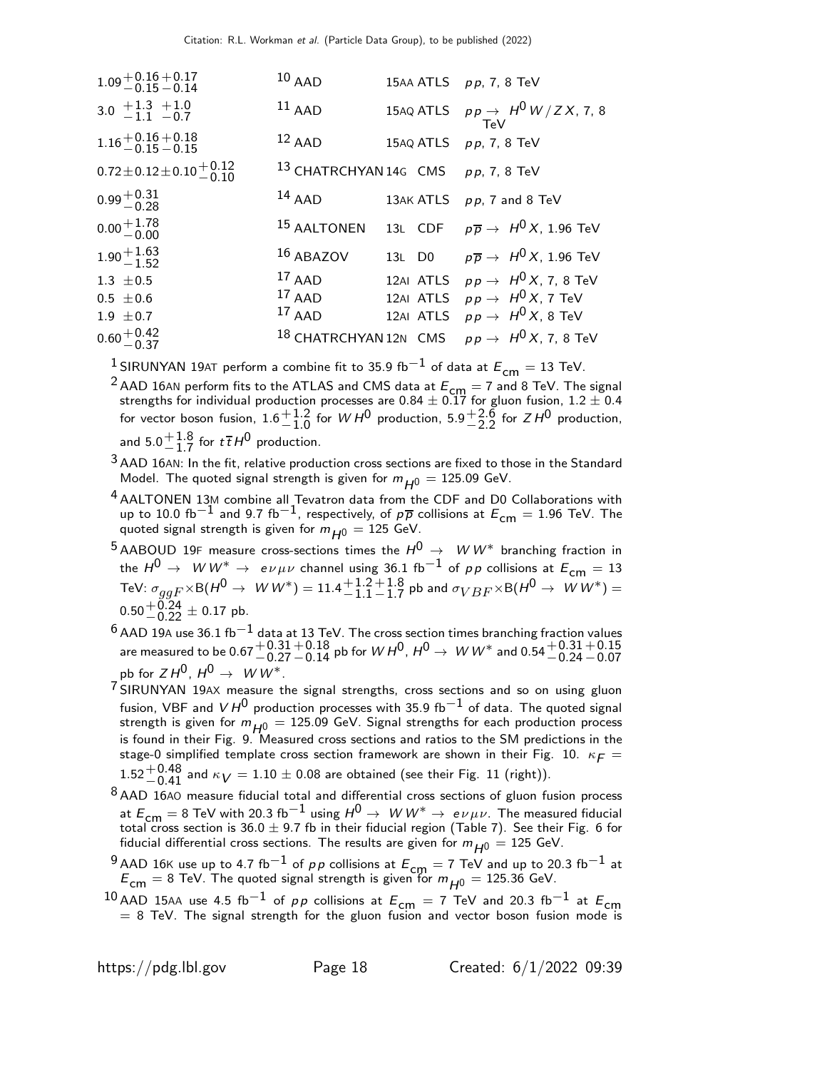| VALUE | DOCUMENT ID | | TECN | COMMENT |
|---|---|---|---|---|
| $1.09^{+0.16}_{-0.15}{}^{+0.17}_{-0.14}$ | [10] AAD | 15AA | ATLS | $pp$, 7, 8 TeV |
| $3.0\ {}^{+1.3}_{-1.1}\ {}^{+1.0}_{-0.7}$ | [11] AAD | 15AQ | ATLS | $pp \to H^0 W/Z X$, 7, 8 TeV |
| $1.16^{+0.16}_{-0.15}{}^{+0.18}_{-0.15}$ | [12] AAD | 15AQ | ATLS | $pp$, 7, 8 TeV |
| $0.72 \pm 0.12 \pm 0.10^{+0.12}_{-0.10}$ | [13] CHATRCHYAN | 14G | CMS | $pp$, 7, 8 TeV |
| $0.99^{+0.31}_{-0.28}$ | [14] AAD | 13AK | ATLS | $pp$, 7 and 8 TeV |
| $0.00^{+1.78}_{-0.00}$ | [15] AALTONEN | 13L | CDF | $p\overline{p} \to H^0 X$, 1.96 TeV |
| $1.90^{+1.63}_{-1.52}$ | [16] ABAZOV | 13L | D0 | $p\overline{p} \to H^0 X$, 1.96 TeV |
| $1.3\ \pm 0.5$ | [17] AAD | 12AI | ATLS | $pp \to H^0 X$, 7, 8 TeV |
| $0.5\ \pm 0.6$ | [17] AAD | 12AI | ATLS | $pp \to H^0 X$, 7 TeV |
| $1.9\ \pm 0.7$ | [17] AAD | 12AI | ATLS | $pp \to H^0 X$, 8 TeV |
| $0.60^{+0.42}_{-0.37}$ | [18] CHATRCHYAN | 12N | CMS | $pp \to H^0 X$, 7, 8 TeV |

[1] SIRUNYAN 19AT perform a combine fit to 35.9 fb$^{-1}$ of data at $E_{\rm cm}$ = 13 TeV.

[2] AAD 16AN perform fits to the ATLAS and CMS data at $E_{\rm cm}$ = 7 and 8 TeV. The signal strengths for individual production processes are $0.84 \pm 0.17$ for gluon fusion, $1.2 \pm 0.4$ for vector boson fusion, $1.6^{+1.2}_{-1.0}$ for $WH^0$ production, $5.9^{+2.6}_{-2.2}$ for $ZH^0$ production, and $5.0^{+1.8}_{-1.7}$ for $t\overline{t}H^0$ production.

[3] AAD 16AN: In the fit, relative production cross sections are fixed to those in the Standard Model. The quoted signal strength is given for $m_{H^0}$ = 125.09 GeV.

[4] AALTONEN 13M combine all Tevatron data from the CDF and D0 Collaborations with up to 10.0 fb$^{-1}$ and 9.7 fb$^{-1}$, respectively, of $p\overline{p}$ collisions at $E_{\rm cm}$ = 1.96 TeV. The quoted signal strength is given for $m_{H^0}$ = 125 GeV.

[5] AABOUD 19F measure cross-sections times the $H^0 \to WW^*$ branching fraction in the $H^0 \to WW^* \to e\nu\mu\nu$ channel using 36.1 fb$^{-1}$ of $pp$ collisions at $E_{\rm cm}$ = 13 TeV: $\sigma_{ggF} \times {\rm B}(H^0 \to WW^*) = 11.4^{+1.2}_{-1.1}{}^{+1.8}_{-1.7}$ pb and $\sigma_{VBF} \times {\rm B}(H^0 \to WW^*) = 0.50^{+0.24}_{-0.22} \pm 0.17$ pb.

[6] AAD 19A use 36.1 fb$^{-1}$ data at 13 TeV. The cross section times branching fraction values are measured to be $0.67^{+0.31}_{-0.27}{}^{+0.18}_{-0.14}$ pb for $WH^0$, $H^0 \to WW^*$ and $0.54^{+0.31}_{-0.24}{}^{+0.15}_{-0.07}$ pb for $ZH^0$, $H^0 \to WW^*$.

[7] SIRUNYAN 19AX measure the signal strengths, cross sections and so on using gluon fusion, VBF and $VH^0$ production processes with 35.9 fb$^{-1}$ of data. The quoted signal strength is given for $m_{H^0}$ = 125.09 GeV. Signal strengths for each production process is found in their Fig. 9. Measured cross sections and ratios to the SM predictions in the stage-0 simplified template cross section framework are shown in their Fig. 10. $\kappa_F = 1.52^{+0.48}_{-0.41}$ and $\kappa_V = 1.10 \pm 0.08$ are obtained (see their Fig. 11 (right)).

[8] AAD 16AO measure fiducial total and differential cross sections of gluon fusion process at $E_{\rm cm}$ = 8 TeV with 20.3 fb$^{-1}$ using $H^0 \to WW^* \to e\nu\mu\nu$. The measured fiducial total cross section is $36.0 \pm 9.7$ fb in their fiducial region (Table 7). See their Fig. 6 for fiducial differential cross sections. The results are given for $m_{H^0}$ = 125 GeV.

[9] AAD 16K use up to 4.7 fb$^{-1}$ of $pp$ collisions at $E_{\rm cm}$ = 7 TeV and up to 20.3 fb$^{-1}$ at $E_{\rm cm}$ = 8 TeV. The quoted signal strength is given for $m_{H^0}$ = 125.36 GeV.

[10] AAD 15AA use 4.5 fb$^{-1}$ of $pp$ collisions at $E_{\rm cm}$ = 7 TeV and 20.3 fb$^{-1}$ at $E_{\rm cm}$ = 8 TeV. The signal strength for the gluon fusion and vector boson fusion mode is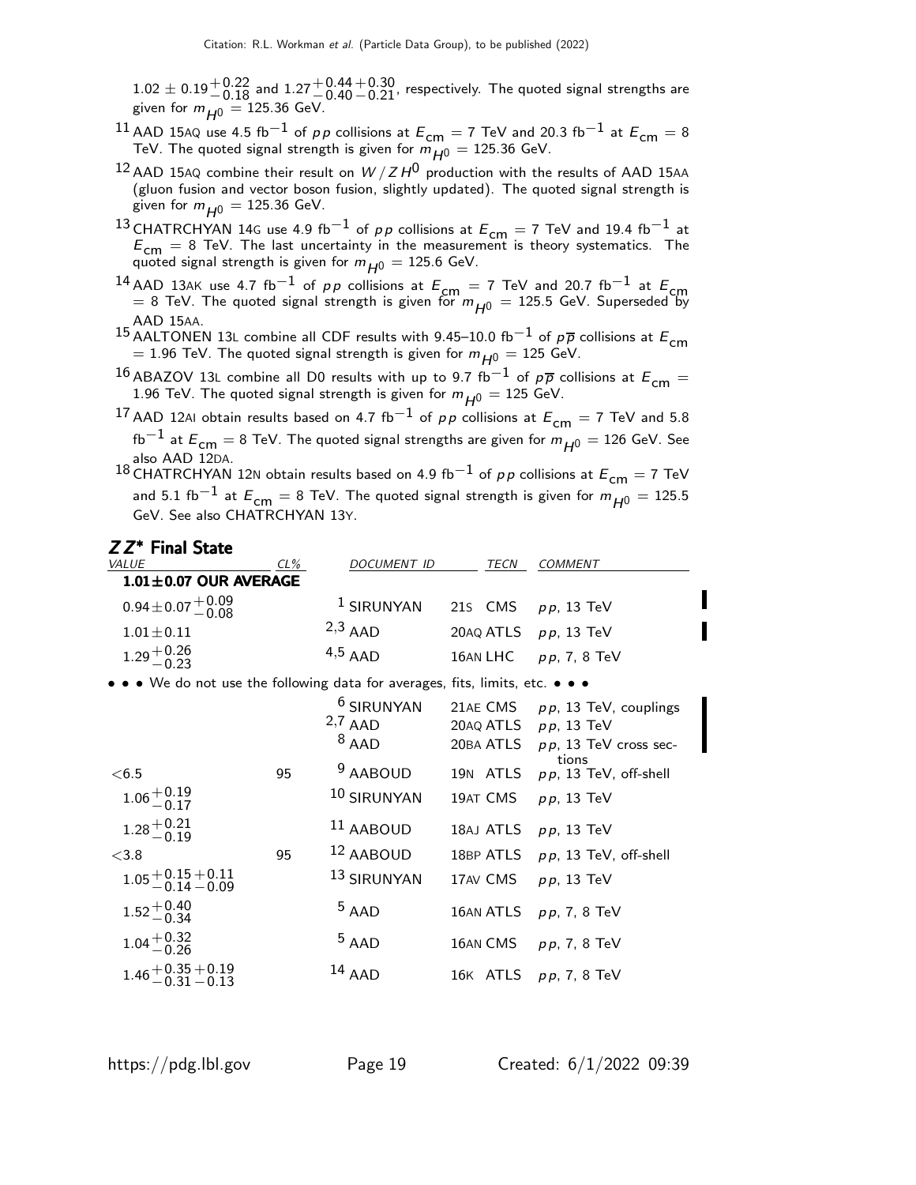$1.02 \pm 0.19^{+0.22}_{-0.18}$ and $1.27^{+0.44}_{-0.40}{}^{+0.30}_{-0.21}$, respectively. The quoted signal strengths are given for $m_{H^0}$ = 125.36 GeV.

[11] AAD 15AQ use 4.5 fb$^{-1}$ of $pp$ collisions at $E_{cm}$ = 7 TeV and 20.3 fb$^{-1}$ at $E_{cm}$ = 8 TeV. The quoted signal strength is given for $m_{H^0}$ = 125.36 GeV.

[12] AAD 15AQ combine their result on $W/ZH^0$ production with the results of AAD 15AA (gluon fusion and vector boson fusion, slightly updated). The quoted signal strength is given for $m_{H^0}$ = 125.36 GeV.

[13] CHATRCHYAN 14G use 4.9 fb$^{-1}$ of $pp$ collisions at $E_{cm}$ = 7 TeV and 19.4 fb$^{-1}$ at $E_{cm}$ = 8 TeV. The last uncertainty in the measurement is theory systematics. The quoted signal strength is given for $m_{H^0}$ = 125.6 GeV.

[14] AAD 13AK use 4.7 fb$^{-1}$ of $pp$ collisions at $E_{cm}$ = 7 TeV and 20.7 fb$^{-1}$ at $E_{cm}$ = 8 TeV. The quoted signal strength is given for $m_{H^0}$ = 125.5 GeV. Superseded by AAD 15AA.

[15] AALTONEN 13L combine all CDF results with 9.45–10.0 fb$^{-1}$ of $p\overline{p}$ collisions at $E_{cm}$ = 1.96 TeV. The quoted signal strength is given for $m_{H^0}$ = 125 GeV.

[16] ABAZOV 13L combine all D0 results with up to 9.7 fb$^{-1}$ of $p\overline{p}$ collisions at $E_{cm}$ = 1.96 TeV. The quoted signal strength is given for $m_{H^0}$ = 125 GeV.

[17] AAD 12AI obtain results based on 4.7 fb$^{-1}$ of $pp$ collisions at $E_{cm}$ = 7 TeV and 5.8 fb$^{-1}$ at $E_{cm}$ = 8 TeV. The quoted signal strengths are given for $m_{H^0}$ = 126 GeV. See also AAD 12DA.

[18] CHATRCHYAN 12N obtain results based on 4.9 fb$^{-1}$ of $pp$ collisions at $E_{cm}$ = 7 TeV and 5.1 fb$^{-1}$ at $E_{cm}$ = 8 TeV. The quoted signal strength is given for $m_{H^0}$ = 125.5 GeV. See also CHATRCHYAN 13Y.

## $ZZ^*$ Final State

| VALUE | CL% | DOCUMENT ID | | TECN | COMMENT |
|---|---|---|---|---|---|
| **1.01±0.07 OUR AVERAGE** | | | | | |
| $0.94\pm0.07^{+0.09}_{-0.08}$ | | [1] SIRUNYAN | 21S | CMS | $pp$, 13 TeV |
| $1.01\pm0.11$ | | [2,3] AAD | 20AQ | ATLS | $pp$, 13 TeV |
| $1.29^{+0.26}_{-0.23}$ | | [4,5] AAD | 16AN | LHC | $pp$, 7, 8 TeV |
| • • • We do not use the following data for averages, fits, limits, etc. • • • | | | | | |
| | | [6] SIRUNYAN | 21AE | CMS | $pp$, 13 TeV, couplings |
| | | [2,7] AAD | 20AQ | ATLS | $pp$, 13 TeV |
| | | [8] AAD | 20BA | ATLS | $pp$, 13 TeV cross sections |
| <6.5 | 95 | [9] AABOUD | 19N | ATLS | $pp$, 13 TeV, off-shell |
| $1.06^{+0.19}_{-0.17}$ | | [10] SIRUNYAN | 19AT | CMS | $pp$, 13 TeV |
| $1.28^{+0.21}_{-0.19}$ | | [11] AABOUD | 18AJ | ATLS | $pp$, 13 TeV |
| <3.8 | 95 | [12] AABOUD | 18BP | ATLS | $pp$, 13 TeV, off-shell |
| $1.05^{+0.15}_{-0.14}{}^{+0.11}_{-0.09}$ | | [13] SIRUNYAN | 17AV | CMS | $pp$, 13 TeV |
| $1.52^{+0.40}_{-0.34}$ | | [5] AAD | 16AN | ATLS | $pp$, 7, 8 TeV |
| $1.04^{+0.32}_{-0.26}$ | | [5] AAD | 16AN | CMS | $pp$, 7, 8 TeV |
| $1.46^{+0.35}_{-0.31}{}^{+0.19}_{-0.13}$ | | [14] AAD | 16K | ATLS | $pp$, 7, 8 TeV |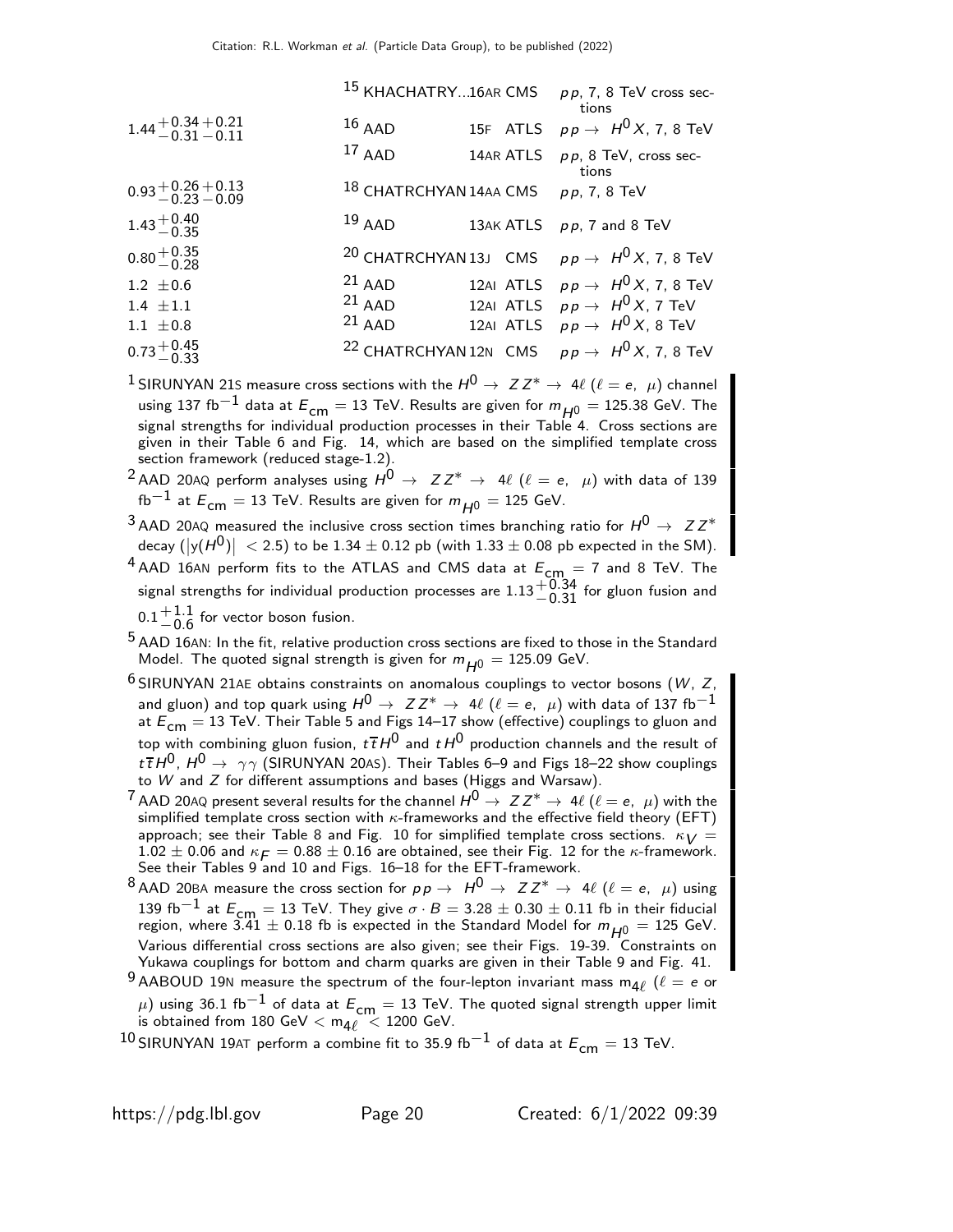| VALUE | DOCUMENT ID | TECN | COMMENT |
|---|---|---|---|
| | [15] KHACHATRY...16AR | CMS | $pp$, 7, 8 TeV cross sections |
| $1.44^{+0.34}_{-0.31}{}^{+0.21}_{-0.11}$ | [16] AAD 15F | ATLS | $pp \to H^0 X$, 7, 8 TeV |
| | [17] AAD 14AR | ATLS | $pp$, 8 TeV, cross sections |
| $0.93^{+0.26}_{-0.23}{}^{+0.13}_{-0.09}$ | [18] CHATRCHYAN 14AA | CMS | $pp$, 7, 8 TeV |
| $1.43^{+0.40}_{-0.35}$ | [19] AAD 13AK | ATLS | $pp$, 7 and 8 TeV |
| $0.80^{+0.35}_{-0.28}$ | [20] CHATRCHYAN 13J | CMS | $pp \to H^0 X$, 7, 8 TeV |
| $1.2 \pm 0.6$ | [21] AAD 12AI | ATLS | $pp \to H^0 X$, 7, 8 TeV |
| $1.4 \pm 1.1$ | [21] AAD 12AI | ATLS | $pp \to H^0 X$, 7 TeV |
| $1.1 \pm 0.8$ | [21] AAD 12AI | ATLS | $pp \to H^0 X$, 8 TeV |
| $0.73^{+0.45}_{-0.33}$ | [22] CHATRCHYAN 12N | CMS | $pp \to H^0 X$, 7, 8 TeV |

[1] SIRUNYAN 21S measure cross sections with the $H^0 \to ZZ^* \to 4\ell$ ($\ell = e, \mu$) channel using 137 fb$^{-1}$ data at $E_{cm} = 13$ TeV. Results are given for $m_{H^0} = 125.38$ GeV. The signal strengths for individual production processes in their Table 4. Cross sections are given in their Table 6 and Fig. 14, which are based on the simplified template cross section framework (reduced stage-1.2).

[2] AAD 20AQ perform analyses using $H^0 \to ZZ^* \to 4\ell$ ($\ell = e, \mu$) with data of 139 fb$^{-1}$ at $E_{cm} = 13$ TeV. Results are given for $m_{H^0} = 125$ GeV.

[3] AAD 20AQ measured the inclusive cross section times branching ratio for $H^0 \to ZZ^*$ decay ($|y(H^0)| < 2.5$) to be $1.34 \pm 0.12$ pb (with $1.33 \pm 0.08$ pb expected in the SM).

[4] AAD 16AN perform fits to the ATLAS and CMS data at $E_{cm} = 7$ and 8 TeV. The signal strengths for individual production processes are $1.13^{+0.34}_{-0.31}$ for gluon fusion and $0.1^{+1.1}_{-0.6}$ for vector boson fusion.

[5] AAD 16AN: In the fit, relative production cross sections are fixed to those in the Standard Model. The quoted signal strength is given for $m_{H^0} = 125.09$ GeV.

[6] SIRUNYAN 21AE obtains constraints on anomalous couplings to vector bosons ($W$, $Z$, and gluon) and top quark using $H^0 \to ZZ^* \to 4\ell$ ($\ell = e, \mu$) with data of 137 fb$^{-1}$ at $E_{cm} = 13$ TeV. Their Table 5 and Figs 14–17 show (effective) couplings to gluon and top with combining gluon fusion, $t\bar{t}H^0$ and $tH^0$ production channels and the result of $t\bar{t}H^0$, $H^0 \to \gamma\gamma$ (SIRUNYAN 20AS). Their Tables 6–9 and Figs 18–22 show couplings to $W$ and $Z$ for different assumptions and bases (Higgs and Warsaw).

[7] AAD 20AQ present several results for the channel $H^0 \to ZZ^* \to 4\ell$ ($\ell = e, \mu$) with the simplified template cross section with $\kappa$-frameworks and the effective field theory (EFT) approach; see their Table 8 and Fig. 10 for simplified template cross sections. $\kappa_V = 1.02 \pm 0.06$ and $\kappa_F = 0.88 \pm 0.16$ are obtained, see their Fig. 12 for the $\kappa$-framework. See their Tables 9 and 10 and Figs. 16–18 for the EFT-framework.

[8] AAD 20BA measure the cross section for $pp \to H^0 \to ZZ^* \to 4\ell$ ($\ell = e, \mu$) using 139 fb$^{-1}$ at $E_{cm} = 13$ TeV. They give $\sigma \cdot B = 3.28 \pm 0.30 \pm 0.11$ fb in their fiducial region, where $3.41 \pm 0.18$ fb is expected in the Standard Model for $m_{H^0} = 125$ GeV. Various differential cross sections are also given; see their Figs. 19-39. Constraints on Yukawa couplings for bottom and charm quarks are given in their Table 9 and Fig. 41.

[9] AABOUD 19N measure the spectrum of the four-lepton invariant mass $m_{4\ell}$ ($\ell = e$ or $\mu$) using 36.1 fb$^{-1}$ of data at $E_{cm} = 13$ TeV. The quoted signal strength upper limit is obtained from 180 GeV $< m_{4\ell} <$ 1200 GeV.

[10] SIRUNYAN 19AT perform a combine fit to 35.9 fb$^{-1}$ of data at $E_{cm} = 13$ TeV.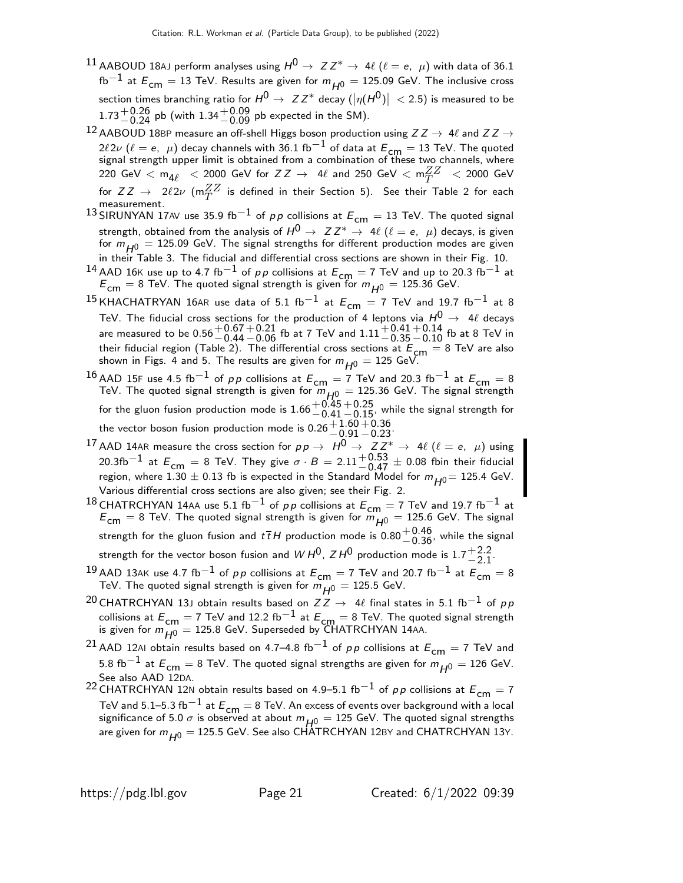[11] AABOUD 18AJ perform analyses using $H^0 \rightarrow ZZ^* \rightarrow 4\ell$ ($\ell = e, \mu$) with data of 36.1 fb$^{-1}$ at $E_{cm}$ = 13 TeV. Results are given for $m_{H^0}$ = 125.09 GeV. The inclusive cross section times branching ratio for $H^0 \rightarrow ZZ^*$ decay ($|\eta(H^0)| < 2.5$) is measured to be $1.73^{+0.26}_{-0.24}$ pb (with $1.34^{+0.09}_{-0.09}$ pb expected in the SM).

[12] AABOUD 18BP measure an off-shell Higgs boson production using $ZZ \rightarrow 4\ell$ and $ZZ \rightarrow 2\ell 2\nu$ ($\ell = e, \mu$) decay channels with 36.1 fb$^{-1}$ of data at $E_{cm}$ = 13 TeV. The quoted signal strength upper limit is obtained from a combination of these two channels, where 220 GeV $< m_{4\ell} <$ 2000 GeV for $ZZ \rightarrow 4\ell$ and 250 GeV $< m_T^{ZZ} <$ 2000 GeV for $ZZ \rightarrow 2\ell 2\nu$ ($m_T^{ZZ}$ is defined in their Section 5). See their Table 2 for each measurement.

[13] SIRUNYAN 17AV use 35.9 fb$^{-1}$ of $pp$ collisions at $E_{cm}$ = 13 TeV. The quoted signal strength, obtained from the analysis of $H^0 \rightarrow ZZ^* \rightarrow 4\ell$ ($\ell = e, \mu$) decays, is given for $m_{H^0}$ = 125.09 GeV. The signal strengths for different production modes are given in their Table 3. The fiducial and differential cross sections are shown in their Fig. 10.

[14] AAD 16K use up to 4.7 fb$^{-1}$ of $pp$ collisions at $E_{cm}$ = 7 TeV and up to 20.3 fb$^{-1}$ at $E_{cm}$ = 8 TeV. The quoted signal strength is given for $m_{H^0}$ = 125.36 GeV.

[15] KHACHATRYAN 16AR use data of 5.1 fb$^{-1}$ at $E_{cm}$ = 7 TeV and 19.7 fb$^{-1}$ at 8 TeV. The fiducial cross sections for the production of 4 leptons via $H^0 \rightarrow 4\ell$ decays are measured to be $0.56^{+0.67}_{-0.44}{}^{+0.21}_{-0.06}$ fb at 7 TeV and $1.11^{+0.41}_{-0.35}{}^{+0.14}_{-0.10}$ fb at 8 TeV in their fiducial region (Table 2). The differential cross sections at $E_{cm}$ = 8 TeV are also shown in Figs. 4 and 5. The results are given for $m_{H^0}$ = 125 GeV.

[16] AAD 15F use 4.5 fb$^{-1}$ of $pp$ collisions at $E_{cm}$ = 7 TeV and 20.3 fb$^{-1}$ at $E_{cm}$ = 8 TeV. The quoted signal strength is given for $m_{H^0}$ = 125.36 GeV. The signal strength for the gluon fusion production mode is $1.66^{+0.45}_{-0.41}{}^{+0.25}_{-0.15}$, while the signal strength for the vector boson fusion production mode is $0.26^{+1.60}_{-0.91}{}^{+0.36}_{-0.23}$.

[17] AAD 14AR measure the cross section for $pp \rightarrow H^0 \rightarrow ZZ^* \rightarrow 4\ell$ ($\ell = e, \mu$) using 20.3fb$^{-1}$ at $E_{cm}$ = 8 TeV. They give $\sigma \cdot B = 2.11^{+0.53}_{-0.47} \pm 0.08$ fbin their fiducial region, where $1.30 \pm 0.13$ fb is expected in the Standard Model for $m_{H^0}$= 125.4 GeV. Various differential cross sections are also given; see their Fig. 2.

[18] CHATRCHYAN 14AA use 5.1 fb$^{-1}$ of $pp$ collisions at $E_{cm}$ = 7 TeV and 19.7 fb$^{-1}$ at $E_{cm}$ = 8 TeV. The quoted signal strength is given for $m_{H^0}$ = 125.6 GeV. The signal strength for the gluon fusion and $t\overline{t}H$ production mode is $0.80^{+0.46}_{-0.36}$, while the signal strength for the vector boson fusion and $WH^0$, $ZH^0$ production mode is $1.7^{+2.2}_{-2.1}$.

[19] AAD 13AK use 4.7 fb$^{-1}$ of $pp$ collisions at $E_{cm}$ = 7 TeV and 20.7 fb$^{-1}$ at $E_{cm}$ = 8 TeV. The quoted signal strength is given for $m_{H^0}$ = 125.5 GeV.

[20] CHATRCHYAN 13J obtain results based on $ZZ \rightarrow 4\ell$ final states in 5.1 fb$^{-1}$ of $pp$ collisions at $E_{cm}$ = 7 TeV and 12.2 fb$^{-1}$ at $E_{cm}$ = 8 TeV. The quoted signal strength is given for $m_{H^0}$ = 125.8 GeV. Superseded by CHATRCHYAN 14AA.

[21] AAD 12AI obtain results based on 4.7–4.8 fb$^{-1}$ of $pp$ collisions at $E_{cm}$ = 7 TeV and 5.8 fb$^{-1}$ at $E_{cm}$ = 8 TeV. The quoted signal strengths are given for $m_{H^0}$ = 126 GeV. See also AAD 12DA.

[22] CHATRCHYAN 12N obtain results based on 4.9–5.1 fb$^{-1}$ of $pp$ collisions at $E_{cm}$ = 7 TeV and 5.1–5.3 fb$^{-1}$ at $E_{cm}$ = 8 TeV. An excess of events over background with a local significance of 5.0 $\sigma$ is observed at about $m_{H^0}$ = 125 GeV. The quoted signal strengths are given for $m_{H^0}$ = 125.5 GeV. See also CHATRCHYAN 12BY and CHATRCHYAN 13Y.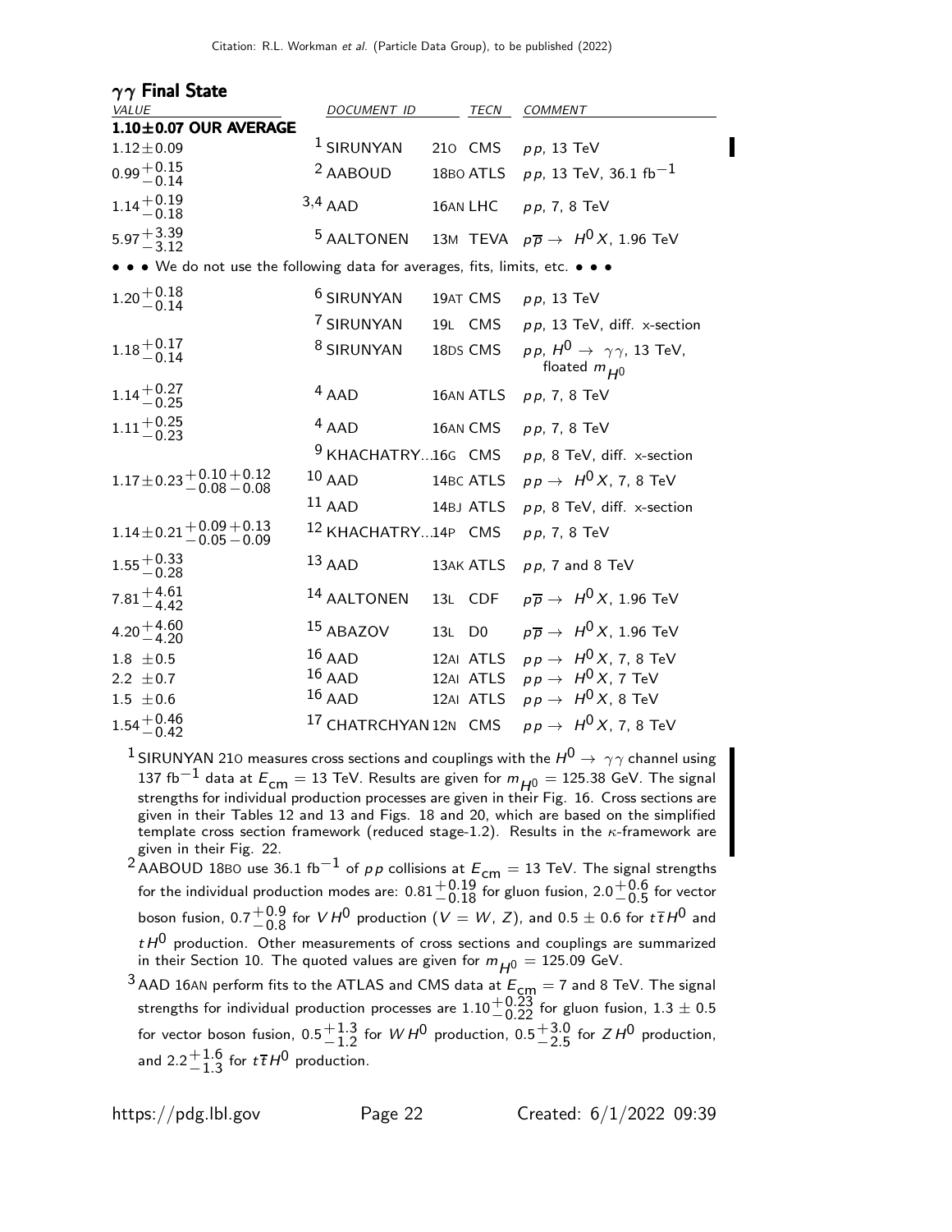### $\gamma\gamma$ Final State

| VALUE | DOCUMENT ID | TECN | COMMENT |
|---|---|---|---|
| **1.10±0.07 OUR AVERAGE** | | | |
| $1.12\pm0.09$ | [1] SIRUNYAN 21O | CMS | $pp$, 13 TeV |
| $0.99^{+0.15}_{-0.14}$ | [2] AABOUD 18BO | ATLS | $pp$, 13 TeV, 36.1 fb$^{-1}$ |
| $1.14^{+0.19}_{-0.18}$ | [3,4] AAD 16AN | LHC | $pp$, 7, 8 TeV |
| $5.97^{+3.39}_{-3.12}$ | [5] AALTONEN 13M | TEVA | $p\overline{p} \rightarrow H^0 X$, 1.96 TeV |
| • • • We do not use the following data for averages, fits, limits, etc. • • • | | | |
| $1.20^{+0.18}_{-0.14}$ | [6] SIRUNYAN 19AT | CMS | $pp$, 13 TeV |
| | [7] SIRUNYAN 19L | CMS | $pp$, 13 TeV, diff. x-section |
| $1.18^{+0.17}_{-0.14}$ | [8] SIRUNYAN 18DS | CMS | $pp$, $H^0 \rightarrow \gamma\gamma$, 13 TeV, floated $m_{H^0}$ |
| $1.14^{+0.27}_{-0.25}$ | [4] AAD 16AN | ATLS | $pp$, 7, 8 TeV |
| $1.11^{+0.25}_{-0.23}$ | [4] AAD 16AN | CMS | $pp$, 7, 8 TeV |
| | [9] KHACHATRY...16G | CMS | $pp$, 8 TeV, diff. x-section |
| $1.17\pm0.23^{+0.10}_{-0.08}{}^{+0.12}_{-0.08}$ | [10] AAD 14BC | ATLS | $pp \rightarrow H^0 X$, 7, 8 TeV |
| | [11] AAD 14BJ | ATLS | $pp$, 8 TeV, diff. x-section |
| $1.14\pm0.21^{+0.09}_{-0.05}{}^{+0.13}_{-0.09}$ | [12] KHACHATRY...14P | CMS | $pp$, 7, 8 TeV |
| $1.55^{+0.33}_{-0.28}$ | [13] AAD 13AK | ATLS | $pp$, 7 and 8 TeV |
| $7.81^{+4.61}_{-4.42}$ | [14] AALTONEN 13L | CDF | $p\overline{p} \rightarrow H^0 X$, 1.96 TeV |
| $4.20^{+4.60}_{-4.20}$ | [15] ABAZOV 13L | D0 | $p\overline{p} \rightarrow H^0 X$, 1.96 TeV |
| $1.8\ \pm0.5$ | [16] AAD 12AI | ATLS | $pp \rightarrow H^0 X$, 7, 8 TeV |
| $2.2\ \pm0.7$ | [16] AAD 12AI | ATLS | $pp \rightarrow H^0 X$, 7 TeV |
| $1.5\ \pm0.6$ | [16] AAD 12AI | ATLS | $pp \rightarrow H^0 X$, 8 TeV |
| $1.54^{+0.46}_{-0.42}$ | [17] CHATRCHYAN 12N | CMS | $pp \rightarrow H^0 X$, 7, 8 TeV |

[1] SIRUNYAN 21O measures cross sections and couplings with the $H^0 \rightarrow \gamma\gamma$ channel using 137 fb$^{-1}$ data at $E_{cm}$ = 13 TeV. Results are given for $m_{H^0}$ = 125.38 GeV. The signal strengths for individual production processes are given in their Fig. 16. Cross sections are given in their Tables 12 and 13 and Figs. 18 and 20, which are based on the simplified template cross section framework (reduced stage-1.2). Results in the $\kappa$-framework are given in their Fig. 22.

[2] AABOUD 18BO use 36.1 fb$^{-1}$ of $pp$ collisions at $E_{cm}$ = 13 TeV. The signal strengths for the individual production modes are: $0.81^{+0.19}_{-0.18}$ for gluon fusion, $2.0^{+0.6}_{-0.5}$ for vector boson fusion, $0.7^{+0.9}_{-0.8}$ for $VH^0$ production ($V = W$, $Z$), and $0.5 \pm 0.6$ for $t\overline{t}H^0$ and $tH^0$ production. Other measurements of cross sections and couplings are summarized in their Section 10. The quoted values are given for $m_{H^0}$ = 125.09 GeV.

[3] AAD 16AN perform fits to the ATLAS and CMS data at $E_{cm}$ = 7 and 8 TeV. The signal strengths for individual production processes are $1.10^{+0.23}_{-0.22}$ for gluon fusion, $1.3 \pm 0.5$ for vector boson fusion, $0.5^{+1.3}_{-1.2}$ for $WH^0$ production, $0.5^{+3.0}_{-2.5}$ for $ZH^0$ production, and $2.2^{+1.6}_{-1.3}$ for $t\overline{t}H^0$ production.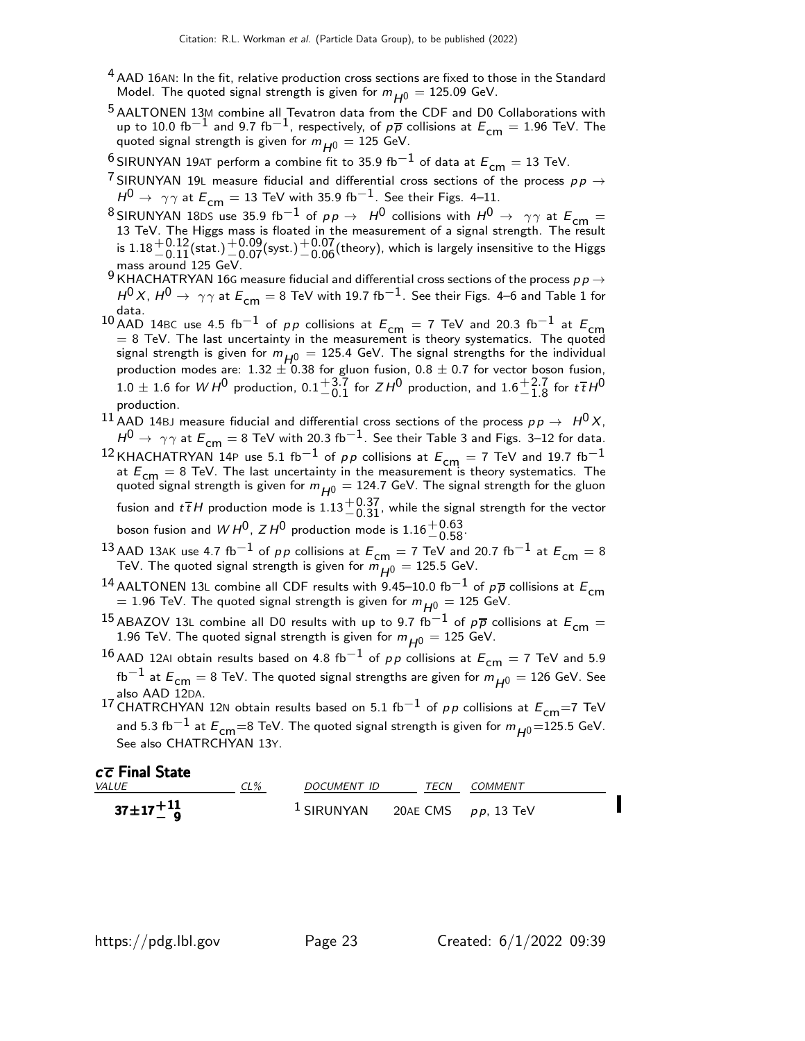[4] AAD 16AN: In the fit, relative production cross sections are fixed to those in the Standard Model. The quoted signal strength is given for $m_{H^0}$ = 125.09 GeV.

[5] AALTONEN 13M combine all Tevatron data from the CDF and D0 Collaborations with up to 10.0 fb$^{-1}$ and 9.7 fb$^{-1}$, respectively, of $p\overline{p}$ collisions at $E_{cm}$ = 1.96 TeV. The quoted signal strength is given for $m_{H^0}$ = 125 GeV.

[6] SIRUNYAN 19AT perform a combine fit to 35.9 fb$^{-1}$ of data at $E_{cm}$ = 13 TeV.

[7] SIRUNYAN 19L measure fiducial and differential cross sections of the process $pp \to H^0 \to \gamma\gamma$ at $E_{cm}$ = 13 TeV with 35.9 fb$^{-1}$. See their Figs. 4–11.

[8] SIRUNYAN 18DS use 35.9 fb$^{-1}$ of $pp \to H^0$ collisions with $H^0 \to \gamma\gamma$ at $E_{cm}$ = 13 TeV. The Higgs mass is floated in the measurement of a signal strength. The result is $1.18^{+0.12}_{-0.11}$(stat.)$^{+0.09}_{-0.07}$(syst.)$^{+0.07}_{-0.06}$(theory), which is largely insensitive to the Higgs mass around 125 GeV.

[9] KHACHATRYAN 16G measure fiducial and differential cross sections of the process $pp \to H^0 X$, $H^0 \to \gamma\gamma$ at $E_{cm}$ = 8 TeV with 19.7 fb$^{-1}$. See their Figs. 4–6 and Table 1 for data.

[10] AAD 14BC use 4.5 fb$^{-1}$ of $pp$ collisions at $E_{cm}$ = 7 TeV and 20.3 fb$^{-1}$ at $E_{cm}$ = 8 TeV. The last uncertainty in the measurement is theory systematics. The quoted signal strength is given for $m_{H^0}$ = 125.4 GeV. The signal strengths for the individual production modes are: 1.32 ± 0.38 for gluon fusion, 0.8 ± 0.7 for vector boson fusion, 1.0 ± 1.6 for $WH^0$ production, $0.1^{+3.7}_{-0.1}$ for $ZH^0$ production, and $1.6^{+2.7}_{-1.8}$ for $t\overline{t}H^0$ production.

[11] AAD 14BJ measure fiducial and differential cross sections of the process $pp \to H^0 X$, $H^0 \to \gamma\gamma$ at $E_{cm}$ = 8 TeV with 20.3 fb$^{-1}$. See their Table 3 and Figs. 3–12 for data.

[12] KHACHATRYAN 14P use 5.1 fb$^{-1}$ of $pp$ collisions at $E_{cm}$ = 7 TeV and 19.7 fb$^{-1}$ at $E_{cm}$ = 8 TeV. The last uncertainty in the measurement is theory systematics. The quoted signal strength is given for $m_{H^0}$ = 124.7 GeV. The signal strength for the gluon fusion and $t\overline{t}H$ production mode is $1.13^{+0.37}_{-0.31}$, while the signal strength for the vector boson fusion and $WH^0$, $ZH^0$ production mode is $1.16^{+0.63}_{-0.58}$.

[13] AAD 13AK use 4.7 fb$^{-1}$ of $pp$ collisions at $E_{cm}$ = 7 TeV and 20.7 fb$^{-1}$ at $E_{cm}$ = 8 TeV. The quoted signal strength is given for $m_{H^0}$ = 125.5 GeV.

[14] AALTONEN 13L combine all CDF results with 9.45–10.0 fb$^{-1}$ of $p\overline{p}$ collisions at $E_{cm}$ = 1.96 TeV. The quoted signal strength is given for $m_{H^0}$ = 125 GeV.

[15] ABAZOV 13L combine all D0 results with up to 9.7 fb$^{-1}$ of $p\overline{p}$ collisions at $E_{cm}$ = 1.96 TeV. The quoted signal strength is given for $m_{H^0}$ = 125 GeV.

[16] AAD 12AI obtain results based on 4.8 fb$^{-1}$ of $pp$ collisions at $E_{cm}$ = 7 TeV and 5.9 fb$^{-1}$ at $E_{cm}$ = 8 TeV. The quoted signal strengths are given for $m_{H^0}$ = 126 GeV. See also AAD 12DA.

[17] CHATRCHYAN 12N obtain results based on 5.1 fb$^{-1}$ of $pp$ collisions at $E_{cm}$=7 TeV and 5.3 fb$^{-1}$ at $E_{cm}$=8 TeV. The quoted signal strength is given for $m_{H^0}$=125.5 GeV. See also CHATRCHYAN 13Y.

## $c\overline{c}$ Final State

| *VALUE* | *CL%* | *DOCUMENT ID* | *TECN* | *COMMENT* |
|---|---|---|---|---|
| $\mathbf{37 \pm 17^{+11}_{-9}}$ | | [1] SIRUNYAN 20AE | CMS | $pp$, 13 TeV |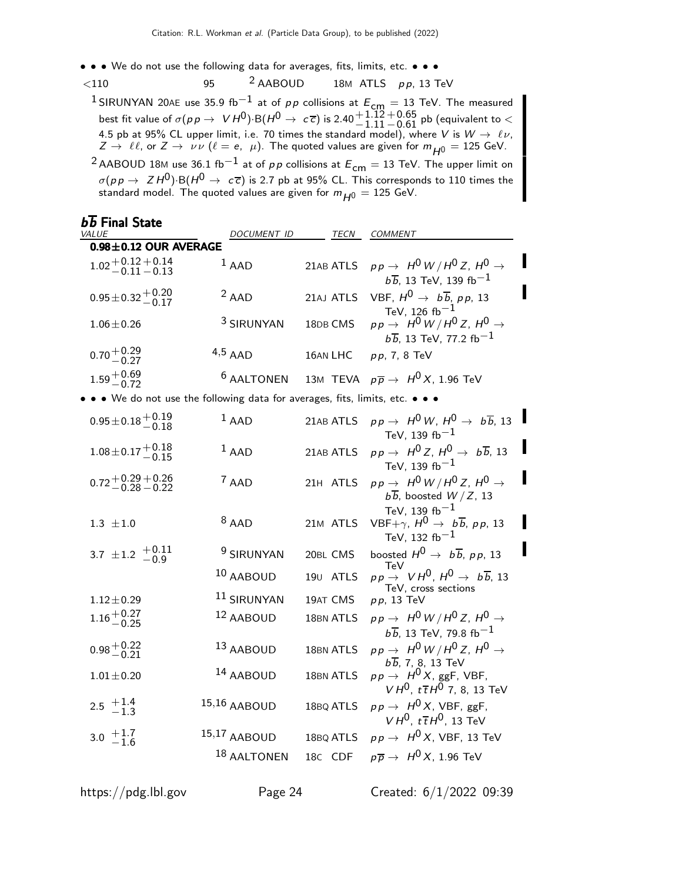• • • We do not use the following data for averages, fits, limits, etc. • • •

| | | | | |
|---|---|---|---|---|
| <110 | 95 | [2] AABOUD | 18M ATLS | $pp$, 13 TeV |

[1] SIRUNYAN 20AE use 35.9 fb$^{-1}$ at of $pp$ collisions at $E_{cm}$ = 13 TeV. The measured best fit value of $\sigma(pp \to VH^0)\cdot B(H^0 \to c\overline{c})$ is $2.40^{+1.12}_{-1.11}{}^{+0.65}_{-0.61}$ pb (equivalent to < 4.5 pb at 95% CL upper limit, i.e. 70 times the standard model), where $V$ is $W \to \ell\nu$, $Z \to \ell\ell$, or $Z \to \nu\nu$ ($\ell = e, \mu$). The quoted values are given for $m_{H^0}$ = 125 GeV.

[2] AABOUD 18M use 36.1 fb$^{-1}$ at of $pp$ collisions at $E_{cm}$ = 13 TeV. The upper limit on $\sigma(pp \to ZH^0)\cdot B(H^0 \to c\overline{c})$ is 2.7 pb at 95% CL. This corresponds to 110 times the standard model. The quoted values are given for $m_{H^0}$ = 125 GeV.

## $b\overline{b}$ Final State

| VALUE | DOCUMENT ID | TECN | COMMENT |
|---|---|---|---|
| **0.98±0.12 OUR AVERAGE** | | | |
| $1.02^{+0.12}_{-0.11}{}^{+0.14}_{-0.13}$ | [1] AAD | 21AB ATLS | $pp \to H^0W/H^0Z$, $H^0 \to b\overline{b}$, 13 TeV, 139 fb$^{-1}$ |
| $0.95\pm0.32^{+0.20}_{-0.17}$ | [2] AAD | 21AJ ATLS | VBF, $H^0 \to b\overline{b}$, $pp$, 13 TeV, 126 fb$^{-1}$ |
| $1.06\pm0.26$ | [3] SIRUNYAN | 18DB CMS | $pp \to H^0W/H^0Z$, $H^0 \to b\overline{b}$, 13 TeV, 77.2 fb$^{-1}$ |
| $0.70^{+0.29}_{-0.27}$ | [4,5] AAD | 16AN LHC | $pp$, 7, 8 TeV |
| $1.59^{+0.69}_{-0.72}$ | [6] AALTONEN | 13M TEVA | $p\overline{p} \to H^0X$, 1.96 TeV |
| • • • We do not use the following data for averages, fits, limits, etc. • • • | | | |
| $0.95\pm0.18^{+0.19}_{-0.18}$ | [1] AAD | 21AB ATLS | $pp \to H^0W$, $H^0 \to b\overline{b}$, 13 TeV, 139 fb$^{-1}$ |
| $1.08\pm0.17^{+0.18}_{-0.15}$ | [1] AAD | 21AB ATLS | $pp \to H^0Z$, $H^0 \to b\overline{b}$, 13 TeV, 139 fb$^{-1}$ |
| $0.72^{+0.29}_{-0.28}{}^{+0.26}_{-0.22}$ | [7] AAD | 21H ATLS | $pp \to H^0W/H^0Z$, $H^0 \to b\overline{b}$, boosted $W/Z$, 13 TeV, 139 fb$^{-1}$ |
| $1.3\pm1.0$ | [8] AAD | 21M ATLS | VBF+$\gamma$, $H^0 \to b\overline{b}$, $pp$, 13 TeV, 132 fb$^{-1}$ |
| $3.7\pm1.2^{+0.11}_{-0.9}$ | [9] SIRUNYAN | 20BL CMS | boosted $H^0 \to b\overline{b}$, $pp$, 13 TeV |
| | [10] AABOUD | 19U ATLS | $pp \to VH^0$, $H^0 \to b\overline{b}$, 13 TeV, cross sections |
| $1.12\pm0.29$ | [11] SIRUNYAN | 19AT CMS | $pp$, 13 TeV |
| $1.16^{+0.27}_{-0.25}$ | [12] AABOUD | 18BN ATLS | $pp \to H^0W/H^0Z$, $H^0 \to b\overline{b}$, 13 TeV, 79.8 fb$^{-1}$ |
| $0.98^{+0.22}_{-0.21}$ | [13] AABOUD | 18BN ATLS | $pp \to H^0W/H^0Z$, $H^0 \to b\overline{b}$, 7, 8, 13 TeV |
| $1.01\pm0.20$ | [14] AABOUD | 18BN ATLS | $pp \to H^0X$, ggF, VBF, $VH^0$, $t\overline{t}H^0$ 7, 8, 13 TeV |
| $2.5^{+1.4}_{-1.3}$ | [15,16] AABOUD | 18BQ ATLS | $pp \to H^0X$, VBF, ggF, $VH^0$, $t\overline{t}H^0$, 13 TeV |
| $3.0^{+1.7}_{-1.6}$ | [15,17] AABOUD | 18BQ ATLS | $pp \to H^0X$, VBF, 13 TeV |
| | [18] AALTONEN | 18C CDF | $p\overline{p} \to H^0X$, 1.96 TeV |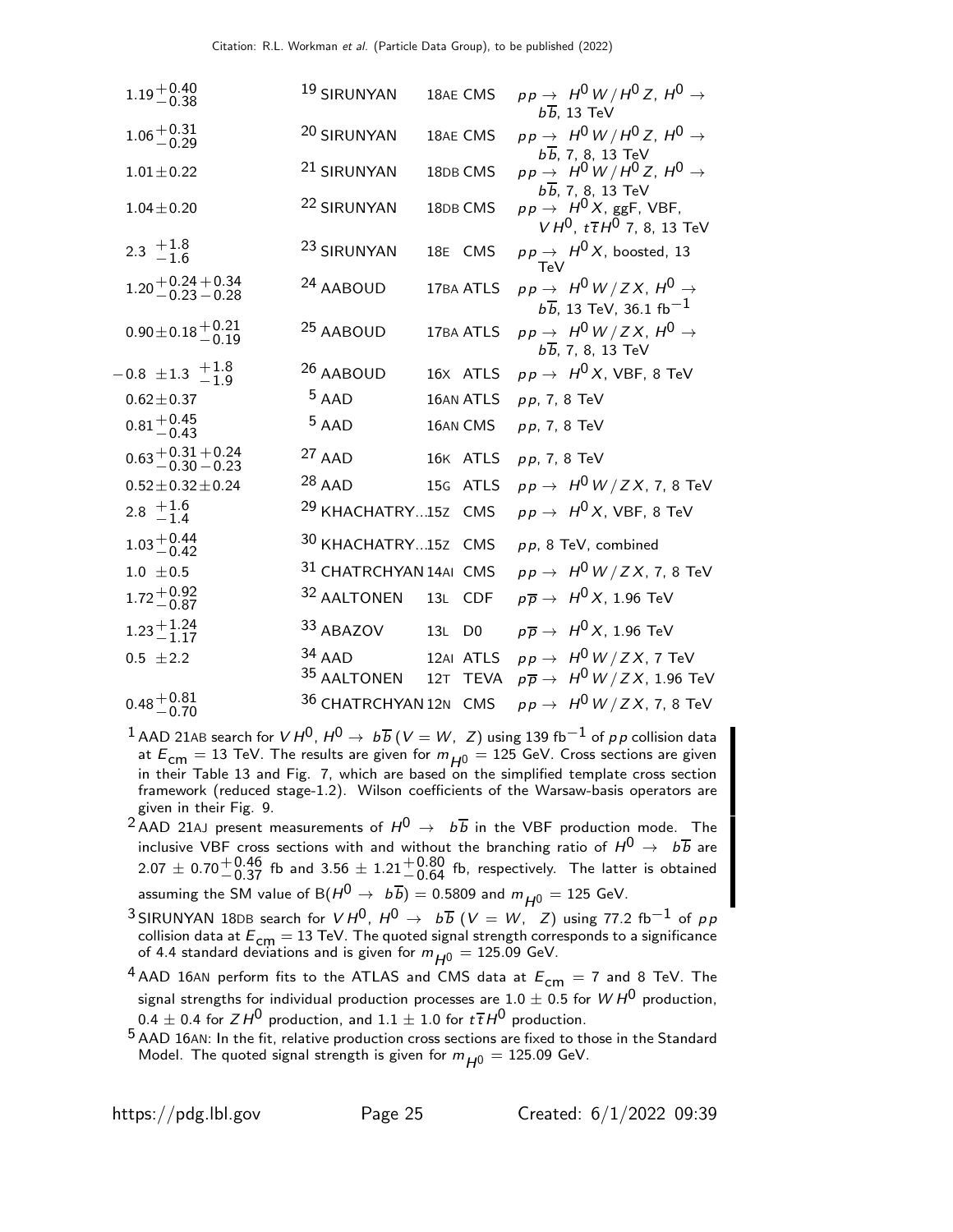| VALUE | DOCUMENT ID | | TECN | COMMENT |
|---|---|---|---|---|
| $1.19^{+0.40}_{-0.38}$ | [19] SIRUNYAN | 18AE | CMS | $pp \to H^0 W / H^0 Z$, $H^0 \to b\overline{b}$, 13 TeV |
| $1.06^{+0.31}_{-0.29}$ | [20] SIRUNYAN | 18AE | CMS | $pp \to H^0 W / H^0 Z$, $H^0 \to b\overline{b}$, 7, 8, 13 TeV |
| $1.01 \pm 0.22$ | [21] SIRUNYAN | 18DB | CMS | $pp \to H^0 W / H^0 Z$, $H^0 \to b\overline{b}$, 7, 8, 13 TeV |
| $1.04 \pm 0.20$ | [22] SIRUNYAN | 18DB | CMS | $pp \to H^0 X$, ggF, VBF, $V H^0$, $t\overline{t}H^0$ 7, 8, 13 TeV |
| $2.3\ ^{+1.8}_{-1.6}$ | [23] SIRUNYAN | 18E | CMS | $pp \to H^0 X$, boosted, 13 TeV |
| $1.20^{+0.24}_{-0.23}{}^{+0.34}_{-0.28}$ | [24] AABOUD | 17BA | ATLS | $pp \to H^0 W / Z X$, $H^0 \to b\overline{b}$, 13 TeV, 36.1 fb$^{-1}$ |
| $0.90 \pm 0.18^{+0.21}_{-0.19}$ | [25] AABOUD | 17BA | ATLS | $pp \to H^0 W / Z X$, $H^0 \to b\overline{b}$, 7, 8, 13 TeV |
| $-0.8\ \pm 1.3\ ^{+1.8}_{-1.9}$ | [26] AABOUD | 16X | ATLS | $pp \to H^0 X$, VBF, 8 TeV |
| $0.62 \pm 0.37$ | [5] AAD | 16AN | ATLS | $pp$, 7, 8 TeV |
| $0.81^{+0.45}_{-0.43}$ | [5] AAD | 16AN | CMS | $pp$, 7, 8 TeV |
| $0.63^{+0.31}_{-0.30}{}^{+0.24}_{-0.23}$ | [27] AAD | 16K | ATLS | $pp$, 7, 8 TeV |
| $0.52 \pm 0.32 \pm 0.24$ | [28] AAD | 15G | ATLS | $pp \to H^0 W / Z X$, 7, 8 TeV |
| $2.8\ ^{+1.6}_{-1.4}$ | [29] KHACHATRY... | 15Z | CMS | $pp \to H^0 X$, VBF, 8 TeV |
| $1.03^{+0.44}_{-0.42}$ | [30] KHACHATRY... | 15Z | CMS | $pp$, 8 TeV, combined |
| $1.0\ \pm 0.5$ | [31] CHATRCHYAN | 14AI | CMS | $pp \to H^0 W / Z X$, 7, 8 TeV |
| $1.72^{+0.92}_{-0.87}$ | [32] AALTONEN | 13L | CDF | $p\overline{p} \to H^0 X$, 1.96 TeV |
| $1.23^{+1.24}_{-1.17}$ | [33] ABAZOV | 13L | D0 | $p\overline{p} \to H^0 X$, 1.96 TeV |
| $0.5\ \pm 2.2$ | [34] AAD | 12AI | ATLS | $pp \to H^0 W / Z X$, 7 TeV |
| | [35] AALTONEN | 12T | TEVA | $p\overline{p} \to H^0 W / Z X$, 1.96 TeV |
| $0.48^{+0.81}_{-0.70}$ | [36] CHATRCHYAN | 12N | CMS | $pp \to H^0 W / Z X$, 7, 8 TeV |

[1] AAD 21AB search for $V H^0$, $H^0 \to b\overline{b}$ ($V = W$, $Z$) using 139 fb$^{-1}$ of $pp$ collision data at $E_{\rm cm}$ = 13 TeV. The results are given for $m_{H^0}$ = 125 GeV. Cross sections are given in their Table 13 and Fig. 7, which are based on the simplified template cross section framework (reduced stage-1.2). Wilson coefficients of the Warsaw-basis operators are given in their Fig. 9.

[2] AAD 21AJ present measurements of $H^0 \to b\overline{b}$ in the VBF production mode. The inclusive VBF cross sections with and without the branching ratio of $H^0 \to b\overline{b}$ are $2.07 \pm 0.70^{+0.46}_{-0.37}$ fb and $3.56 \pm 1.21^{+0.80}_{-0.64}$ fb, respectively. The latter is obtained assuming the SM value of B($H^0 \to b\overline{b}$) = 0.5809 and $m_{H^0}$ = 125 GeV.

[3] SIRUNYAN 18DB search for $V H^0$, $H^0 \to b\overline{b}$ ($V = W$, $Z$) using 77.2 fb$^{-1}$ of $pp$ collision data at $E_{\rm cm}$ = 13 TeV. The quoted signal strength corresponds to a significance of 4.4 standard deviations and is given for $m_{H^0}$ = 125.09 GeV.

[4] AAD 16AN perform fits to the ATLAS and CMS data at $E_{\rm cm}$ = 7 and 8 TeV. The signal strengths for individual production processes are $1.0 \pm 0.5$ for $W H^0$ production, $0.4 \pm 0.4$ for $Z H^0$ production, and $1.1 \pm 1.0$ for $t\overline{t}H^0$ production.

[5] AAD 16AN: In the fit, relative production cross sections are fixed to those in the Standard Model. The quoted signal strength is given for $m_{H^0}$ = 125.09 GeV.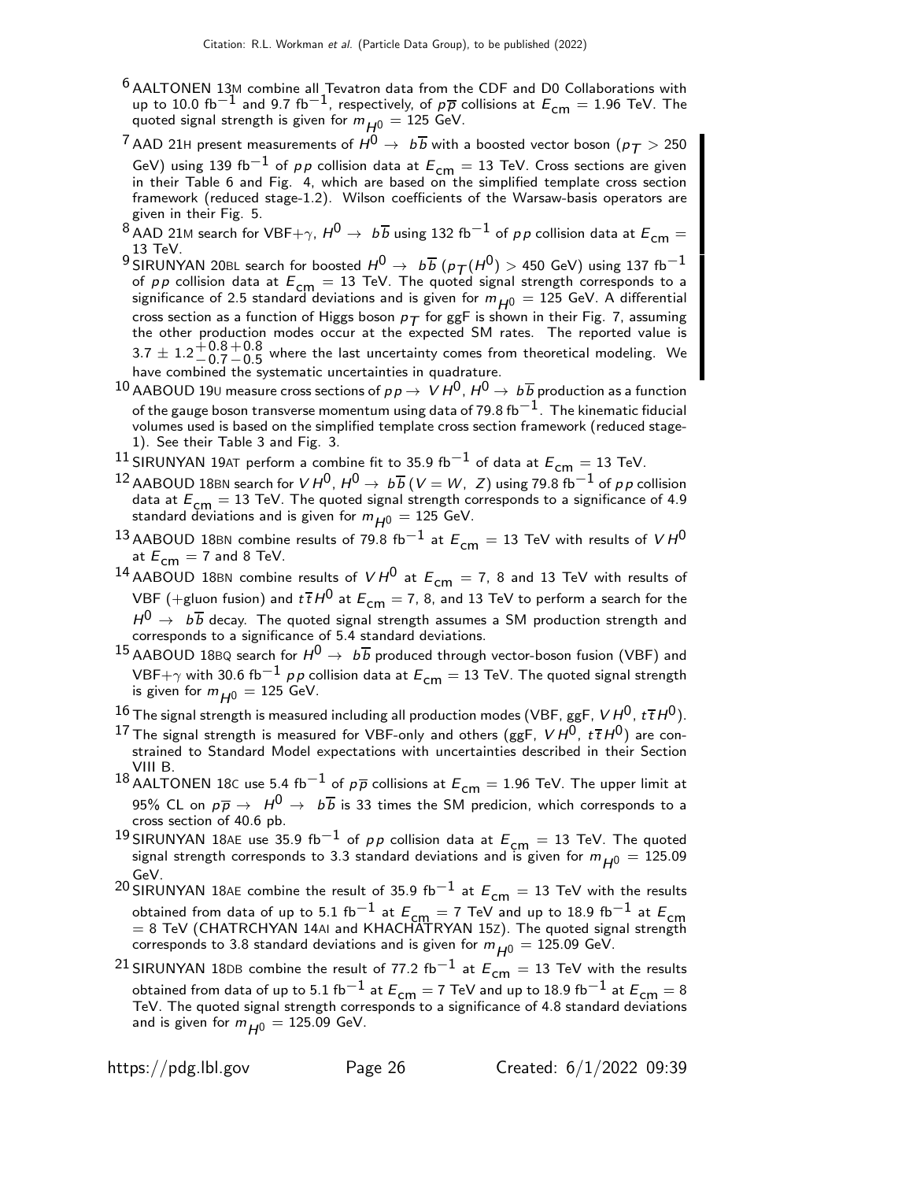[6] AALTONEN 13M combine all Tevatron data from the CDF and D0 Collaborations with up to 10.0 fb$^{-1}$ and 9.7 fb$^{-1}$, respectively, of $p\overline{p}$ collisions at $E_{\text{cm}} = 1.96$ TeV. The quoted signal strength is given for $m_{H^0} = 125$ GeV.

[7] AAD 21H present measurements of $H^0 \to b\overline{b}$ with a boosted vector boson ($p_T > 250$ GeV) using 139 fb$^{-1}$ of $pp$ collision data at $E_{\text{cm}} = 13$ TeV. Cross sections are given in their Table 6 and Fig. 4, which are based on the simplified template cross section framework (reduced stage-1.2). Wilson coefficients of the Warsaw-basis operators are given in their Fig. 5.

[8] AAD 21M search for VBF+$\gamma$, $H^0 \to b\overline{b}$ using 132 fb$^{-1}$ of $pp$ collision data at $E_{\text{cm}} = 13$ TeV.

[9] SIRUNYAN 20BL search for boosted $H^0 \to b\overline{b}$ ($p_T(H^0) > 450$ GeV) using 137 fb$^{-1}$ of $pp$ collision data at $E_{\text{cm}} = 13$ TeV. The quoted signal strength corresponds to a significance of 2.5 standard deviations and is given for $m_{H^0} = 125$ GeV. A differential cross section as a function of Higgs boson $p_T$ for ggF is shown in their Fig. 7, assuming the other production modes occur at the expected SM rates. The reported value is $3.7 \pm 1.2^{+0.8}_{-0.7}{}^{+0.8}_{-0.5}$ where the last uncertainty comes from theoretical modeling. We have combined the systematic uncertainties in quadrature.

[10] AABOUD 19U measure cross sections of $pp \to VH^0$, $H^0 \to b\overline{b}$ production as a function of the gauge boson transverse momentum using data of 79.8 fb$^{-1}$. The kinematic fiducial volumes used is based on the simplified template cross section framework (reduced stage-1). See their Table 3 and Fig. 3.

[11] SIRUNYAN 19AT perform a combine fit to 35.9 fb$^{-1}$ of data at $E_{\text{cm}} = 13$ TeV.

[12] AABOUD 18BN search for $VH^0$, $H^0 \to b\overline{b}$ ($V = W,\ Z$) using 79.8 fb$^{-1}$ of $pp$ collision data at $E_{\text{cm}} = 13$ TeV. The quoted signal strength corresponds to a significance of 4.9 standard deviations and is given for $m_{H^0} = 125$ GeV.

[13] AABOUD 18BN combine results of 79.8 fb$^{-1}$ at $E_{\text{cm}} = 13$ TeV with results of $VH^0$ at $E_{\text{cm}} = 7$ and 8 TeV.

[14] AABOUD 18BN combine results of $VH^0$ at $E_{\text{cm}} = 7$, 8 and 13 TeV with results of VBF (+gluon fusion) and $t\overline{t}H^0$ at $E_{\text{cm}} = 7$, 8, and 13 TeV to perform a search for the $H^0 \to b\overline{b}$ decay. The quoted signal strength assumes a SM production strength and corresponds to a significance of 5.4 standard deviations.

[15] AABOUD 18BQ search for $H^0 \to b\overline{b}$ produced through vector-boson fusion (VBF) and VBF+$\gamma$ with 30.6 fb$^{-1}$ $pp$ collision data at $E_{\text{cm}} = 13$ TeV. The quoted signal strength is given for $m_{H^0} = 125$ GeV.

[16] The signal strength is measured including all production modes (VBF, ggF, $VH^0$, $t\overline{t}H^0$).

[17] The signal strength is measured for VBF-only and others (ggF, $VH^0$, $t\overline{t}H^0$) are constrained to Standard Model expectations with uncertainties described in their Section VIII B.

[18] AALTONEN 18C use 5.4 fb$^{-1}$ of $p\overline{p}$ collisions at $E_{\text{cm}} = 1.96$ TeV. The upper limit at 95% CL on $p\overline{p} \to H^0 \to b\overline{b}$ is 33 times the SM predicion, which corresponds to a cross section of 40.6 pb.

[19] SIRUNYAN 18AE use 35.9 fb$^{-1}$ of $pp$ collision data at $E_{\text{cm}} = 13$ TeV. The quoted signal strength corresponds to 3.3 standard deviations and is given for $m_{H^0} = 125.09$ GeV.

[20] SIRUNYAN 18AE combine the result of 35.9 fb$^{-1}$ at $E_{\text{cm}} = 13$ TeV with the results obtained from data of up to 5.1 fb$^{-1}$ at $E_{\text{cm}} = 7$ TeV and up to 18.9 fb$^{-1}$ at $E_{\text{cm}} = 8$ TeV (CHATRCHYAN 14AI and KHACHATRYAN 15Z). The quoted signal strength corresponds to 3.8 standard deviations and is given for $m_{H^0} = 125.09$ GeV.

[21] SIRUNYAN 18DB combine the result of 77.2 fb$^{-1}$ at $E_{\text{cm}} = 13$ TeV with the results obtained from data of up to 5.1 fb$^{-1}$ at $E_{\text{cm}} = 7$ TeV and up to 18.9 fb$^{-1}$ at $E_{\text{cm}} = 8$ TeV. The quoted signal strength corresponds to a significance of 4.8 standard deviations and is given for $m_{H^0} = 125.09$ GeV.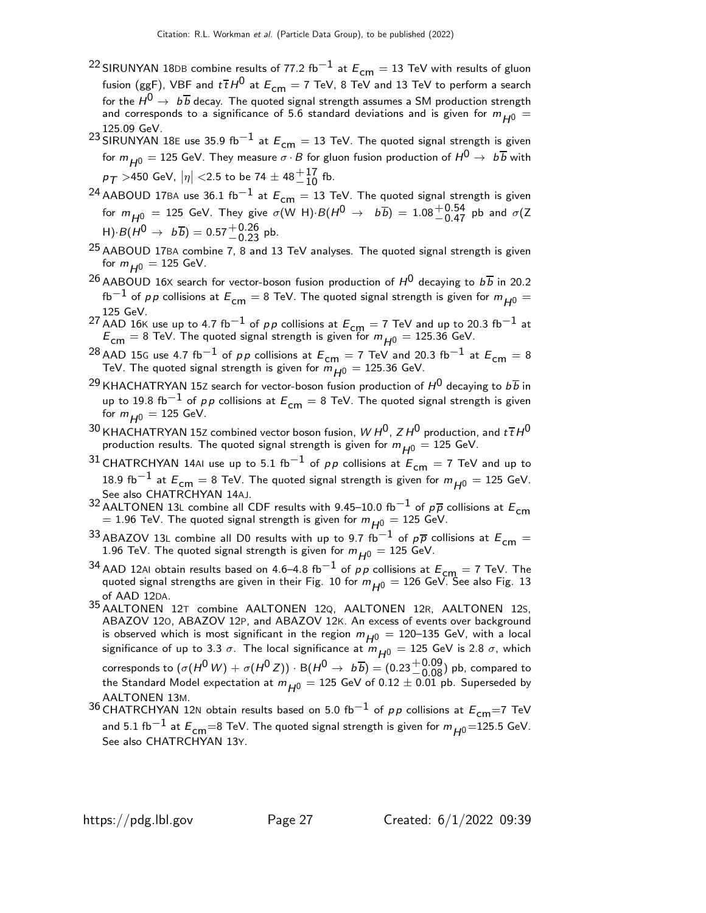[22] SIRUNYAN 18DB combine results of 77.2 $\text{fb}^{-1}$ at $E_{\text{cm}}$ = 13 TeV with results of gluon fusion (ggF), VBF and $t\overline{t}H^0$ at $E_{\text{cm}}$ = 7 TeV, 8 TeV and 13 TeV to perform a search for the $H^0 \rightarrow b\overline{b}$ decay. The quoted signal strength assumes a SM production strength and corresponds to a significance of 5.6 standard deviations and is given for $m_{H^0}$ = 125.09 GeV.

[23] SIRUNYAN 18E use 35.9 $\text{fb}^{-1}$ at $E_{\text{cm}}$ = 13 TeV. The quoted signal strength is given for $m_{H^0}$ = 125 GeV. They measure $\sigma \cdot B$ for gluon fusion production of $H^0 \rightarrow b\overline{b}$ with $p_T$ >450 GeV, $|\eta|$ <2.5 to be $74 \pm 48^{+17}_{-10}$ fb.

[24] AABOUD 17BA use 36.1 $\text{fb}^{-1}$ at $E_{\text{cm}}$ = 13 TeV. The quoted signal strength is given for $m_{H^0}$ = 125 GeV. They give $\sigma(\text{W H})\cdot B(H^0 \rightarrow b\overline{b}) = 1.08^{+0.54}_{-0.47}$ pb and $\sigma(\text{Z H})\cdot B(H^0 \rightarrow b\overline{b}) = 0.57^{+0.26}_{-0.23}$ pb.

[25] AABOUD 17BA combine 7, 8 and 13 TeV analyses. The quoted signal strength is given for $m_{H^0}$ = 125 GeV.

[26] AABOUD 16X search for vector-boson fusion production of $H^0$ decaying to $b\overline{b}$ in 20.2 $\text{fb}^{-1}$ of $pp$ collisions at $E_{\text{cm}}$ = 8 TeV. The quoted signal strength is given for $m_{H^0}$ = 125 GeV.

[27] AAD 16K use up to 4.7 $\text{fb}^{-1}$ of $pp$ collisions at $E_{\text{cm}}$ = 7 TeV and up to 20.3 $\text{fb}^{-1}$ at $E_{\text{cm}}$ = 8 TeV. The quoted signal strength is given for $m_{H^0}$ = 125.36 GeV.

[28] AAD 15G use 4.7 $\text{fb}^{-1}$ of $pp$ collisions at $E_{\text{cm}}$ = 7 TeV and 20.3 $\text{fb}^{-1}$ at $E_{\text{cm}}$ = 8 TeV. The quoted signal strength is given for $m_{H^0}$ = 125.36 GeV.

[29] KHACHATRYAN 15Z search for vector-boson fusion production of $H^0$ decaying to $b\overline{b}$ in up to 19.8 $\text{fb}^{-1}$ of $pp$ collisions at $E_{\text{cm}}$ = 8 TeV. The quoted signal strength is given for $m_{H^0}$ = 125 GeV.

[30] KHACHATRYAN 15Z combined vector boson fusion, $WH^0$, $ZH^0$ production, and $t\overline{t}H^0$ production results. The quoted signal strength is given for $m_{H^0}$ = 125 GeV.

[31] CHATRCHYAN 14AI use up to 5.1 $\text{fb}^{-1}$ of $pp$ collisions at $E_{\text{cm}}$ = 7 TeV and up to 18.9 $\text{fb}^{-1}$ at $E_{\text{cm}}$ = 8 TeV. The quoted signal strength is given for $m_{H^0}$ = 125 GeV. See also CHATRCHYAN 14AJ.

[32] AALTONEN 13L combine all CDF results with 9.45–10.0 $\text{fb}^{-1}$ of $p\overline{p}$ collisions at $E_{\text{cm}}$ = 1.96 TeV. The quoted signal strength is given for $m_{H^0}$ = 125 GeV.

[33] ABAZOV 13L combine all D0 results with up to 9.7 $\text{fb}^{-1}$ of $p\overline{p}$ collisions at $E_{\text{cm}}$ = 1.96 TeV. The quoted signal strength is given for $m_{H^0}$ = 125 GeV.

[34] AAD 12AI obtain results based on 4.6–4.8 $\text{fb}^{-1}$ of $pp$ collisions at $E_{\text{cm}}$ = 7 TeV. The quoted signal strengths are given in their Fig. 10 for $m_{H^0}$ = 126 GeV. See also Fig. 13 of AAD 12DA.

[35] AALTONEN 12T combine AALTONEN 12Q, AALTONEN 12R, AALTONEN 12S, ABAZOV 12O, ABAZOV 12P, and ABAZOV 12K. An excess of events over background is observed which is most significant in the region $m_{H^0}$ = 120–135 GeV, with a local significance of up to 3.3 $\sigma$. The local significance at $m_{H^0}$ = 125 GeV is 2.8 $\sigma$, which corresponds to $(\sigma(H^0 W) + \sigma(H^0 Z)) \cdot \text{B}(H^0 \rightarrow b\overline{b}) = (0.23^{+0.09}_{-0.08})$ pb, compared to the Standard Model expectation at $m_{H^0}$ = 125 GeV of 0.12 ± 0.01 pb. Superseded by AALTONEN 13M.

[36] CHATRCHYAN 12N obtain results based on 5.0 $\text{fb}^{-1}$ of $pp$ collisions at $E_{\text{cm}}$=7 TeV and 5.1 $\text{fb}^{-1}$ at $E_{\text{cm}}$=8 TeV. The quoted signal strength is given for $m_{H^0}$=125.5 GeV. See also CHATRCHYAN 13Y.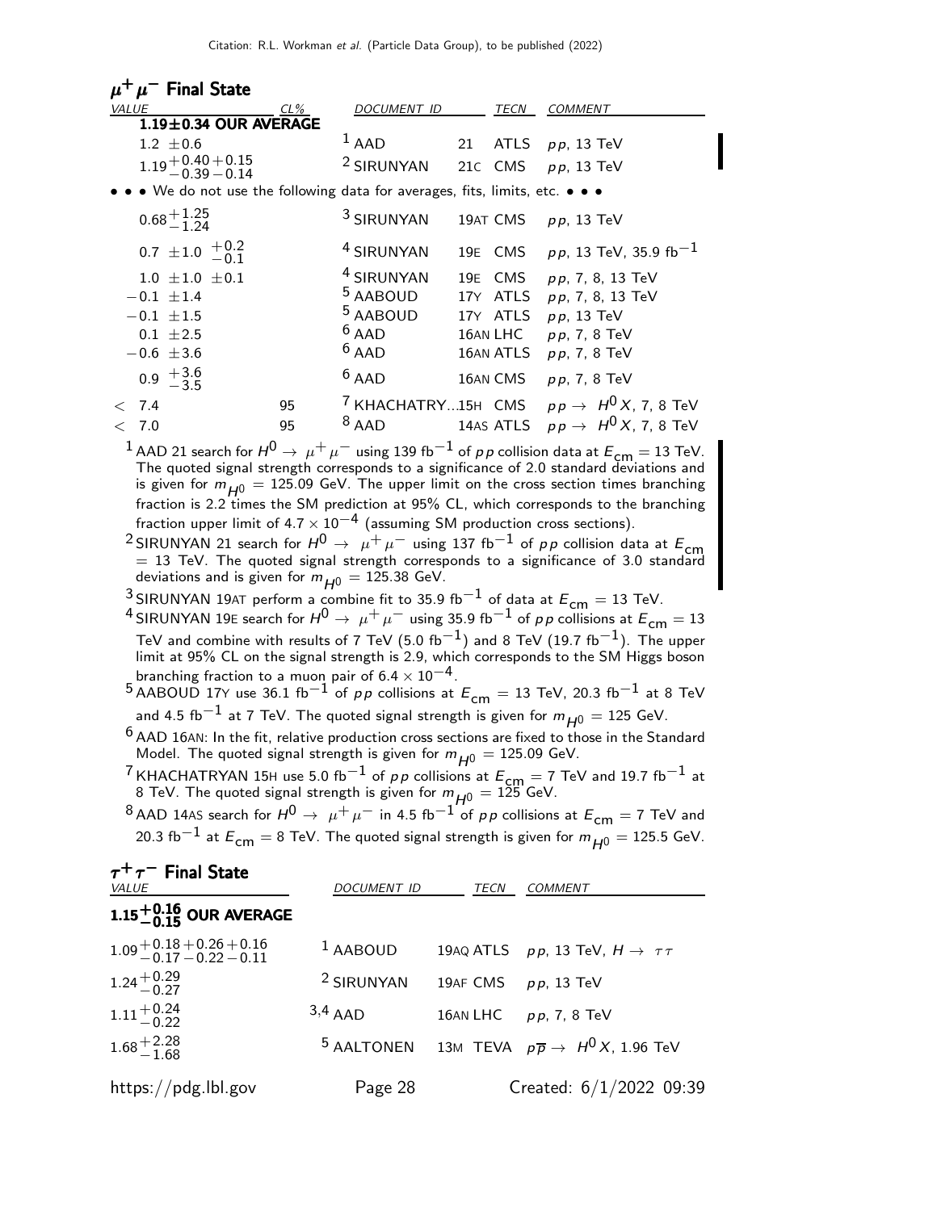## $\mu^+\mu^-$ Final State

| VALUE | CL% | DOCUMENT ID | | TECN | COMMENT |
|---|---|---|---|---|---|
| **1.19±0.34 OUR AVERAGE** | | | | | |
| $1.2 \pm 0.6$ | | [1] AAD | 21 | ATLS | $pp$, 13 TeV |
| $1.19^{+0.40}_{-0.39}{}^{+0.15}_{-0.14}$ | | [2] SIRUNYAN | 21C | CMS | $pp$, 13 TeV |
| • • • We do not use the following data for averages, fits, limits, etc. • • • | | | | | |
| $0.68^{+1.25}_{-1.24}$ | | [3] SIRUNYAN | 19AT | CMS | $pp$, 13 TeV |
| $0.7 \pm 1.0 \ {}^{+0.2}_{-0.1}$ | | [4] SIRUNYAN | 19E | CMS | $pp$, 13 TeV, 35.9 fb$^{-1}$ |
| $1.0 \pm 1.0 \pm 0.1$ | | [4] SIRUNYAN | 19E | CMS | $pp$, 7, 8, 13 TeV |
| $-0.1 \pm 1.4$ | | [5] AABOUD | 17Y | ATLS | $pp$, 7, 8, 13 TeV |
| $-0.1 \pm 1.5$ | | [5] AABOUD | 17Y | ATLS | $pp$, 13 TeV |
| $0.1 \pm 2.5$ | | [6] AAD | 16AN | LHC | $pp$, 7, 8 TeV |
| $-0.6 \pm 3.6$ | | [6] AAD | 16AN | ATLS | $pp$, 7, 8 TeV |
| $0.9 \ {}^{+3.6}_{-3.5}$ | | [6] AAD | 16AN | CMS | $pp$, 7, 8 TeV |
| $< 7.4$ | 95 | [7] KHACHATRY... | 15H | CMS | $pp \to H^0 X$, 7, 8 TeV |
| $< 7.0$ | 95 | [8] AAD | 14AS | ATLS | $pp \to H^0 X$, 7, 8 TeV |

[1] AAD 21 search for $H^0 \to \mu^+\mu^-$ using 139 fb$^{-1}$ of $pp$ collision data at $E_{\rm cm} = 13$ TeV. The quoted signal strength corresponds to a significance of 2.0 standard deviations and is given for $m_{H^0} = 125.09$ GeV. The upper limit on the cross section times branching fraction is 2.2 times the SM prediction at 95% CL, which corresponds to the branching fraction upper limit of $4.7 \times 10^{-4}$ (assuming SM production cross sections).

[2] SIRUNYAN 21 search for $H^0 \to \mu^+\mu^-$ using 137 fb$^{-1}$ of $pp$ collision data at $E_{\rm cm} = 13$ TeV. The quoted signal strength corresponds to a significance of 3.0 standard deviations and is given for $m_{H^0} = 125.38$ GeV.

[3] SIRUNYAN 19AT perform a combine fit to 35.9 fb$^{-1}$ of data at $E_{\rm cm} = 13$ TeV.

[4] SIRUNYAN 19E search for $H^0 \to \mu^+\mu^-$ using 35.9 fb$^{-1}$ of $pp$ collisions at $E_{\rm cm} = 13$ TeV and combine with results of 7 TeV (5.0 fb$^{-1}$) and 8 TeV (19.7 fb$^{-1}$). The upper limit at 95% CL on the signal strength is 2.9, which corresponds to the SM Higgs boson branching fraction to a muon pair of $6.4 \times 10^{-4}$.

[5] AABOUD 17Y use 36.1 fb$^{-1}$ of $pp$ collisions at $E_{\rm cm} = 13$ TeV, 20.3 fb$^{-1}$ at 8 TeV and 4.5 fb$^{-1}$ at 7 TeV. The quoted signal strength is given for $m_{H^0} = 125$ GeV.

[6] AAD 16AN: In the fit, relative production cross sections are fixed to those in the Standard Model. The quoted signal strength is given for $m_{H^0} = 125.09$ GeV.

[7] KHACHATRYAN 15H use 5.0 fb$^{-1}$ of $pp$ collisions at $E_{\rm cm} = 7$ TeV and 19.7 fb$^{-1}$ at 8 TeV. The quoted signal strength is given for $m_{H^0} = 125$ GeV.

[8] AAD 14AS search for $H^0 \to \mu^+\mu^-$ in 4.5 fb$^{-1}$ of $pp$ collisions at $E_{\rm cm} = 7$ TeV and 20.3 fb$^{-1}$ at $E_{\rm cm} = 8$ TeV. The quoted signal strength is given for $m_{H^0} = 125.5$ GeV.

## $\tau^+\tau^-$ Final State

| VALUE | DOCUMENT ID | | TECN | COMMENT |
|---|---|---|---|---|
| **$1.15^{+0.16}_{-0.15}$ OUR AVERAGE** | | | | |
| $1.09^{+0.18}_{-0.17}{}^{+0.26}_{-0.22}{}^{+0.16}_{-0.11}$ | [1] AABOUD | 19AQ | ATLS | $pp$, 13 TeV, $H \to \tau\tau$ |
| $1.24^{+0.29}_{-0.27}$ | [2] SIRUNYAN | 19AF | CMS | $pp$, 13 TeV |
| $1.11^{+0.24}_{-0.22}$ | [3,4] AAD | 16AN | LHC | $pp$, 7, 8 TeV |
| $1.68^{+2.28}_{-1.68}$ | [5] AALTONEN | 13M | TEVA | $p\overline{p} \to H^0 X$, 1.96 TeV |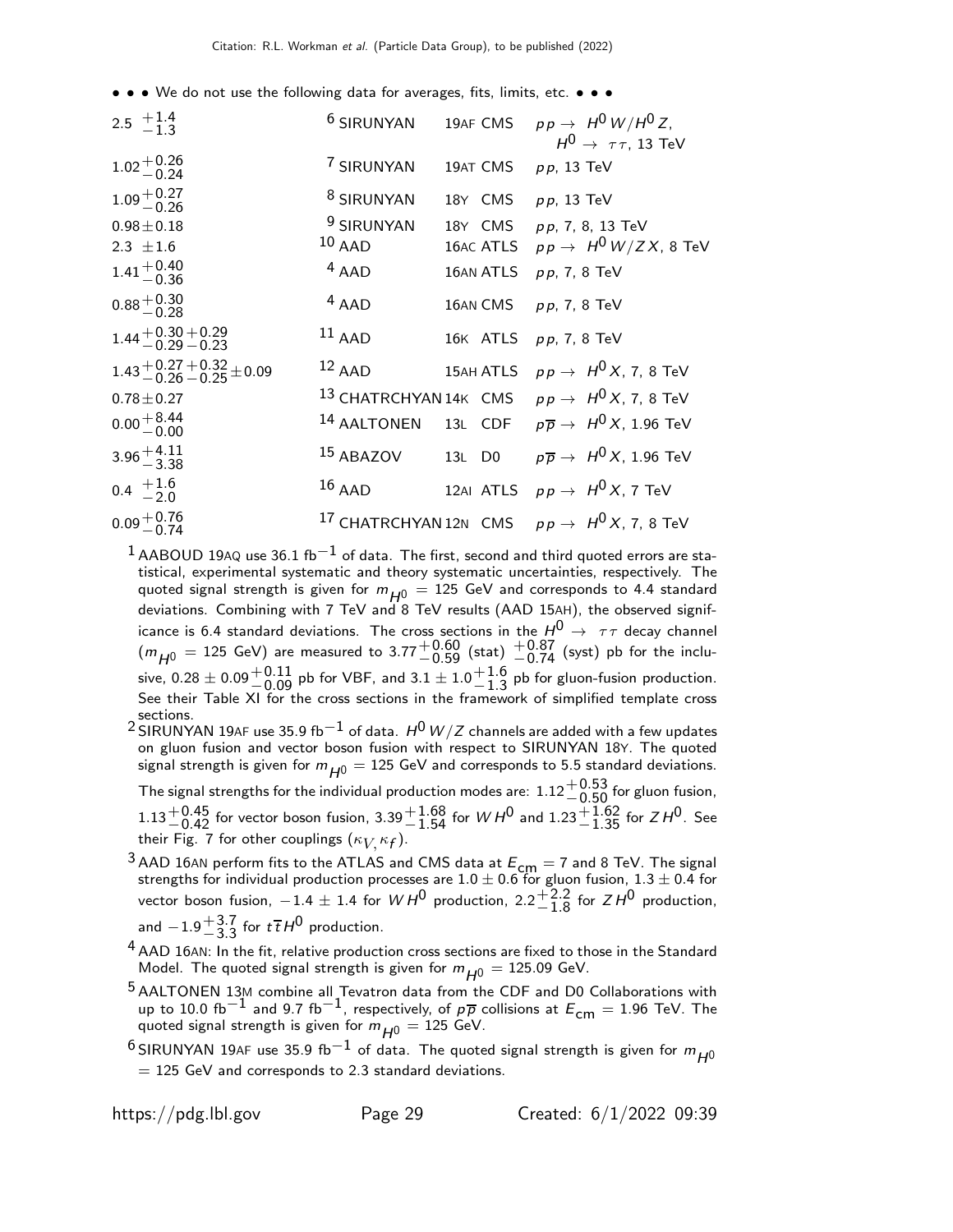• • • We do not use the following data for averages, fits, limits, etc. • • •

| | | | | |
|---|---|---|---|---|
| $2.5\ ^{+1.4}_{-1.3}$ | [6] SIRUNYAN | 19AF | CMS | $pp \to H^0 W/H^0 Z$, $H^0 \to \tau\tau$, 13 TeV |
| $1.02^{+0.26}_{-0.24}$ | [7] SIRUNYAN | 19AT | CMS | $pp$, 13 TeV |
| $1.09^{+0.27}_{-0.26}$ | [8] SIRUNYAN | 18Y | CMS | $pp$, 13 TeV |
| $0.98 \pm 0.18$ | [9] SIRUNYAN | 18Y | CMS | $pp$, 7, 8, 13 TeV |
| $2.3\ \pm 1.6$ | [10] AAD | 16AC | ATLS | $pp \to H^0 W/Z X$, 8 TeV |
| $1.41^{+0.40}_{-0.36}$ | [4] AAD | 16AN | ATLS | $pp$, 7, 8 TeV |
| $0.88^{+0.30}_{-0.28}$ | [4] AAD | 16AN | CMS | $pp$, 7, 8 TeV |
| $1.44^{+0.30}_{-0.29}{}^{+0.29}_{-0.23}$ | [11] AAD | 16K | ATLS | $pp$, 7, 8 TeV |
| $1.43^{+0.27}_{-0.26}{}^{+0.32}_{-0.25} \pm 0.09$ | [12] AAD | 15AH | ATLS | $pp \to H^0 X$, 7, 8 TeV |
| $0.78 \pm 0.27$ | [13] CHATRCHYAN | 14K | CMS | $pp \to H^0 X$, 7, 8 TeV |
| $0.00^{+8.44}_{-0.00}$ | [14] AALTONEN | 13L | CDF | $p\overline{p} \to H^0 X$, 1.96 TeV |
| $3.96^{+4.11}_{-3.38}$ | [15] ABAZOV | 13L | D0 | $p\overline{p} \to H^0 X$, 1.96 TeV |
| $0.4\ ^{+1.6}_{-2.0}$ | [16] AAD | 12AI | ATLS | $pp \to H^0 X$, 7 TeV |
| $0.09^{+0.76}_{-0.74}$ | [17] CHATRCHYAN | 12N | CMS | $pp \to H^0 X$, 7, 8 TeV |

[1] AABOUD 19AQ use 36.1 fb$^{-1}$ of data. The first, second and third quoted errors are statistical, experimental systematic and theory systematic uncertainties, respectively. The quoted signal strength is given for $m_{H^0}$ = 125 GeV and corresponds to 4.4 standard deviations. Combining with 7 TeV and 8 TeV results (AAD 15AH), the observed significance is 6.4 standard deviations. The cross sections in the $H^0 \to \tau\tau$ decay channel ($m_{H^0}$ = 125 GeV) are measured to $3.77^{+0.60}_{-0.59}$ (stat) $^{+0.87}_{-0.74}$ (syst) pb for the inclusive, $0.28 \pm 0.09^{+0.11}_{-0.09}$ pb for VBF, and $3.1 \pm 1.0^{+1.6}_{-1.3}$ pb for gluon-fusion production. See their Table XI for the cross sections in the framework of simplified template cross sections.

[2] SIRUNYAN 19AF use 35.9 fb$^{-1}$ of data. $H^0 W/Z$ channels are added with a few updates on gluon fusion and vector boson fusion with respect to SIRUNYAN 18Y. The quoted signal strength is given for $m_{H^0}$ = 125 GeV and corresponds to 5.5 standard deviations. The signal strengths for the individual production modes are: $1.12^{+0.53}_{-0.50}$ for gluon fusion, $1.13^{+0.45}_{-0.42}$ for vector boson fusion, $3.39^{+1.68}_{-1.54}$ for $W H^0$ and $1.23^{+1.62}_{-1.35}$ for $Z H^0$. See their Fig. 7 for other couplings ($\kappa_V, \kappa_f$).

[3] AAD 16AN perform fits to the ATLAS and CMS data at $E_{cm}$ = 7 and 8 TeV. The signal strengths for individual production processes are $1.0 \pm 0.6$ for gluon fusion, $1.3 \pm 0.4$ for vector boson fusion, $-1.4 \pm 1.4$ for $W H^0$ production, $2.2^{+2.2}_{-1.8}$ for $Z H^0$ production, and $-1.9^{+3.7}_{-3.3}$ for $t\overline{t}H^0$ production.

[4] AAD 16AN: In the fit, relative production cross sections are fixed to those in the Standard Model. The quoted signal strength is given for $m_{H^0}$ = 125.09 GeV.

[5] AALTONEN 13M combine all Tevatron data from the CDF and D0 Collaborations with up to 10.0 fb$^{-1}$ and 9.7 fb$^{-1}$, respectively, of $p\overline{p}$ collisions at $E_{cm}$ = 1.96 TeV. The quoted signal strength is given for $m_{H^0}$ = 125 GeV.

[6] SIRUNYAN 19AF use 35.9 fb$^{-1}$ of data. The quoted signal strength is given for $m_{H^0}$ = 125 GeV and corresponds to 2.3 standard deviations.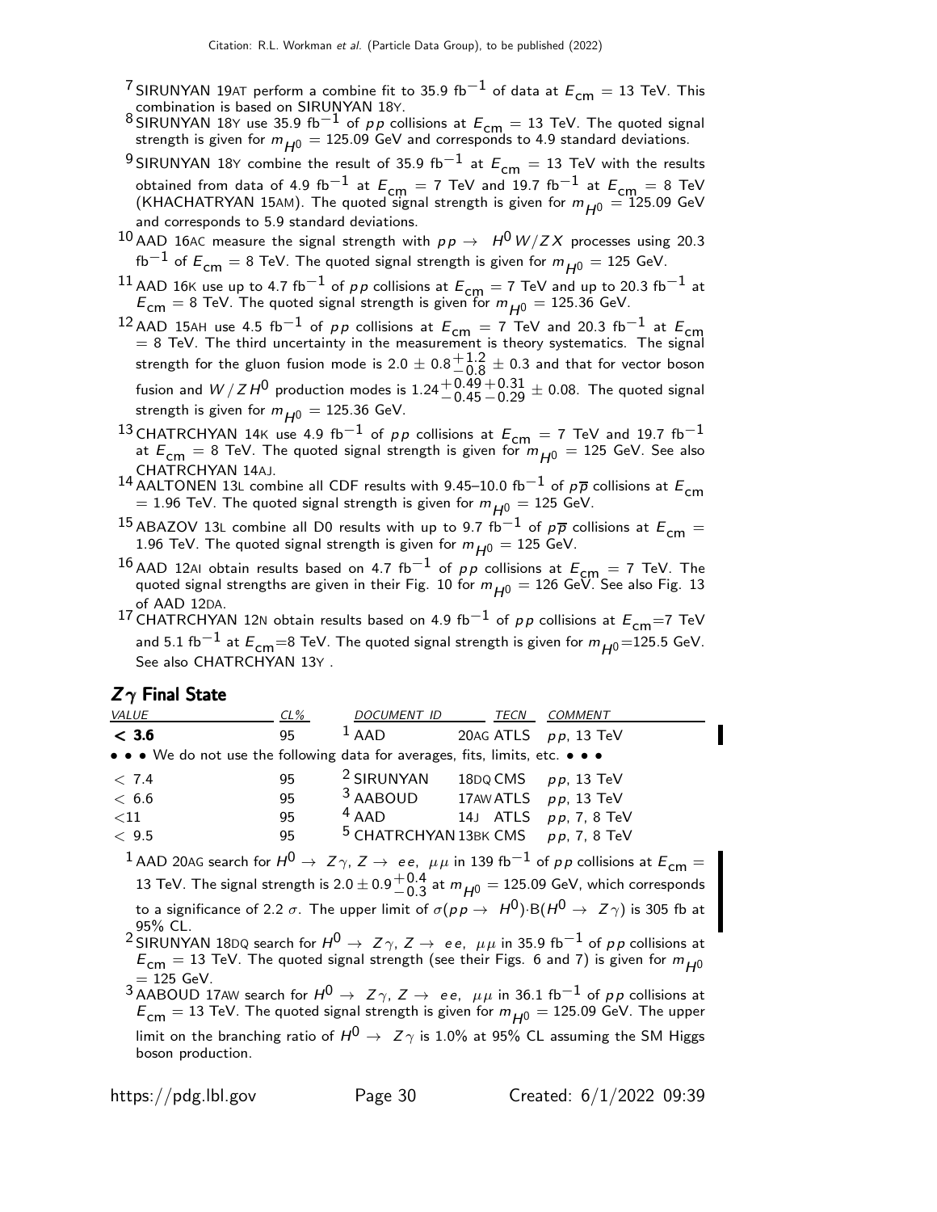[7] SIRUNYAN 19AT perform a combine fit to 35.9 fb$^{-1}$ of data at $E_{cm}$ = 13 TeV. This combination is based on SIRUNYAN 18Y.

[8] SIRUNYAN 18Y use 35.9 fb$^{-1}$ of $pp$ collisions at $E_{cm}$ = 13 TeV. The quoted signal strength is given for $m_{H^0}$ = 125.09 GeV and corresponds to 4.9 standard deviations.

[9] SIRUNYAN 18Y combine the result of 35.9 fb$^{-1}$ at $E_{cm}$ = 13 TeV with the results obtained from data of 4.9 fb$^{-1}$ at $E_{cm}$ = 7 TeV and 19.7 fb$^{-1}$ at $E_{cm}$ = 8 TeV (KHACHATRYAN 15AM). The quoted signal strength is given for $m_{H^0}$ = 125.09 GeV and corresponds to 5.9 standard deviations.

[10] AAD 16AC measure the signal strength with $pp \rightarrow H^0 W/ZX$ processes using 20.3 fb$^{-1}$ of $E_{cm}$ = 8 TeV. The quoted signal strength is given for $m_{H^0}$ = 125 GeV.

[11] AAD 16K use up to 4.7 fb$^{-1}$ of $pp$ collisions at $E_{cm}$ = 7 TeV and up to 20.3 fb$^{-1}$ at $E_{cm}$ = 8 TeV. The quoted signal strength is given for $m_{H^0}$ = 125.36 GeV.

[12] AAD 15AH use 4.5 fb$^{-1}$ of $pp$ collisions at $E_{cm}$ = 7 TeV and 20.3 fb$^{-1}$ at $E_{cm}$ = 8 TeV. The third uncertainty in the measurement is theory systematics. The signal strength for the gluon fusion mode is $2.0 \pm 0.8^{+1.2}_{-0.8} \pm 0.3$ and that for vector boson fusion and $W/ZH^0$ production modes is $1.24^{+0.49}_{-0.45}{}^{+0.31}_{-0.29} \pm 0.08$. The quoted signal strength is given for $m_{H^0}$ = 125.36 GeV.

[13] CHATRCHYAN 14K use 4.9 fb$^{-1}$ of $pp$ collisions at $E_{cm}$ = 7 TeV and 19.7 fb$^{-1}$ at $E_{cm}$ = 8 TeV. The quoted signal strength is given for $m_{H^0}$ = 125 GeV. See also CHATRCHYAN 14AJ.

[14] AALTONEN 13L combine all CDF results with 9.45–10.0 fb$^{-1}$ of $p\overline{p}$ collisions at $E_{cm}$ = 1.96 TeV. The quoted signal strength is given for $m_{H^0}$ = 125 GeV.

[15] ABAZOV 13L combine all D0 results with up to 9.7 fb$^{-1}$ of $p\overline{p}$ collisions at $E_{cm}$ = 1.96 TeV. The quoted signal strength is given for $m_{H^0}$ = 125 GeV.

[16] AAD 12AI obtain results based on 4.7 fb$^{-1}$ of $pp$ collisions at $E_{cm}$ = 7 TeV. The quoted signal strengths are given in their Fig. 10 for $m_{H^0}$ = 126 GeV. See also Fig. 13 of AAD 12DA.

[17] CHATRCHYAN 12N obtain results based on 4.9 fb$^{-1}$ of $pp$ collisions at $E_{cm}$=7 TeV and 5.1 fb$^{-1}$ at $E_{cm}$=8 TeV. The quoted signal strength is given for $m_{H^0}$=125.5 GeV. See also CHATRCHYAN 13Y .

## $Z\gamma$ Final State

| VALUE | CL% | DOCUMENT ID | TECN | COMMENT |
|---|---|---|---|---|
| **< 3.6** | 95 | [1] AAD | 20AG ATLS | $pp$, 13 TeV |
| • • • We do not use the following data for averages, fits, limits, etc. • • • | | | | |
| < 7.4 | 95 | [2] SIRUNYAN | 18DQ CMS | $pp$, 13 TeV |
| < 6.6 | 95 | [3] AABOUD | 17AW ATLS | $pp$, 13 TeV |
| <11 | 95 | [4] AAD | 14J ATLS | $pp$, 7, 8 TeV |
| < 9.5 | 95 | [5] CHATRCHYAN | 13BK CMS | $pp$, 7, 8 TeV |

[1] AAD 20AG search for $H^0 \rightarrow Z\gamma$, $Z \rightarrow ee$, $\mu\mu$ in 139 fb$^{-1}$ of $pp$ collisions at $E_{cm}$ = 13 TeV. The signal strength is $2.0 \pm 0.9^{+0.4}_{-0.3}$ at $m_{H^0}$ = 125.09 GeV, which corresponds to a significance of 2.2 $\sigma$. The upper limit of $\sigma(pp \rightarrow H^0)\cdot$B$(H^0 \rightarrow Z\gamma)$ is 305 fb at 95% CL.

[2] SIRUNYAN 18DQ search for $H^0 \rightarrow Z\gamma$, $Z \rightarrow ee$, $\mu\mu$ in 35.9 fb$^{-1}$ of $pp$ collisions at $E_{cm}$ = 13 TeV. The quoted signal strength (see their Figs. 6 and 7) is given for $m_{H^0}$ = 125 GeV.

[3] AABOUD 17AW search for $H^0 \rightarrow Z\gamma$, $Z \rightarrow ee$, $\mu\mu$ in 36.1 fb$^{-1}$ of $pp$ collisions at $E_{cm}$ = 13 TeV. The quoted signal strength is given for $m_{H^0}$ = 125.09 GeV. The upper limit on the branching ratio of $H^0 \rightarrow Z\gamma$ is 1.0% at 95% CL assuming the SM Higgs boson production.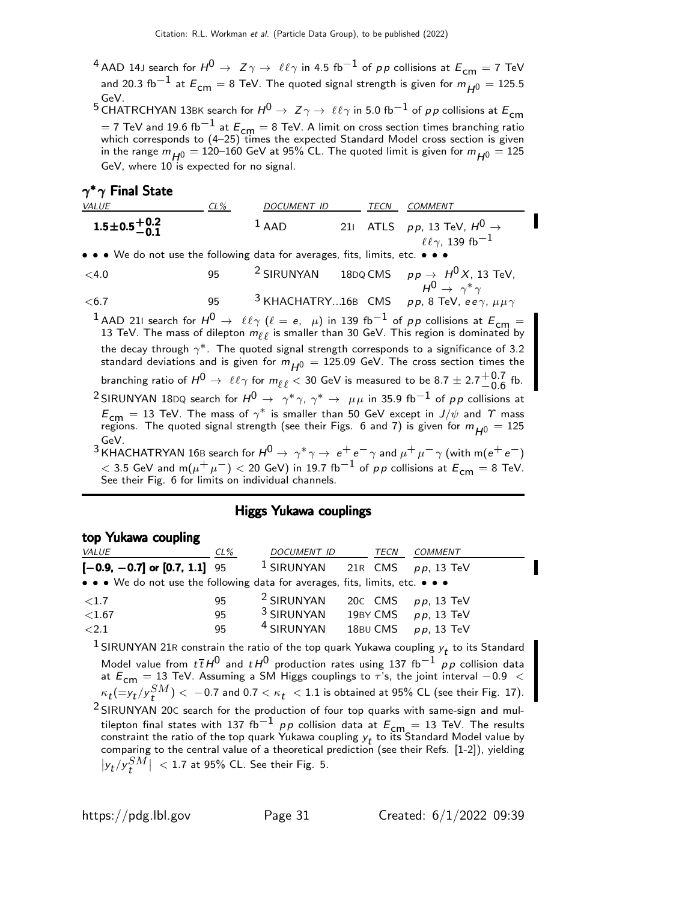[4] AAD 14J search for $H^0 \to Z\gamma \to \ell\ell\gamma$ in 4.5 fb$^{-1}$ of $pp$ collisions at $E_{cm}$ = 7 TeV and 20.3 fb$^{-1}$ at $E_{cm}$ = 8 TeV. The quoted signal strength is given for $m_{H^0}$ = 125.5 GeV.

[5] CHATRCHYAN 13BK search for $H^0 \to Z\gamma \to \ell\ell\gamma$ in 5.0 fb$^{-1}$ of $pp$ collisions at $E_{cm}$ = 7 TeV and 19.6 fb$^{-1}$ at $E_{cm}$ = 8 TeV. A limit on cross section times branching ratio which corresponds to (4–25) times the expected Standard Model cross section is given in the range $m_{H^0}$ = 120–160 GeV at 95% CL. The quoted limit is given for $m_{H^0}$ = 125 GeV, where 10 is expected for no signal.

### $\gamma^*\gamma$ Final State

| VALUE | CL% | DOCUMENT ID | | TECN | COMMENT |
|---|---|---|---|---|---|
| **$1.5\pm0.5^{+0.2}_{-0.1}$** | | [1] AAD | 21I | ATLS | $pp$, 13 TeV, $H^0 \to \ell\ell\gamma$, 139 fb$^{-1}$ |
| • • • We do not use the following data for averages, fits, limits, etc. • • • | | | | | |
| $<4.0$ | 95 | [2] SIRUNYAN | 18DQ | CMS | $pp \to H^0 X$, 13 TeV, $H^0 \to \gamma^*\gamma$ |
| $<6.7$ | 95 | [3] KHACHATRY... | 16B | CMS | $pp$, 8 TeV, $ee\gamma$, $\mu\mu\gamma$ |

[1] AAD 21I search for $H^0 \to \ell\ell\gamma$ ($\ell = e, \mu$) in 139 fb$^{-1}$ of $pp$ collisions at $E_{cm}$ = 13 TeV. The mass of dilepton $m_{\ell\ell}$ is smaller than 30 GeV. This region is dominated by the decay through $\gamma^*$. The quoted signal strength corresponds to a significance of 3.2 standard deviations and is given for $m_{H^0}$ = 125.09 GeV. The cross section times the branching ratio of $H^0 \to \ell\ell\gamma$ for $m_{\ell\ell} < 30$ GeV is measured to be $8.7 \pm 2.7^{+0.7}_{-0.6}$ fb.

[2] SIRUNYAN 18DQ search for $H^0 \to \gamma^*\gamma$, $\gamma^* \to \mu\mu$ in 35.9 fb$^{-1}$ of $pp$ collisions at $E_{cm}$ = 13 TeV. The mass of $\gamma^*$ is smaller than 50 GeV except in $J/\psi$ and $\Upsilon$ mass regions. The quoted signal strength (see their Figs. 6 and 7) is given for $m_{H^0}$ = 125 GeV.

[3] KHACHATRYAN 16B search for $H^0 \to \gamma^*\gamma \to e^+e^-\gamma$ and $\mu^+\mu^-\gamma$ (with m($e^+e^-$) < 3.5 GeV and m($\mu^+\mu^-$) < 20 GeV) in 19.7 fb$^{-1}$ of $pp$ collisions at $E_{cm}$ = 8 TeV. See their Fig. 6 for limits on individual channels.

## Higgs Yukawa couplings

### top Yukawa coupling

| VALUE | CL% | DOCUMENT ID | | TECN | COMMENT |
|---|---|---|---|---|---|
| **[−0.9, −0.7] or [0.7, 1.1]** | **95** | [1] SIRUNYAN | 21R | CMS | $pp$, 13 TeV |
| • • • We do not use the following data for averages, fits, limits, etc. • • • | | | | | |
| $<1.7$ | 95 | [2] SIRUNYAN | 20C | CMS | $pp$, 13 TeV |
| $<1.67$ | 95 | [3] SIRUNYAN | 19BY | CMS | $pp$, 13 TeV |
| $<2.1$ | 95 | [4] SIRUNYAN | 18BU | CMS | $pp$, 13 TeV |

[1] SIRUNYAN 21R constrain the ratio of the top quark Yukawa coupling $y_t$ to its Standard Model value from $t\overline{t}H^0$ and $tH^0$ production rates using 137 fb$^{-1}$ $pp$ collision data at $E_{cm}$ = 13 TeV. Assuming a SM Higgs couplings to $\tau$'s, the joint interval $-0.9 < \kappa_t(=y_t/y_t^{SM}) < -0.7$ and $0.7 < \kappa_t < 1.1$ is obtained at 95% CL (see their Fig. 17).

[2] SIRUNYAN 20C search for the production of four top quarks with same-sign and multilepton final states with 137 fb$^{-1}$ $pp$ collision data at $E_{cm}$ = 13 TeV. The results constraint the ratio of the top quark Yukawa coupling $y_t$ to its Standard Model value by comparing to the central value of a theoretical prediction (see their Refs. [1-2]), yielding $|y_t/y_t^{SM}| < 1.7$ at 95% CL. See their Fig. 5.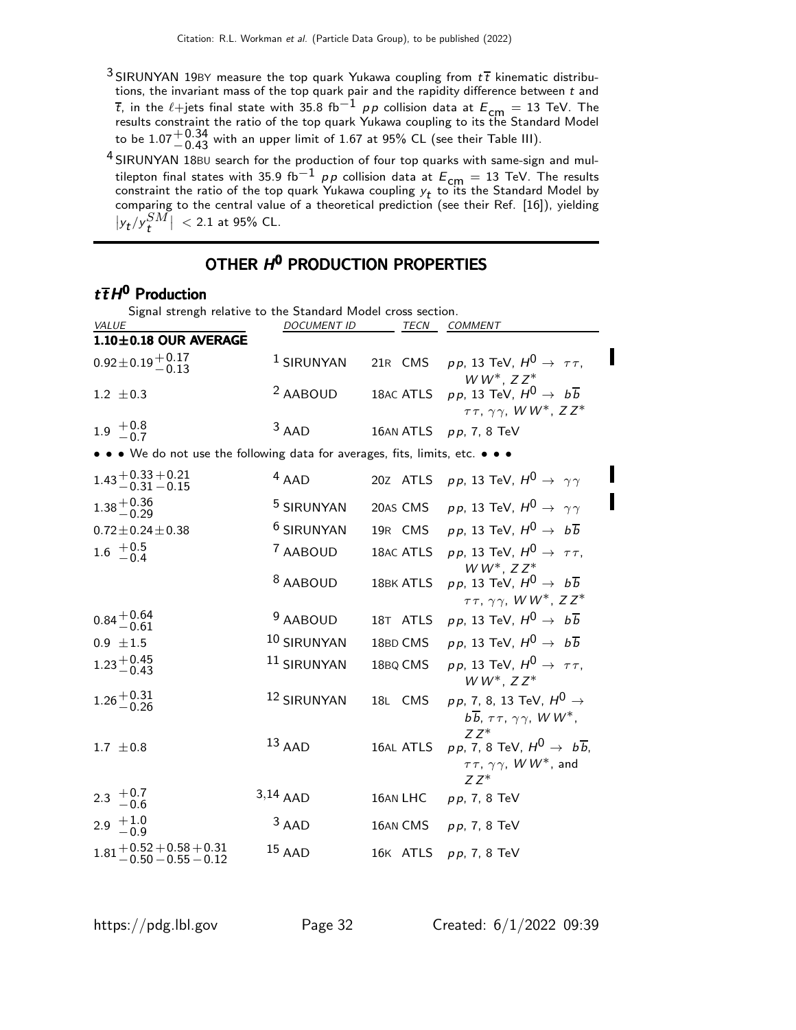[3] SIRUNYAN 19BY measure the top quark Yukawa coupling from $t\overline{t}$ kinematic distributions, the invariant mass of the top quark pair and the rapidity difference between $t$ and $\overline{t}$, in the $\ell$+jets final state with 35.8 fb$^{-1}$ $pp$ collision data at $E_{\rm cm}$ = 13 TeV. The results constraint the ratio of the top quark Yukawa coupling to its the Standard Model to be $1.07^{+0.34}_{-0.43}$ with an upper limit of 1.67 at 95% CL (see their Table III).

[4] SIRUNYAN 18BU search for the production of four top quarks with same-sign and multilepton final states with 35.9 fb$^{-1}$ $pp$ collision data at $E_{\rm cm}$ = 13 TeV. The results constraint the ratio of the top quark Yukawa coupling $y_t$ to its the Standard Model by comparing to the central value of a theoretical prediction (see their Ref. [16]), yielding $|y_t/y_t^{SM}|$ < 2.1 at 95% CL.

## OTHER $H^0$ PRODUCTION PROPERTIES

### $t\overline{t}H^0$ Production

Signal strengh relative to the Standard Model cross section.

| VALUE | DOCUMENT ID | TECN | COMMENT |
|---|---|---|---|
| **1.10±0.18 OUR AVERAGE** | | | |
| $0.92\pm0.19^{+0.17}_{-0.13}$ | [1] SIRUNYAN | 21R CMS | $pp$, 13 TeV, $H^0 \to \tau\tau$, $WW^*$, $ZZ^*$ |
| $1.2\ \pm0.3$ | [2] AABOUD | 18AC ATLS | $pp$, 13 TeV, $H^0 \to b\overline{b}$ $\tau\tau$, $\gamma\gamma$, $WW^*$, $ZZ^*$ |
| $1.9\ ^{+0.8}_{-0.7}$ | [3] AAD | 16AN ATLS | $pp$, 7, 8 TeV |
| • • • We do not use the following data for averages, fits, limits, etc. • • • | | | |
| $1.43^{+0.33}_{-0.31}{}^{+0.21}_{-0.15}$ | [4] AAD | 20Z ATLS | $pp$, 13 TeV, $H^0 \to \gamma\gamma$ |
| $1.38^{+0.36}_{-0.29}$ | [5] SIRUNYAN | 20AS CMS | $pp$, 13 TeV, $H^0 \to \gamma\gamma$ |
| $0.72\pm0.24\pm0.38$ | [6] SIRUNYAN | 19R CMS | $pp$, 13 TeV, $H^0 \to b\overline{b}$ |
| $1.6\ ^{+0.5}_{-0.4}$ | [7] AABOUD | 18AC ATLS | $pp$, 13 TeV, $H^0 \to \tau\tau$, $WW^*$, $ZZ^*$ |
| | [8] AABOUD | 18BK ATLS | $pp$, 13 TeV, $H^0 \to b\overline{b}$ $\tau\tau$, $\gamma\gamma$, $WW^*$, $ZZ^*$ |
| $0.84^{+0.64}_{-0.61}$ | [9] AABOUD | 18T ATLS | $pp$, 13 TeV, $H^0 \to b\overline{b}$ |
| $0.9\ \pm1.5$ | [10] SIRUNYAN | 18BD CMS | $pp$, 13 TeV, $H^0 \to b\overline{b}$ |
| $1.23^{+0.45}_{-0.43}$ | [11] SIRUNYAN | 18BQ CMS | $pp$, 13 TeV, $H^0 \to \tau\tau$, $WW^*$, $ZZ^*$ |
| $1.26^{+0.31}_{-0.26}$ | [12] SIRUNYAN | 18L CMS | $pp$, 7, 8, 13 TeV, $H^0 \to$ $b\overline{b}$, $\tau\tau$, $\gamma\gamma$, $WW^*$, $ZZ^*$ |
| $1.7\ \pm0.8$ | [13] AAD | 16AL ATLS | $pp$, 7, 8 TeV, $H^0 \to b\overline{b}$, $\tau\tau$, $\gamma\gamma$, $WW^*$, and $ZZ^*$ |
| $2.3\ ^{+0.7}_{-0.6}$ | [3,14] AAD | 16AN LHC | $pp$, 7, 8 TeV |
| $2.9\ ^{+1.0}_{-0.9}$ | [3] AAD | 16AN CMS | $pp$, 7, 8 TeV |
| $1.81^{+0.52}_{-0.50}{}^{+0.58}_{-0.55}{}^{+0.31}_{-0.12}$ | [15] AAD | 16K ATLS | $pp$, 7, 8 TeV |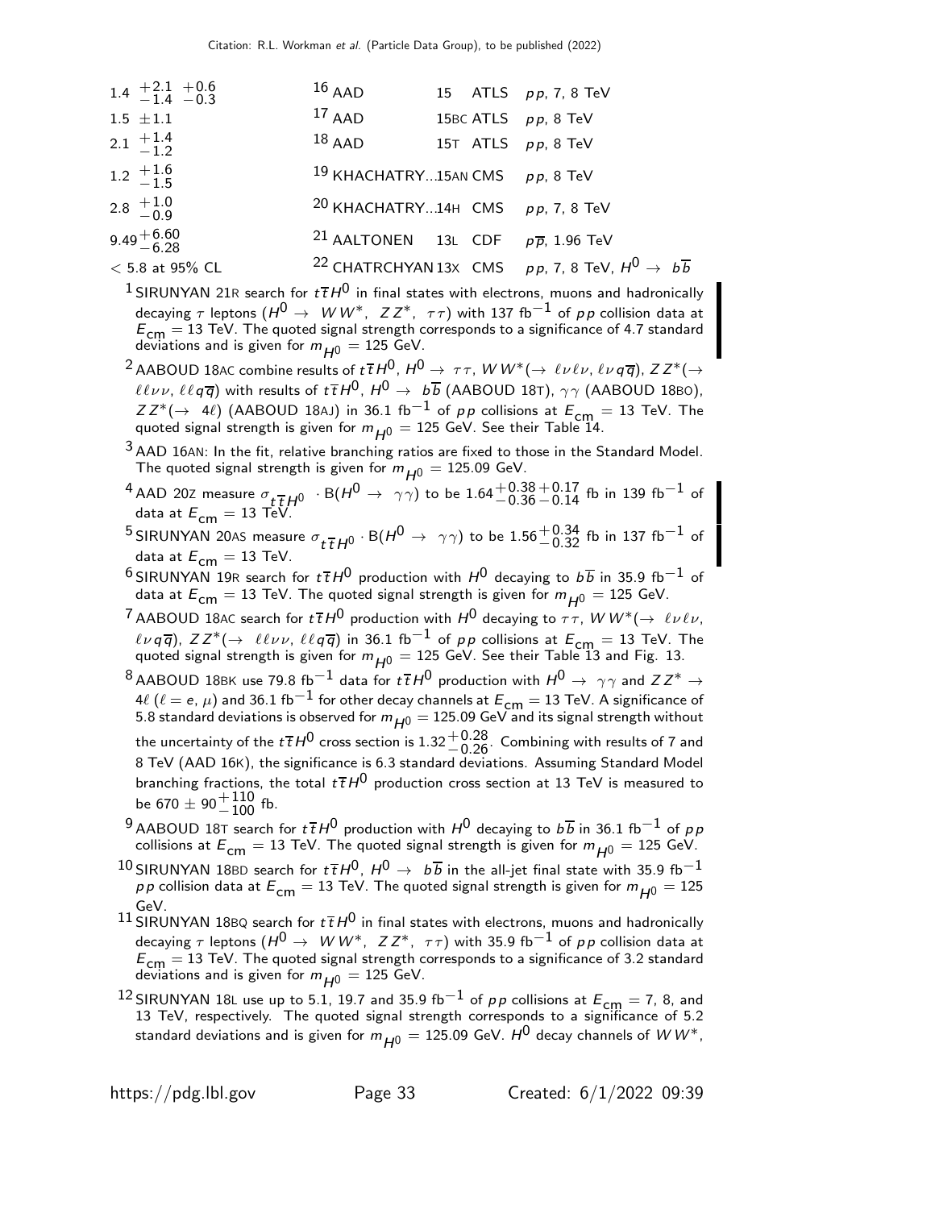| VALUE | DOCUMENT ID | | TECN | COMMENT |
|---|---|---|---|---|
| $1.4\ ^{+2.1}_{-1.4}\ ^{+0.6}_{-0.3}$ | [16] AAD | 15 | ATLS | $pp$, 7, 8 TeV |
| $1.5\ \pm 1.1$ | [17] AAD | 15BC | ATLS | $pp$, 8 TeV |
| $2.1\ ^{+1.4}_{-1.2}$ | [18] AAD | 15T | ATLS | $pp$, 8 TeV |
| $1.2\ ^{+1.6}_{-1.5}$ | [19] KHACHATRY... | 15AN | CMS | $pp$, 8 TeV |
| $2.8\ ^{+1.0}_{-0.9}$ | [20] KHACHATRY... | 14H | CMS | $pp$, 7, 8 TeV |
| $9.49^{+6.60}_{-6.28}$ | [21] AALTONEN | 13L | CDF | $p\overline{p}$, 1.96 TeV |
| $< 5.8$ at 95% CL | [22] CHATRCHYAN | 13X | CMS | $pp$, 7, 8 TeV, $H^0 \to b\overline{b}$ |

[1] SIRUNYAN 21R search for $t\overline{t}H^0$ in final states with electrons, muons and hadronically decaying $\tau$ leptons ($H^0 \to WW^*$, $ZZ^*$, $\tau\tau$) with 137 fb$^{-1}$ of $pp$ collision data at $E_{\rm cm}$ = 13 TeV. The quoted signal strength corresponds to a significance of 4.7 standard deviations and is given for $m_{H^0}$ = 125 GeV.

[2] AABOUD 18AC combine results of $t\overline{t}H^0$, $H^0 \to \tau\tau$, $WW^*(\to \ell\nu\ell\nu, \ell\nu q\overline{q})$, $ZZ^*(\to \ell\ell\nu\nu, \ell\ell q\overline{q})$ with results of $t\overline{t}H^0$, $H^0 \to b\overline{b}$ (AABOUD 18T), $\gamma\gamma$ (AABOUD 18BO), $ZZ^*(\to 4\ell)$ (AABOUD 18AJ) in 36.1 fb$^{-1}$ of $pp$ collisions at $E_{\rm cm}$ = 13 TeV. The quoted signal strength is given for $m_{H^0}$ = 125 GeV. See their Table 14.

[3] AAD 16AN: In the fit, relative branching ratios are fixed to those in the Standard Model. The quoted signal strength is given for $m_{H^0}$ = 125.09 GeV.

[4] AAD 20Z measure $\sigma_{t\overline{t}H^0} \cdot$ B($H^0 \to \gamma\gamma$) to be $1.64^{+0.38}_{-0.36}{}^{+0.17}_{-0.14}$ fb in 139 fb$^{-1}$ of data at $E_{\rm cm}$ = 13 TeV.

[5] SIRUNYAN 20AS measure $\sigma_{t\overline{t}H^0} \cdot$ B($H^0 \to \gamma\gamma$) to be $1.56^{+0.34}_{-0.32}$ fb in 137 fb$^{-1}$ of data at $E_{\rm cm}$ = 13 TeV.

[6] SIRUNYAN 19R search for $t\overline{t}H^0$ production with $H^0$ decaying to $b\overline{b}$ in 35.9 fb$^{-1}$ of data at $E_{\rm cm}$ = 13 TeV. The quoted signal strength is given for $m_{H^0}$ = 125 GeV.

[7] AABOUD 18AC search for $t\overline{t}H^0$ production with $H^0$ decaying to $\tau\tau$, $WW^*(\to \ell\nu\ell\nu, \ell\nu q\overline{q})$, $ZZ^*(\to \ell\ell\nu\nu, \ell\ell q\overline{q})$ in 36.1 fb$^{-1}$ of $pp$ collisions at $E_{\rm cm}$ = 13 TeV. The quoted signal strength is given for $m_{H^0}$ = 125 GeV. See their Table 13 and Fig. 13.

[8] AABOUD 18BK use 79.8 fb$^{-1}$ data for $t\overline{t}H^0$ production with $H^0 \to \gamma\gamma$ and $ZZ^* \to 4\ell$ ($\ell = e, \mu$) and 36.1 fb$^{-1}$ for other decay channels at $E_{\rm cm}$ = 13 TeV. A significance of 5.8 standard deviations is observed for $m_{H^0}$ = 125.09 GeV and its signal strength without the uncertainty of the $t\overline{t}H^0$ cross section is $1.32^{+0.28}_{-0.26}$. Combining with results of 7 and 8 TeV (AAD 16K), the significance is 6.3 standard deviations. Assuming Standard Model branching fractions, the total $t\overline{t}H^0$ production cross section at 13 TeV is measured to be $670 \pm 90^{+110}_{-100}$ fb.

[9] AABOUD 18T search for $t\overline{t}H^0$ production with $H^0$ decaying to $b\overline{b}$ in 36.1 fb$^{-1}$ of $pp$ collisions at $E_{\rm cm}$ = 13 TeV. The quoted signal strength is given for $m_{H^0}$ = 125 GeV.

[10] SIRUNYAN 18BD search for $t\overline{t}H^0$, $H^0 \to b\overline{b}$ in the all-jet final state with 35.9 fb$^{-1}$ $pp$ collision data at $E_{\rm cm}$ = 13 TeV. The quoted signal strength is given for $m_{H^0}$ = 125 GeV.

[11] SIRUNYAN 18BQ search for $t\overline{t}H^0$ in final states with electrons, muons and hadronically decaying $\tau$ leptons ($H^0 \to WW^*$, $ZZ^*$, $\tau\tau$) with 35.9 fb$^{-1}$ of $pp$ collision data at $E_{\rm cm}$ = 13 TeV. The quoted signal strength corresponds to a significance of 3.2 standard deviations and is given for $m_{H^0}$ = 125 GeV.

[12] SIRUNYAN 18L use up to 5.1, 19.7 and 35.9 fb$^{-1}$ of $pp$ collisions at $E_{\rm cm}$ = 7, 8, and 13 TeV, respectively. The quoted signal strength corresponds to a significance of 5.2 standard deviations and is given for $m_{H^0}$ = 125.09 GeV. $H^0$ decay channels of $WW^*$,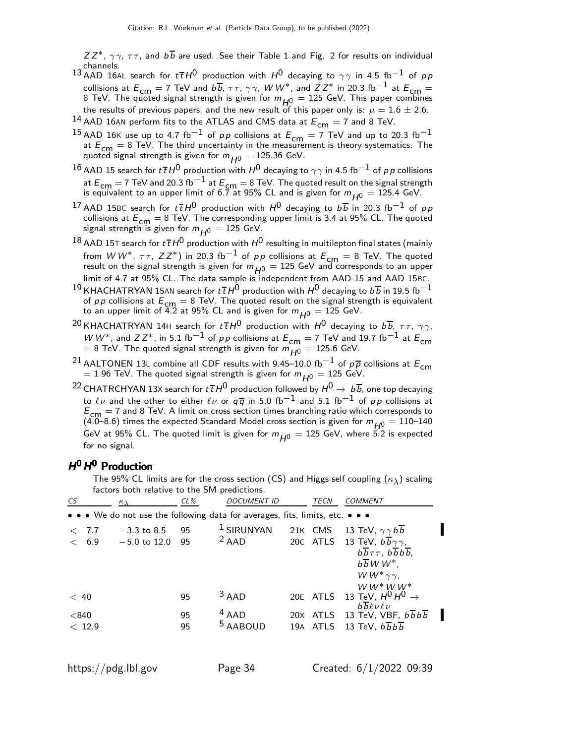$ZZ^*$, $\gamma\gamma$, $\tau\tau$, and $b\overline{b}$ are used. See their Table 1 and Fig. 2 for results on individual channels.

[13] AAD 16AL search for $t\overline{t}H^0$ production with $H^0$ decaying to $\gamma\gamma$ in 4.5 fb$^{-1}$ of $pp$ collisions at $E_{cm}$ = 7 TeV and $b\overline{b}$, $\tau\tau$, $\gamma\gamma$, $WW^*$, and $ZZ^*$ in 20.3 fb$^{-1}$ at $E_{cm}$ = 8 TeV. The quoted signal strength is given for $m_{H^0}$ = 125 GeV. This paper combines the results of previous papers, and the new result of this paper only is: $\mu = 1.6 \pm 2.6$.

[14] AAD 16AN perform fits to the ATLAS and CMS data at $E_{cm}$ = 7 and 8 TeV.

[15] AAD 16K use up to 4.7 fb$^{-1}$ of $pp$ collisions at $E_{cm}$ = 7 TeV and up to 20.3 fb$^{-1}$ at $E_{cm}$ = 8 TeV. The third uncertainty in the measurement is theory systematics. The quoted signal strength is given for $m_{H^0}$ = 125.36 GeV.

[16] AAD 15 search for $t\overline{t}H^0$ production with $H^0$ decaying to $\gamma\gamma$ in 4.5 fb$^{-1}$ of $pp$ collisions at $E_{cm}$ = 7 TeV and 20.3 fb$^{-1}$ at $E_{cm}$ = 8 TeV. The quoted result on the signal strength is equivalent to an upper limit of 6.7 at 95% CL and is given for $m_{H^0}$ = 125.4 GeV.

[17] AAD 15BC search for $t\overline{t}H^0$ production with $H^0$ decaying to $b\overline{b}$ in 20.3 fb$^{-1}$ of $pp$ collisions at $E_{cm}$ = 8 TeV. The corresponding upper limit is 3.4 at 95% CL. The quoted signal strength is given for $m_{H^0}$ = 125 GeV.

[18] AAD 15T search for $t\overline{t}H^0$ production with $H^0$ resulting in multilepton final states (mainly from $WW^*$, $\tau\tau$, $ZZ^*$) in 20.3 fb$^{-1}$ of $pp$ collisions at $E_{cm}$ = 8 TeV. The quoted result on the signal strength is given for $m_{H^0}$ = 125 GeV and corresponds to an upper limit of 4.7 at 95% CL. The data sample is independent from AAD 15 and AAD 15BC.

[19] KHACHATRYAN 15AN search for $t\overline{t}H^0$ production with $H^0$ decaying to $b\overline{b}$ in 19.5 fb$^{-1}$ of $pp$ collisions at $E_{cm}$ = 8 TeV. The quoted result on the signal strength is equivalent to an upper limit of 4.2 at 95% CL and is given for $m_{H^0}$ = 125 GeV.

[20] KHACHATRYAN 14H search for $t\overline{t}H^0$ production with $H^0$ decaying to $b\overline{b}$, $\tau\tau$, $\gamma\gamma$, $WW^*$, and $ZZ^*$, in 5.1 fb$^{-1}$ of $pp$ collisions at $E_{cm}$ = 7 TeV and 19.7 fb$^{-1}$ at $E_{cm}$ = 8 TeV. The quoted signal strength is given for $m_{H^0}$ = 125.6 GeV.

[21] AALTONEN 13L combine all CDF results with 9.45–10.0 fb$^{-1}$ of $p\overline{p}$ collisions at $E_{cm}$ = 1.96 TeV. The quoted signal strength is given for $m_{H^0}$ = 125 GeV.

[22] CHATRCHYAN 13X search for $t\overline{t}H^0$ production followed by $H^0 \rightarrow b\overline{b}$, one top decaying to $\ell\nu$ and the other to either $\ell\nu$ or $q\overline{q}$ in 5.0 fb$^{-1}$ and 5.1 fb$^{-1}$ of $pp$ collisions at $E_{cm}$ = 7 and 8 TeV. A limit on cross section times branching ratio which corresponds to (4.0–8.6) times the expected Standard Model cross section is given for $m_{H^0}$ = 110–140 GeV at 95% CL. The quoted limit is given for $m_{H^0}$ = 125 GeV, where 5.2 is expected for no signal.

## $H^0 H^0$ Production

The 95% CL limits are for the cross section (CS) and Higgs self coupling ($\kappa_\lambda$) scaling factors both relative to the SM predictions.

| CS | $\kappa_\lambda$ | CL% | DOCUMENT ID | | TECN | COMMENT |
|---|---|---|---|---|---|---|
| • • • We do not use the following data for averages, fits, limits, etc. • • • | | | | | | |
| < 7.7 | −3.3 to 8.5 | 95 | [1] SIRUNYAN | 21K | CMS | 13 TeV, $\gamma\gamma b\overline{b}$ |
| < 6.9 | −5.0 to 12.0 | 95 | [2] AAD | 20C | ATLS | 13 TeV, $b\overline{b}\gamma\gamma$, $b\overline{b}\tau\tau$, $b\overline{b}b\overline{b}$, $b\overline{b}WW^*$, $WW^*\gamma\gamma$, $WW^*WW^*$ |
| < 40 | | 95 | [3] AAD | 20E | ATLS | 13 TeV, $H^0H^0 \rightarrow b\overline{b}\ell\nu\ell\nu$ |
| <840 | | 95 | [4] AAD | 20X | ATLS | 13 TeV, VBF, $b\overline{b}b\overline{b}$ |
| < 12.9 | | 95 | [5] AABOUD | 19A | ATLS | 13 TeV, $b\overline{b}b\overline{b}$ |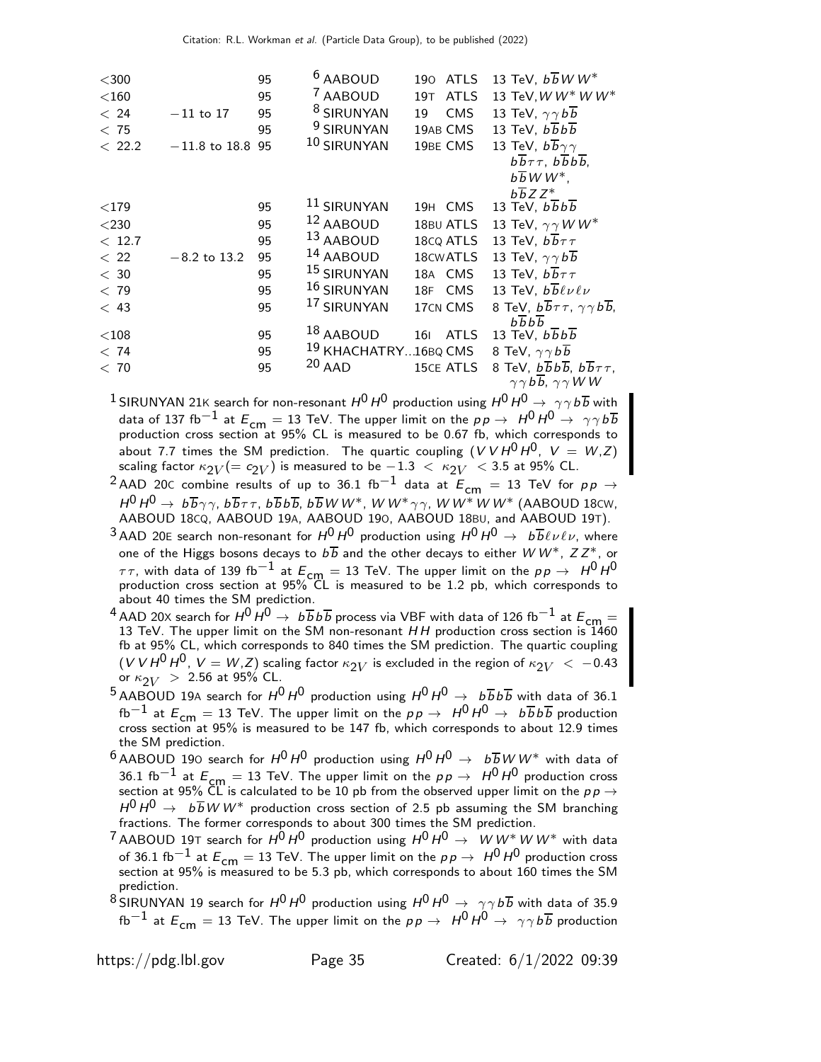| | | | | | |
|---|---|---|---|---|---|
| <300 | | 95 | [6] AABOUD | 19O ATLS | 13 TeV, $b\overline{b}WW^*$ |
| <160 | | 95 | [7] AABOUD | 19T ATLS | 13 TeV, $WW^*WW^*$ |
| < 24 | −11 to 17 | 95 | [8] SIRUNYAN | 19 CMS | 13 TeV, $\gamma\gamma b\overline{b}$ |
| < 75 | | 95 | [9] SIRUNYAN | 19AB CMS | 13 TeV, $b\overline{b}b\overline{b}$ |
| < 22.2 | −11.8 to 18.8 | 95 | [10] SIRUNYAN | 19BE CMS | 13 TeV, $b\overline{b}\gamma\gamma$ $b\overline{b}\tau\tau$, $b\overline{b}b\overline{b}$, $b\overline{b}WW^*$, $b\overline{b}ZZ^*$ |
| <179 | | 95 | [11] SIRUNYAN | 19H CMS | 13 TeV, $b\overline{b}b\overline{b}$ |
| <230 | | 95 | [12] AABOUD | 18BU ATLS | 13 TeV, $\gamma\gamma WW^*$ |
| < 12.7 | | 95 | [13] AABOUD | 18CQ ATLS | 13 TeV, $b\overline{b}\tau\tau$ |
| < 22 | −8.2 to 13.2 | 95 | [14] AABOUD | 18CW ATLS | 13 TeV, $\gamma\gamma b\overline{b}$ |
| < 30 | | 95 | [15] SIRUNYAN | 18A CMS | 13 TeV, $b\overline{b}\tau\tau$ |
| < 79 | | 95 | [16] SIRUNYAN | 18F CMS | 13 TeV, $b\overline{b}\ell\nu\ell\nu$ |
| < 43 | | 95 | [17] SIRUNYAN | 17CN CMS | 8 TeV, $b\overline{b}\tau\tau$, $\gamma\gamma b\overline{b}$, $b\overline{b}b\overline{b}$ |
| <108 | | 95 | [18] AABOUD | 16I ATLS | 13 TeV, $b\overline{b}b\overline{b}$ |
| < 74 | | 95 | [19] KHACHATRY... | 16BQ CMS | 8 TeV, $\gamma\gamma b\overline{b}$ |
| < 70 | | 95 | [20] AAD | 15CE ATLS | 8 TeV, $b\overline{b}b\overline{b}$, $b\overline{b}\tau\tau$, $\gamma\gamma b\overline{b}$, $\gamma\gamma WW$ |

[1] SIRUNYAN 21K search for non-resonant $H^0H^0$ production using $H^0H^0 \to \gamma\gamma b\overline{b}$ with data of 137 fb$^{-1}$ at $E_{\rm cm}$ = 13 TeV. The upper limit on the $pp \to H^0H^0 \to \gamma\gamma b\overline{b}$ production cross section at 95% CL is measured to be 0.67 fb, which corresponds to about 7.7 times the SM prediction. The quartic coupling ($VVH^0H^0$, $V = W,Z$) scaling factor $\kappa_{2V}(= c_{2V})$ is measured to be $-1.3 < \kappa_{2V} < 3.5$ at 95% CL.

[2] AAD 20C combine results of up to 36.1 fb$^{-1}$ data at $E_{\rm cm}$ = 13 TeV for $pp \to H^0H^0 \to b\overline{b}\gamma\gamma$, $b\overline{b}\tau\tau$, $b\overline{b}b\overline{b}$, $b\overline{b}WW^*$, $WW^*\gamma\gamma$, $WW^*WW^*$ (AABOUD 18CW, AABOUD 18CQ, AABOUD 19A, AABOUD 19O, AABOUD 18BU, and AABOUD 19T).

[3] AAD 20E search non-resonant for $H^0H^0$ production using $H^0H^0 \to b\overline{b}\ell\nu\ell\nu$, where one of the Higgs bosons decays to $b\overline{b}$ and the other decays to either $WW^*$, $ZZ^*$, or $\tau\tau$, with data of 139 fb$^{-1}$ at $E_{\rm cm}$ = 13 TeV. The upper limit on the $pp \to H^0H^0$ production cross section at 95% CL is measured to be 1.2 pb, which corresponds to about 40 times the SM prediction.

[4] AAD 20X search for $H^0H^0 \to b\overline{b}b\overline{b}$ process via VBF with data of 126 fb$^{-1}$ at $E_{\rm cm}$ = 13 TeV. The upper limit on the SM non-resonant $HH$ production cross section is 1460 fb at 95% CL, which corresponds to 840 times the SM prediction. The quartic coupling ($VVH^0H^0$, $V = W,Z$) scaling factor $\kappa_{2V}$ is excluded in the region of $\kappa_{2V} < -0.43$ or $\kappa_{2V} > 2.56$ at 95% CL.

[5] AABOUD 19A search for $H^0H^0$ production using $H^0H^0 \to b\overline{b}b\overline{b}$ with data of 36.1 fb$^{-1}$ at $E_{\rm cm}$ = 13 TeV. The upper limit on the $pp \to H^0H^0 \to b\overline{b}b\overline{b}$ production cross section at 95% is measured to be 147 fb, which corresponds to about 12.9 times the SM prediction.

[6] AABOUD 19O search for $H^0H^0$ production using $H^0H^0 \to b\overline{b}WW^*$ with data of 36.1 fb$^{-1}$ at $E_{\rm cm}$ = 13 TeV. The upper limit on the $pp \to H^0H^0$ production cross section at 95% CL is calculated to be 10 pb from the observed upper limit on the $pp \to H^0H^0 \to b\overline{b}WW^*$ production cross section of 2.5 pb assuming the SM branching fractions. The former corresponds to about 300 times the SM prediction.

[7] AABOUD 19T search for $H^0H^0$ production using $H^0H^0 \to WW^*WW^*$ with data of 36.1 fb$^{-1}$ at $E_{\rm cm}$ = 13 TeV. The upper limit on the $pp \to H^0H^0$ production cross section at 95% is measured to be 5.3 pb, which corresponds to about 160 times the SM prediction.

[8] SIRUNYAN 19 search for $H^0H^0$ production using $H^0H^0 \to \gamma\gamma b\overline{b}$ with data of 35.9 fb$^{-1}$ at $E_{\rm cm}$ = 13 TeV. The upper limit on the $pp \to H^0H^0 \to \gamma\gamma b\overline{b}$ production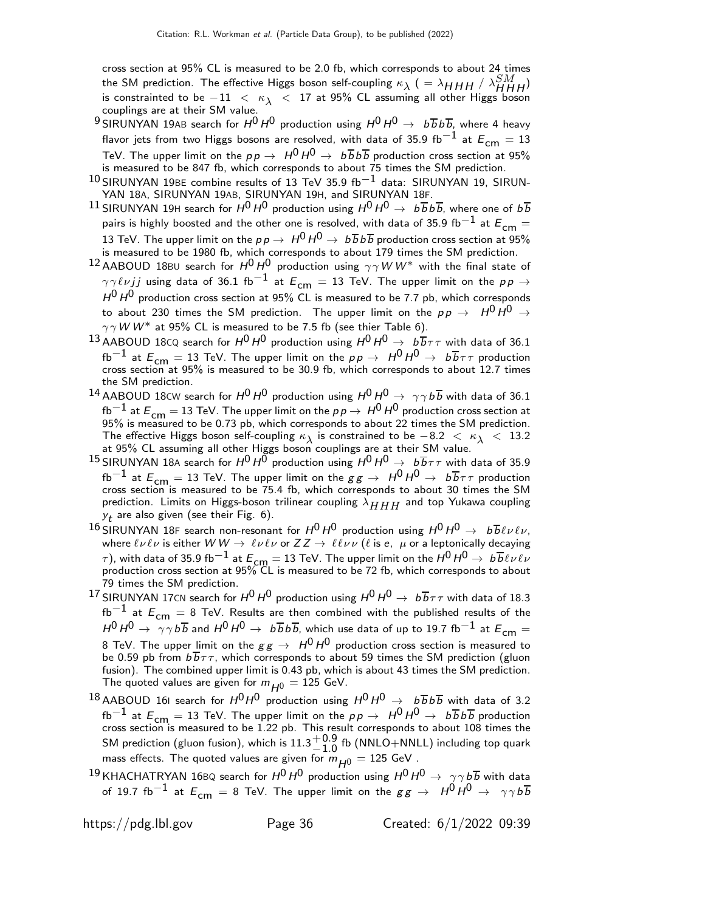cross section at 95% CL is measured to be 2.0 fb, which corresponds to about 24 times the SM prediction. The effective Higgs boson self-coupling $\kappa_\lambda$ ( $= \lambda_{HHH}$ / $\lambda^{SM}_{HHH}$) is constrainted to be $-11 < \kappa_\lambda < 17$ at 95% CL assuming all other Higgs boson couplings are at their SM value.

[9] SIRUNYAN 19AB search for $H^0 H^0$ production using $H^0 H^0 \rightarrow b\overline{b}b\overline{b}$, where 4 heavy flavor jets from two Higgs bosons are resolved, with data of 35.9 fb$^{-1}$ at $E_{cm}$ = 13 TeV. The upper limit on the $pp \rightarrow H^0 H^0 \rightarrow b\overline{b}b\overline{b}$ production cross section at 95% is measured to be 847 fb, which corresponds to about 75 times the SM prediction.

[10] SIRUNYAN 19BE combine results of 13 TeV 35.9 fb$^{-1}$ data: SIRUNYAN 19, SIRUNYAN 18A, SIRUNYAN 19AB, SIRUNYAN 19H, and SIRUNYAN 18F.

[11] SIRUNYAN 19H search for $H^0 H^0$ production using $H^0 H^0 \rightarrow b\overline{b}b\overline{b}$, where one of $b\overline{b}$ pairs is highly boosted and the other one is resolved, with data of 35.9 fb$^{-1}$ at $E_{cm}$ = 13 TeV. The upper limit on the $pp \rightarrow H^0 H^0 \rightarrow b\overline{b}b\overline{b}$ production cross section at 95% is measured to be 1980 fb, which corresponds to about 179 times the SM prediction.

[12] AABOUD 18BU search for $H^0 H^0$ production using $\gamma\gamma W W^*$ with the final state of $\gamma\gamma\ell\nu jj$ using data of 36.1 fb$^{-1}$ at $E_{cm}$ = 13 TeV. The upper limit on the $pp \rightarrow H^0 H^0$ production cross section at 95% CL is measured to be 7.7 pb, which corresponds to about 230 times the SM prediction. The upper limit on the $pp \rightarrow H^0 H^0 \rightarrow \gamma\gamma W W^*$ at 95% CL is measured to be 7.5 fb (see thier Table 6).

[13] AABOUD 18CQ search for $H^0 H^0$ production using $H^0 H^0 \rightarrow b\overline{b}\tau\tau$ with data of 36.1 fb$^{-1}$ at $E_{cm}$ = 13 TeV. The upper limit on the $pp \rightarrow H^0 H^0 \rightarrow b\overline{b}\tau\tau$ production cross section at 95% is measured to be 30.9 fb, which corresponds to about 12.7 times the SM prediction.

[14] AABOUD 18CW search for $H^0 H^0$ production using $H^0 H^0 \rightarrow \gamma\gamma b\overline{b}$ with data of 36.1 fb$^{-1}$ at $E_{cm}$ = 13 TeV. The upper limit on the $pp \rightarrow H^0 H^0$ production cross section at 95% is measured to be 0.73 pb, which corresponds to about 22 times the SM prediction. The effective Higgs boson self-coupling $\kappa_\lambda$ is constrained to be $-8.2 < \kappa_\lambda < 13.2$ at 95% CL assuming all other Higgs boson couplings are at their SM value.

[15] SIRUNYAN 18A search for $H^0 H^0$ production using $H^0 H^0 \rightarrow b\overline{b}\tau\tau$ with data of 35.9 fb$^{-1}$ at $E_{cm}$ = 13 TeV. The upper limit on the $gg \rightarrow H^0 H^0 \rightarrow b\overline{b}\tau\tau$ production cross section is measured to be 75.4 fb, which corresponds to about 30 times the SM prediction. Limits on Higgs-boson trilinear coupling $\lambda_{HHH}$ and top Yukawa coupling $y_t$ are also given (see their Fig. 6).

[16] SIRUNYAN 18F search non-resonant for $H^0 H^0$ production using $H^0 H^0 \rightarrow b\overline{b}\ell\nu\ell\nu$, where $\ell\nu\ell\nu$ is either $W W \rightarrow \ell\nu\ell\nu$ or $Z Z \rightarrow \ell\ell\nu\nu$ ($\ell$ is $e$, $\mu$ or a leptonically decaying $\tau$), with data of 35.9 fb$^{-1}$ at $E_{cm}$ = 13 TeV. The upper limit on the $H^0 H^0 \rightarrow b\overline{b}\ell\nu\ell\nu$ production cross section at 95% CL is measured to be 72 fb, which corresponds to about 79 times the SM prediction.

[17] SIRUNYAN 17CN search for $H^0 H^0$ production using $H^0 H^0 \rightarrow b\overline{b}\tau\tau$ with data of 18.3 fb$^{-1}$ at $E_{cm}$ = 8 TeV. Results are then combined with the published results of the $H^0 H^0 \rightarrow \gamma\gamma b\overline{b}$ and $H^0 H^0 \rightarrow b\overline{b}b\overline{b}$, which use data of up to 19.7 fb$^{-1}$ at $E_{cm}$ = 8 TeV. The upper limit on the $gg \rightarrow H^0 H^0$ production cross section is measured to be 0.59 pb from $b\overline{b}\tau\tau$, which corresponds to about 59 times the SM prediction (gluon fusion). The combined upper limit is 0.43 pb, which is about 43 times the SM prediction. The quoted values are given for $m_{H^0}$ = 125 GeV.

[18] AABOUD 16I search for $H^0 H^0$ production using $H^0 H^0 \rightarrow b\overline{b}b\overline{b}$ with data of 3.2 fb$^{-1}$ at $E_{cm}$ = 13 TeV. The upper limit on the $pp \rightarrow H^0 H^0 \rightarrow b\overline{b}b\overline{b}$ production cross section is measured to be 1.22 pb. This result corresponds to about 108 times the SM prediction (gluon fusion), which is $11.3^{+0.9}_{-1.0}$ fb (NNLO+NNLL) including top quark mass effects. The quoted values are given for $m_{H^0}$ = 125 GeV .

[19] KHACHATRYAN 16BQ search for $H^0 H^0$ production using $H^0 H^0 \rightarrow \gamma\gamma b\overline{b}$ with data of 19.7 fb$^{-1}$ at $E_{cm}$ = 8 TeV. The upper limit on the $gg \rightarrow H^0 H^0 \rightarrow \gamma\gamma b\overline{b}$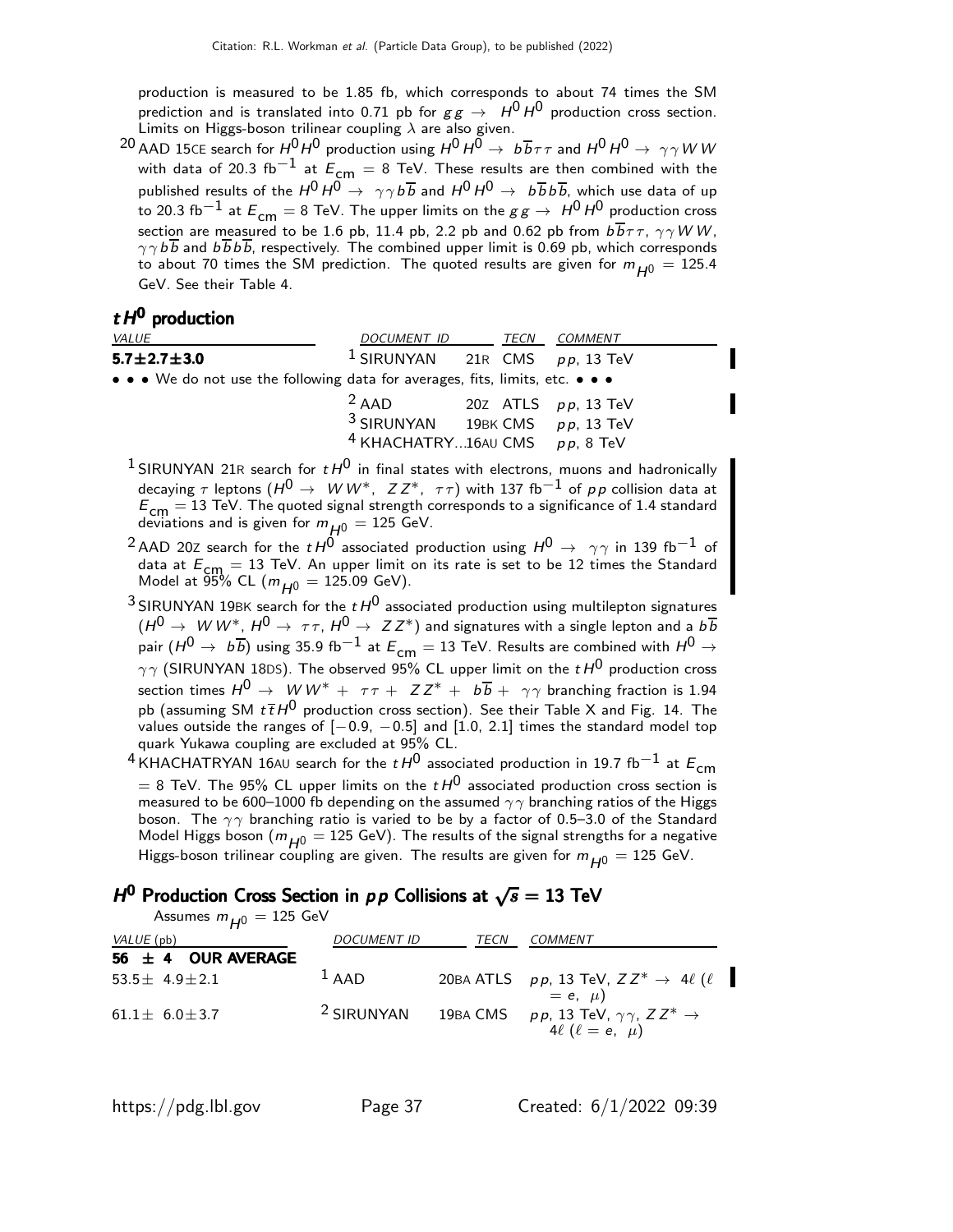production is measured to be 1.85 fb, which corresponds to about 74 times the SM prediction and is translated into 0.71 pb for $gg \to H^0 H^0$ production cross section. Limits on Higgs-boson trilinear coupling $\lambda$ are also given.

[20] AAD 15CE search for $H^0 H^0$ production using $H^0 H^0 \to b\overline{b}\tau\tau$ and $H^0 H^0 \to \gamma\gamma W W$ with data of 20.3 fb$^{-1}$ at $E_{\text{cm}}$ = 8 TeV. These results are then combined with the published results of the $H^0 H^0 \to \gamma\gamma b\overline{b}$ and $H^0 H^0 \to b\overline{b}b\overline{b}$, which use data of up to 20.3 fb$^{-1}$ at $E_{\text{cm}}$ = 8 TeV. The upper limits on the $gg \to H^0 H^0$ production cross section are measured to be 1.6 pb, 11.4 pb, 2.2 pb and 0.62 pb from $b\overline{b}\tau\tau$, $\gamma\gamma W W$, $\gamma\gamma b\overline{b}$ and $b\overline{b}b\overline{b}$, respectively. The combined upper limit is 0.69 pb, which corresponds to about 70 times the SM prediction. The quoted results are given for $m_{H^0}$ = 125.4 GeV. See their Table 4.

## $tH^0$ production

| VALUE | DOCUMENT ID | | TECN | COMMENT |
|---|---|---|---|---|
| **5.7±2.7±3.0** | [1] SIRUNYAN | 21R | CMS | $pp$, 13 TeV |
| • • • We do not use the following data for averages, fits, limits, etc. • • • | | | | |
| | [2] AAD | 20Z | ATLS | $pp$, 13 TeV |
| | [3] SIRUNYAN | 19BK | CMS | $pp$, 13 TeV |
| | [4] KHACHATRY... | 16AU | CMS | $pp$, 8 TeV |

[1] SIRUNYAN 21R search for $tH^0$ in final states with electrons, muons and hadronically decaying $\tau$ leptons ($H^0 \to WW^*$, $ZZ^*$, $\tau\tau$) with 137 fb$^{-1}$ of $pp$ collision data at $E_{\text{cm}}$ = 13 TeV. The quoted signal strength corresponds to a significance of 1.4 standard deviations and is given for $m_{H^0}$ = 125 GeV.

[2] AAD 20Z search for the $tH^0$ associated production using $H^0 \to \gamma\gamma$ in 139 fb$^{-1}$ of data at $E_{\text{cm}}$ = 13 TeV. An upper limit on its rate is set to be 12 times the Standard Model at 95% CL ($m_{H^0}$ = 125.09 GeV).

[3] SIRUNYAN 19BK search for the $tH^0$ associated production using multilepton signatures ($H^0 \to WW^*$, $H^0 \to \tau\tau$, $H^0 \to ZZ^*$) and signatures with a single lepton and a $b\overline{b}$ pair ($H^0 \to b\overline{b}$) using 35.9 fb$^{-1}$ at $E_{\text{cm}}$ = 13 TeV. Results are combined with $H^0 \to \gamma\gamma$ (SIRUNYAN 18DS). The observed 95% CL upper limit on the $tH^0$ production cross section times $H^0 \to WW^* + \tau\tau + ZZ^* + b\overline{b} + \gamma\gamma$ branching fraction is 1.94 pb (assuming SM $t\overline{t}H^0$ production cross section). See their Table X and Fig. 14. The values outside the ranges of [−0.9, −0.5] and [1.0, 2.1] times the standard model top quark Yukawa coupling are excluded at 95% CL.

[4] KHACHATRYAN 16AU search for the $tH^0$ associated production in 19.7 fb$^{-1}$ at $E_{\text{cm}}$ = 8 TeV. The 95% CL upper limits on the $tH^0$ associated production cross section is measured to be 600–1000 fb depending on the assumed $\gamma\gamma$ branching ratios of the Higgs boson. The $\gamma\gamma$ branching ratio is varied to be by a factor of 0.5–3.0 of the Standard Model Higgs boson ($m_{H^0}$ = 125 GeV). The results of the signal strengths for a negative Higgs-boson trilinear coupling are given. The results are given for $m_{H^0}$ = 125 GeV.

## $H^0$ Production Cross Section in $pp$ Collisions at $\sqrt{s}$ = 13 TeV

Assumes $m_{H^0}$ = 125 GeV

| VALUE (pb) | DOCUMENT ID | | TECN | COMMENT |
|---|---|---|---|---|
| **56 ± 4 OUR AVERAGE** | | | | |
| 53.5± 4.9±2.1 | [1] AAD | 20BA | ATLS | $pp$, 13 TeV, $ZZ^* \to 4\ell$ ($\ell = e$, $\mu$) |
| 61.1± 6.0±3.7 | [2] SIRUNYAN | 19BA | CMS | $pp$, 13 TeV, $\gamma\gamma$, $ZZ^* \to 4\ell$ ($\ell = e$, $\mu$) |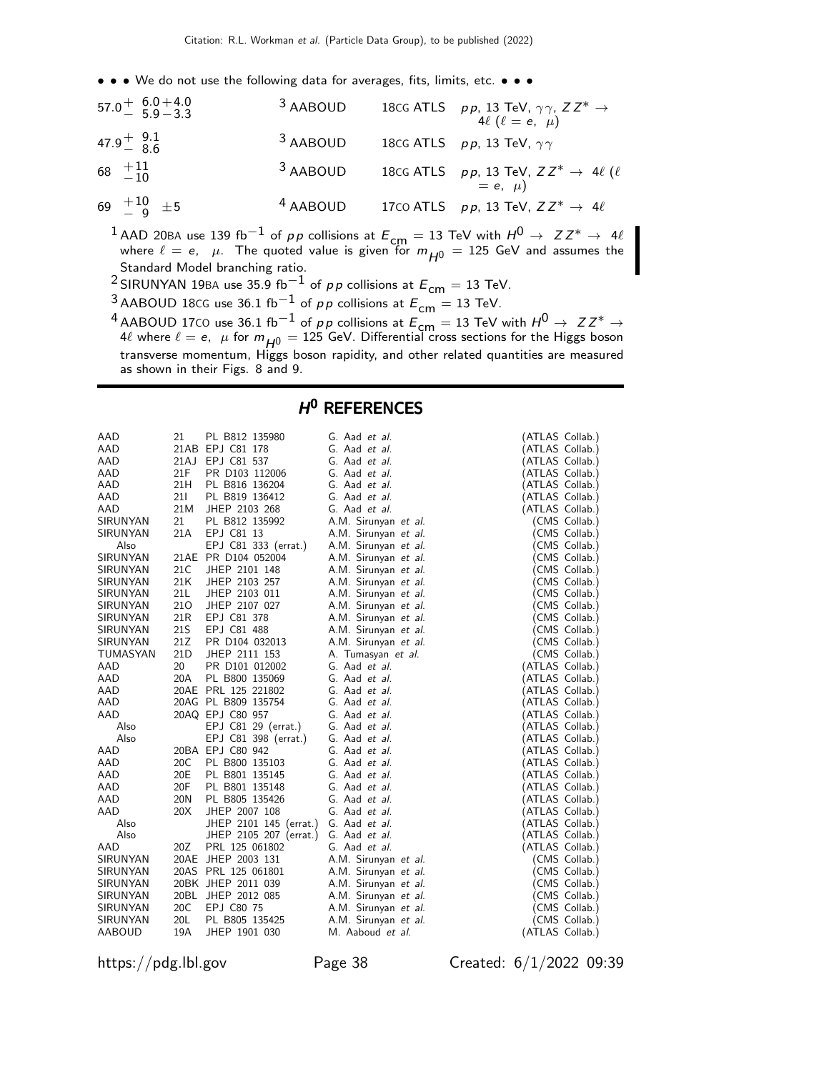• • • We do not use the following data for averages, fits, limits, etc. • • •

| | | | |
|---|---|---|---|
| $57.0^{+\ 6.0+4.0}_{-\ 5.9-3.3}$ | [3] AABOUD | 18CG ATLS | $pp$, 13 TeV, $\gamma\gamma$, $ZZ^* \to 4\ell$ ($\ell = e,\ \mu$) |
| $47.9^{+\ 9.1}_{-\ 8.6}$ | [3] AABOUD | 18CG ATLS | $pp$, 13 TeV, $\gamma\gamma$ |
| $68\ ^{+11}_{-10}$ | [3] AABOUD | 18CG ATLS | $pp$, 13 TeV, $ZZ^* \to 4\ell$ ($\ell = e,\ \mu$) |
| $69\ ^{+10}_{-\ 9}\ \pm 5$ | [4] AABOUD | 17CO ATLS | $pp$, 13 TeV, $ZZ^* \to 4\ell$ |

[1] AAD 20BA use 139 fb$^{-1}$ of $pp$ collisions at $E_{\rm cm}$ = 13 TeV with $H^0 \to ZZ^* \to 4\ell$ where $\ell = e,\ \mu$. The quoted value is given for $m_{H^0}$ = 125 GeV and assumes the Standard Model branching ratio.

[2] SIRUNYAN 19BA use 35.9 fb$^{-1}$ of $pp$ collisions at $E_{\rm cm}$ = 13 TeV.

[3] AABOUD 18CG use 36.1 fb$^{-1}$ of $pp$ collisions at $E_{\rm cm}$ = 13 TeV.

[4] AABOUD 17CO use 36.1 fb$^{-1}$ of $pp$ collisions at $E_{\rm cm}$ = 13 TeV with $H^0 \to ZZ^* \to 4\ell$ where $\ell = e,\ \mu$ for $m_{H^0}$ = 125 GeV. Differential cross sections for the Higgs boson transverse momentum, Higgs boson rapidity, and other related quantities are measured as shown in their Figs. 8 and 9.

## $H^0$ REFERENCES

| | | | | |
|---|---|---|---|---|
| AAD | 21 | PL B812 135980 | G. Aad *et al.* | (ATLAS Collab.) |
| AAD | 21AB | EPJ C81 178 | G. Aad *et al.* | (ATLAS Collab.) |
| AAD | 21AJ | EPJ C81 537 | G. Aad *et al.* | (ATLAS Collab.) |
| AAD | 21F | PR D103 112006 | G. Aad *et al.* | (ATLAS Collab.) |
| AAD | 21H | PL B816 136204 | G. Aad *et al.* | (ATLAS Collab.) |
| AAD | 21I | PL B819 136412 | G. Aad *et al.* | (ATLAS Collab.) |
| AAD | 21M | JHEP 2103 268 | G. Aad *et al.* | (ATLAS Collab.) |
| SIRUNYAN | 21 | PL B812 135992 | A.M. Sirunyan *et al.* | (CMS Collab.) |
| SIRUNYAN | 21A | EPJ C81 13 | A.M. Sirunyan *et al.* | (CMS Collab.) |
| Also | | EPJ C81 333 (erratt.) | A.M. Sirunyan *et al.* | (CMS Collab.) |
| SIRUNYAN | 21AE | PR D104 052004 | A.M. Sirunyan *et al.* | (CMS Collab.) |
| SIRUNYAN | 21C | JHEP 2101 148 | A.M. Sirunyan *et al.* | (CMS Collab.) |
| SIRUNYAN | 21K | JHEP 2103 257 | A.M. Sirunyan *et al.* | (CMS Collab.) |
| SIRUNYAN | 21L | JHEP 2103 011 | A.M. Sirunyan *et al.* | (CMS Collab.) |
| SIRUNYAN | 21O | JHEP 2107 027 | A.M. Sirunyan *et al.* | (CMS Collab.) |
| SIRUNYAN | 21R | EPJ C81 378 | A.M. Sirunyan *et al.* | (CMS Collab.) |
| SIRUNYAN | 21S | EPJ C81 488 | A.M. Sirunyan *et al.* | (CMS Collab.) |
| SIRUNYAN | 21Z | PR D104 032013 | A.M. Sirunyan *et al.* | (CMS Collab.) |
| TUMASYAN | 21D | JHEP 2111 153 | A. Tumasyan *et al.* | (CMS Collab.) |
| AAD | 20 | PR D101 012002 | G. Aad *et al.* | (ATLAS Collab.) |
| AAD | 20A | PL B800 135069 | G. Aad *et al.* | (ATLAS Collab.) |
| AAD | 20AE | PRL 125 221802 | G. Aad *et al.* | (ATLAS Collab.) |
| AAD | 20AG | PL B809 135754 | G. Aad *et al.* | (ATLAS Collab.) |
| AAD | 20AQ | EPJ C80 957 | G. Aad *et al.* | (ATLAS Collab.) |
| Also | | EPJ C81 29 (erratt.) | G. Aad *et al.* | (ATLAS Collab.) |
| Also | | EPJ C81 398 (erratt.) | G. Aad *et al.* | (ATLAS Collab.) |
| AAD | 20BA | EPJ C80 942 | G. Aad *et al.* | (ATLAS Collab.) |
| AAD | 20C | PL B800 135103 | G. Aad *et al.* | (ATLAS Collab.) |
| AAD | 20E | PL B801 135145 | G. Aad *et al.* | (ATLAS Collab.) |
| AAD | 20F | PL B801 135148 | G. Aad *et al.* | (ATLAS Collab.) |
| AAD | 20N | PL B805 135426 | G. Aad *et al.* | (ATLAS Collab.) |
| AAD | 20X | JHEP 2007 108 | G. Aad *et al.* | (ATLAS Collab.) |
| Also | | JHEP 2101 145 (erratt.) | G. Aad *et al.* | (ATLAS Collab.) |
| Also | | JHEP 2105 207 (erratt.) | G. Aad *et al.* | (ATLAS Collab.) |
| AAD | 20Z | PRL 125 061802 | G. Aad *et al.* | (ATLAS Collab.) |
| SIRUNYAN | 20AE | JHEP 2003 131 | A.M. Sirunyan *et al.* | (CMS Collab.) |
| SIRUNYAN | 20AS | PRL 125 061801 | A.M. Sirunyan *et al.* | (CMS Collab.) |
| SIRUNYAN | 20BK | JHEP 2011 039 | A.M. Sirunyan *et al.* | (CMS Collab.) |
| SIRUNYAN | 20BL | JHEP 2012 085 | A.M. Sirunyan *et al.* | (CMS Collab.) |
| SIRUNYAN | 20C | EPJ C80 75 | A.M. Sirunyan *et al.* | (CMS Collab.) |
| SIRUNYAN | 20L | PL B805 135425 | A.M. Sirunyan *et al.* | (CMS Collab.) |
| AABOUD | 19A | JHEP 1901 030 | M. Aaboud *et al.* | (ATLAS Collab.) |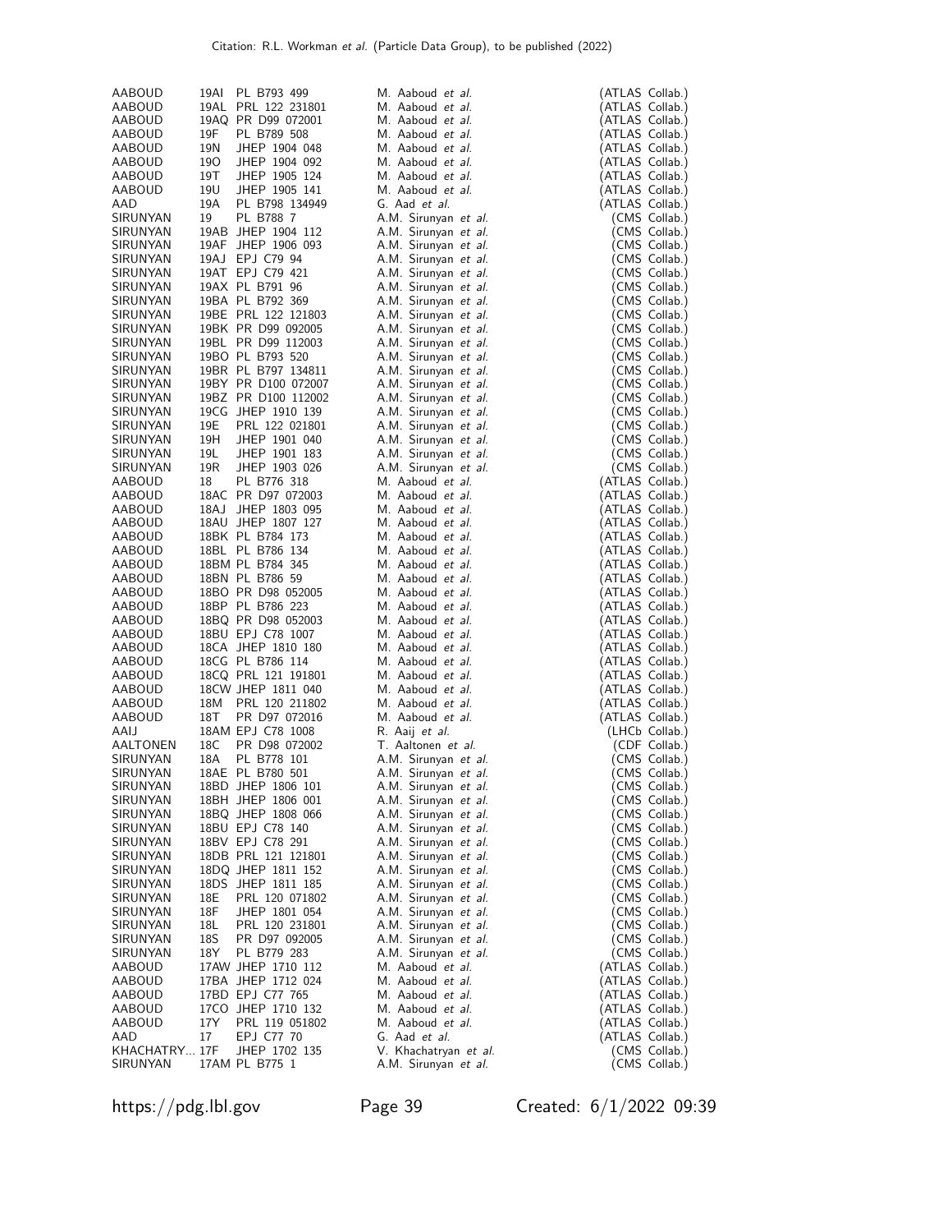| | | | | |
|---|---|---|---|---|
| AABOUD | 19AI | PL B793 499 | M. Aaboud *et al.* | (ATLAS Collab.) |
| AABOUD | 19AL | PRL 122 231801 | M. Aaboud *et al.* | (ATLAS Collab.) |
| AABOUD | 19AQ | PR D99 072001 | M. Aaboud *et al.* | (ATLAS Collab.) |
| AABOUD | 19F | PL B789 508 | M. Aaboud *et al.* | (ATLAS Collab.) |
| AABOUD | 19N | JHEP 1904 048 | M. Aaboud *et al.* | (ATLAS Collab.) |
| AABOUD | 19O | JHEP 1904 092 | M. Aaboud *et al.* | (ATLAS Collab.) |
| AABOUD | 19T | JHEP 1905 124 | M. Aaboud *et al.* | (ATLAS Collab.) |
| AABOUD | 19U | JHEP 1905 141 | M. Aaboud *et al.* | (ATLAS Collab.) |
| AAD | 19A | PL B798 134949 | G. Aad *et al.* | (ATLAS Collab.) |
| SIRUNYAN | 19 | PL B788 7 | A.M. Sirunyan *et al.* | (CMS Collab.) |
| SIRUNYAN | 19AB | JHEP 1904 112 | A.M. Sirunyan *et al.* | (CMS Collab.) |
| SIRUNYAN | 19AF | JHEP 1906 093 | A.M. Sirunyan *et al.* | (CMS Collab.) |
| SIRUNYAN | 19AJ | EPJ C79 94 | A.M. Sirunyan *et al.* | (CMS Collab.) |
| SIRUNYAN | 19AT | EPJ C79 421 | A.M. Sirunyan *et al.* | (CMS Collab.) |
| SIRUNYAN | 19AX | PL B791 96 | A.M. Sirunyan *et al.* | (CMS Collab.) |
| SIRUNYAN | 19BA | PL B792 369 | A.M. Sirunyan *et al.* | (CMS Collab.) |
| SIRUNYAN | 19BE | PRL 122 121803 | A.M. Sirunyan *et al.* | (CMS Collab.) |
| SIRUNYAN | 19BK | PR D99 092005 | A.M. Sirunyan *et al.* | (CMS Collab.) |
| SIRUNYAN | 19BL | PR D99 112003 | A.M. Sirunyan *et al.* | (CMS Collab.) |
| SIRUNYAN | 19BO | PL B793 520 | A.M. Sirunyan *et al.* | (CMS Collab.) |
| SIRUNYAN | 19BR | PL B797 134811 | A.M. Sirunyan *et al.* | (CMS Collab.) |
| SIRUNYAN | 19BY | PR D100 072007 | A.M. Sirunyan *et al.* | (CMS Collab.) |
| SIRUNYAN | 19BZ | PR D100 112002 | A.M. Sirunyan *et al.* | (CMS Collab.) |
| SIRUNYAN | 19CG | JHEP 1910 139 | A.M. Sirunyan *et al.* | (CMS Collab.) |
| SIRUNYAN | 19E | PRL 122 021801 | A.M. Sirunyan *et al.* | (CMS Collab.) |
| SIRUNYAN | 19H | JHEP 1901 040 | A.M. Sirunyan *et al.* | (CMS Collab.) |
| SIRUNYAN | 19L | JHEP 1901 183 | A.M. Sirunyan *et al.* | (CMS Collab.) |
| SIRUNYAN | 19R | JHEP 1903 026 | A.M. Sirunyan *et al.* | (CMS Collab.) |
| AABOUD | 18 | PL B776 318 | M. Aaboud *et al.* | (ATLAS Collab.) |
| AABOUD | 18AC | PR D97 072003 | M. Aaboud *et al.* | (ATLAS Collab.) |
| AABOUD | 18AJ | JHEP 1803 095 | M. Aaboud *et al.* | (ATLAS Collab.) |
| AABOUD | 18AU | JHEP 1807 127 | M. Aaboud *et al.* | (ATLAS Collab.) |
| AABOUD | 18BK | PL B784 173 | M. Aaboud *et al.* | (ATLAS Collab.) |
| AABOUD | 18BL | PL B786 134 | M. Aaboud *et al.* | (ATLAS Collab.) |
| AABOUD | 18BM | PL B784 345 | M. Aaboud *et al.* | (ATLAS Collab.) |
| AABOUD | 18BN | PL B786 59 | M. Aaboud *et al.* | (ATLAS Collab.) |
| AABOUD | 18BO | PR D98 052005 | M. Aaboud *et al.* | (ATLAS Collab.) |
| AABOUD | 18BP | PL B786 223 | M. Aaboud *et al.* | (ATLAS Collab.) |
| AABOUD | 18BQ | PR D98 052003 | M. Aaboud *et al.* | (ATLAS Collab.) |
| AABOUD | 18BU | EPJ C78 1007 | M. Aaboud *et al.* | (ATLAS Collab.) |
| AABOUD | 18CA | JHEP 1810 180 | M. Aaboud *et al.* | (ATLAS Collab.) |
| AABOUD | 18CG | PL B786 114 | M. Aaboud *et al.* | (ATLAS Collab.) |
| AABOUD | 18CQ | PRL 121 191801 | M. Aaboud *et al.* | (ATLAS Collab.) |
| AABOUD | 18CW | JHEP 1811 040 | M. Aaboud *et al.* | (ATLAS Collab.) |
| AABOUD | 18M | PRL 120 211802 | M. Aaboud *et al.* | (ATLAS Collab.) |
| AABOUD | 18T | PR D97 072016 | M. Aaboud *et al.* | (ATLAS Collab.) |
| AAIJ | 18AM | EPJ C78 1008 | R. Aaij *et al.* | (LHCb Collab.) |
| AALTONEN | 18C | PR D98 072002 | T. Aaltonen *et al.* | (CDF Collab.) |
| SIRUNYAN | 18A | PL B778 101 | A.M. Sirunyan *et al.* | (CMS Collab.) |
| SIRUNYAN | 18AE | PL B780 501 | A.M. Sirunyan *et al.* | (CMS Collab.) |
| SIRUNYAN | 18BD | JHEP 1806 101 | A.M. Sirunyan *et al.* | (CMS Collab.) |
| SIRUNYAN | 18BH | JHEP 1806 001 | A.M. Sirunyan *et al.* | (CMS Collab.) |
| SIRUNYAN | 18BQ | JHEP 1808 066 | A.M. Sirunyan *et al.* | (CMS Collab.) |
| SIRUNYAN | 18BU | EPJ C78 140 | A.M. Sirunyan *et al.* | (CMS Collab.) |
| SIRUNYAN | 18BV | EPJ C78 291 | A.M. Sirunyan *et al.* | (CMS Collab.) |
| SIRUNYAN | 18DB | PRL 121 121801 | A.M. Sirunyan *et al.* | (CMS Collab.) |
| SIRUNYAN | 18DQ | JHEP 1811 152 | A.M. Sirunyan *et al.* | (CMS Collab.) |
| SIRUNYAN | 18DS | JHEP 1811 185 | A.M. Sirunyan *et al.* | (CMS Collab.) |
| SIRUNYAN | 18E | PRL 120 071802 | A.M. Sirunyan *et al.* | (CMS Collab.) |
| SIRUNYAN | 18F | JHEP 1801 054 | A.M. Sirunyan *et al.* | (CMS Collab.) |
| SIRUNYAN | 18L | PRL 120 231801 | A.M. Sirunyan *et al.* | (CMS Collab.) |
| SIRUNYAN | 18S | PR D97 092005 | A.M. Sirunyan *et al.* | (CMS Collab.) |
| SIRUNYAN | 18Y | PL B779 283 | A.M. Sirunyan *et al.* | (CMS Collab.) |
| AABOUD | 17AW | JHEP 1710 112 | M. Aaboud *et al.* | (ATLAS Collab.) |
| AABOUD | 17BA | JHEP 1712 024 | M. Aaboud *et al.* | (ATLAS Collab.) |
| AABOUD | 17BD | EPJ C77 765 | M. Aaboud *et al.* | (ATLAS Collab.) |
| AABOUD | 17CO | JHEP 1710 132 | M. Aaboud *et al.* | (ATLAS Collab.) |
| AABOUD | 17Y | PRL 119 051802 | M. Aaboud *et al.* | (ATLAS Collab.) |
| AAD | 17 | EPJ C77 70 | G. Aad *et al.* | (ATLAS Collab.) |
| KHACHATRY... | 17F | JHEP 1702 135 | V. Khachatryan *et al.* | (CMS Collab.) |
| SIRUNYAN | 17AM | PL B775 1 | A.M. Sirunyan *et al.* | (CMS Collab.) |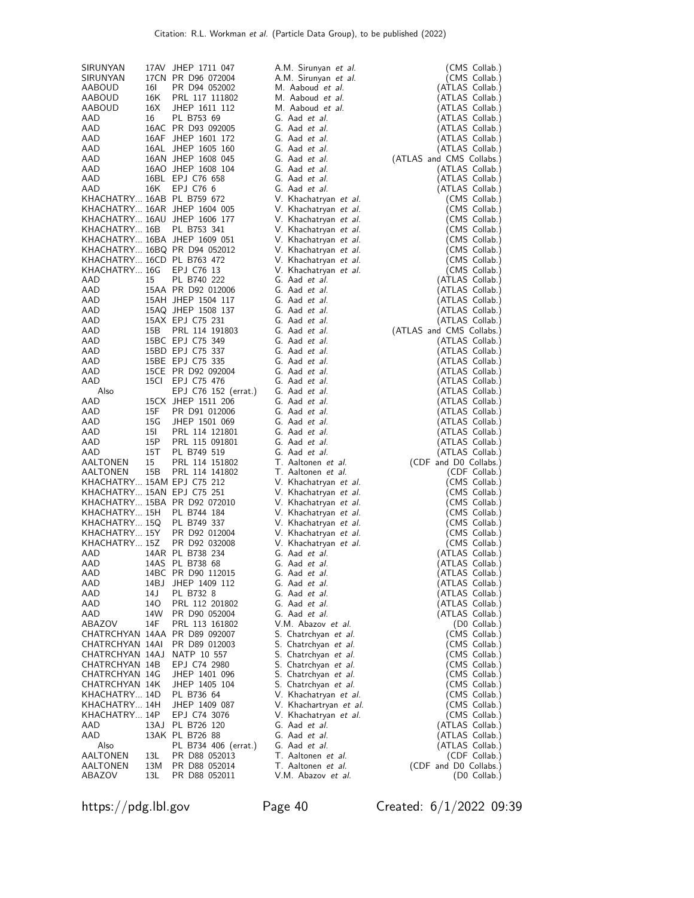| | | | | |
|---|---|---|---|---|
| SIRUNYAN | 17AV | JHEP 1711 047 | A.M. Sirunyan *et al.* | (CMS Collab.) |
| SIRUNYAN | 17CN | PR D96 072004 | A.M. Sirunyan *et al.* | (CMS Collab.) |
| AABOUD | 16I | PR D94 052002 | M. Aaboud *et al.* | (ATLAS Collab.) |
| AABOUD | 16K | PRL 117 111802 | M. Aaboud *et al.* | (ATLAS Collab.) |
| AABOUD | 16X | JHEP 1611 112 | M. Aaboud *et al.* | (ATLAS Collab.) |
| AAD | 16 | PL B753 69 | G. Aad *et al.* | (ATLAS Collab.) |
| AAD | 16AC | PR D93 092005 | G. Aad *et al.* | (ATLAS Collab.) |
| AAD | 16AF | JHEP 1601 172 | G. Aad *et al.* | (ATLAS Collab.) |
| AAD | 16AL | JHEP 1605 160 | G. Aad *et al.* | (ATLAS Collab.) |
| AAD | 16AN | JHEP 1608 045 | G. Aad *et al.* | (ATLAS and CMS Collabs.) |
| AAD | 16AO | JHEP 1608 104 | G. Aad *et al.* | (ATLAS Collab.) |
| AAD | 16BL | EPJ C76 658 | G. Aad *et al.* | (ATLAS Collab.) |
| AAD | 16K | EPJ C76 6 | G. Aad *et al.* | (ATLAS Collab.) |
| KHACHATRY... | 16AB | PL B759 672 | V. Khachatryan *et al.* | (CMS Collab.) |
| KHACHATRY... | 16AR | JHEP 1604 005 | V. Khachatryan *et al.* | (CMS Collab.) |
| KHACHATRY... | 16AU | JHEP 1606 177 | V. Khachatryan *et al.* | (CMS Collab.) |
| KHACHATRY... | 16B | PL B753 341 | V. Khachatryan *et al.* | (CMS Collab.) |
| KHACHATRY... | 16BA | JHEP 1609 051 | V. Khachatryan *et al.* | (CMS Collab.) |
| KHACHATRY... | 16BQ | PR D94 052012 | V. Khachatryan *et al.* | (CMS Collab.) |
| KHACHATRY... | 16CD | PL B763 472 | V. Khachatryan *et al.* | (CMS Collab.) |
| KHACHATRY... | 16G | EPJ C76 13 | V. Khachatryan *et al.* | (CMS Collab.) |
| AAD | 15 | PL B740 222 | G. Aad *et al.* | (ATLAS Collab.) |
| AAD | 15AA | PR D92 012006 | G. Aad *et al.* | (ATLAS Collab.) |
| AAD | 15AH | JHEP 1504 117 | G. Aad *et al.* | (ATLAS Collab.) |
| AAD | 15AQ | JHEP 1508 137 | G. Aad *et al.* | (ATLAS Collab.) |
| AAD | 15AX | EPJ C75 231 | G. Aad *et al.* | (ATLAS Collab.) |
| AAD | 15B | PRL 114 191803 | G. Aad *et al.* | (ATLAS and CMS Collabs.) |
| AAD | 15BC | EPJ C75 349 | G. Aad *et al.* | (ATLAS Collab.) |
| AAD | 15BD | EPJ C75 337 | G. Aad *et al.* | (ATLAS Collab.) |
| AAD | 15BE | EPJ C75 335 | G. Aad *et al.* | (ATLAS Collab.) |
| AAD | 15CE | PR D92 092004 | G. Aad *et al.* | (ATLAS Collab.) |
| AAD | 15CI | EPJ C75 476 | G. Aad *et al.* | (ATLAS Collab.) |
| Also | | EPJ C76 152 (errat.) | G. Aad *et al.* | (ATLAS Collab.) |
| AAD | 15CX | JHEP 1511 206 | G. Aad *et al.* | (ATLAS Collab.) |
| AAD | 15F | PR D91 012006 | G. Aad *et al.* | (ATLAS Collab.) |
| AAD | 15G | JHEP 1501 069 | G. Aad *et al.* | (ATLAS Collab.) |
| AAD | 15I | PRL 114 121801 | G. Aad *et al.* | (ATLAS Collab.) |
| AAD | 15P | PRL 115 091801 | G. Aad *et al.* | (ATLAS Collab.) |
| AAD | 15T | PL B749 519 | G. Aad *et al.* | (ATLAS Collab.) |
| AALTONEN | 15 | PRL 114 151802 | T. Aaltonen *et al.* | (CDF and D0 Collabs.) |
| AALTONEN | 15B | PRL 114 141802 | T. Aaltonen *et al.* | (CDF Collab.) |
| KHACHATRY... | 15AM | EPJ C75 212 | V. Khachatryan *et al.* | (CMS Collab.) |
| KHACHATRY... | 15AN | EPJ C75 251 | V. Khachatryan *et al.* | (CMS Collab.) |
| KHACHATRY... | 15BA | PR D92 072010 | V. Khachatryan *et al.* | (CMS Collab.) |
| KHACHATRY... | 15H | PL B744 184 | V. Khachatryan *et al.* | (CMS Collab.) |
| KHACHATRY... | 15Q | PL B749 337 | V. Khachatryan *et al.* | (CMS Collab.) |
| KHACHATRY... | 15Y | PR D92 012004 | V. Khachatryan *et al.* | (CMS Collab.) |
| KHACHATRY... | 15Z | PR D92 032008 | V. Khachatryan *et al.* | (CMS Collab.) |
| AAD | 14AR | PL B738 234 | G. Aad *et al.* | (ATLAS Collab.) |
| AAD | 14AS | PL B738 68 | G. Aad *et al.* | (ATLAS Collab.) |
| AAD | 14BC | PR D90 112015 | G. Aad *et al.* | (ATLAS Collab.) |
| AAD | 14BJ | JHEP 1409 112 | G. Aad *et al.* | (ATLAS Collab.) |
| AAD | 14J | PL B732 8 | G. Aad *et al.* | (ATLAS Collab.) |
| AAD | 14O | PRL 112 201802 | G. Aad *et al.* | (ATLAS Collab.) |
| AAD | 14W | PR D90 052004 | G. Aad *et al.* | (ATLAS Collab.) |
| ABAZOV | 14F | PRL 113 161802 | V.M. Abazov *et al.* | (D0 Collab.) |
| CHATRCHYAN | 14AA | PR D89 092007 | S. Chatrchyan *et al.* | (CMS Collab.) |
| CHATRCHYAN | 14AI | PR D89 012003 | S. Chatrchyan *et al.* | (CMS Collab.) |
| CHATRCHYAN | 14AJ | NATP 10 557 | S. Chatrchyan *et al.* | (CMS Collab.) |
| CHATRCHYAN | 14B | EPJ C74 2980 | S. Chatrchyan *et al.* | (CMS Collab.) |
| CHATRCHYAN | 14G | JHEP 1401 096 | S. Chatrchyan *et al.* | (CMS Collab.) |
| CHATRCHYAN | 14K | JHEP 1405 104 | S. Chatrchyan *et al.* | (CMS Collab.) |
| KHACHATRY... | 14D | PL B736 64 | V. Khachatryan *et al.* | (CMS Collab.) |
| KHACHATRY... | 14H | JHEP 1409 087 | V. Khachartryan *et al.* | (CMS Collab.) |
| KHACHATRY... | 14P | EPJ C74 3076 | V. Khachatryan *et al.* | (CMS Collab.) |
| AAD | 13AJ | PL B726 120 | G. Aad *et al.* | (ATLAS Collab.) |
| AAD | 13AK | PL B726 88 | G. Aad *et al.* | (ATLAS Collab.) |
| Also | | PL B734 406 (errat.) | G. Aad *et al.* | (ATLAS Collab.) |
| AALTONEN | 13L | PR D88 052013 | T. Aaltonen *et al.* | (CDF Collab.) |
| AALTONEN | 13M | PR D88 052014 | T. Aaltonen *et al.* | (CDF and D0 Collabs.) |
| ABAZOV | 13L | PR D88 052011 | V.M. Abazov *et al.* | (D0 Collab.) |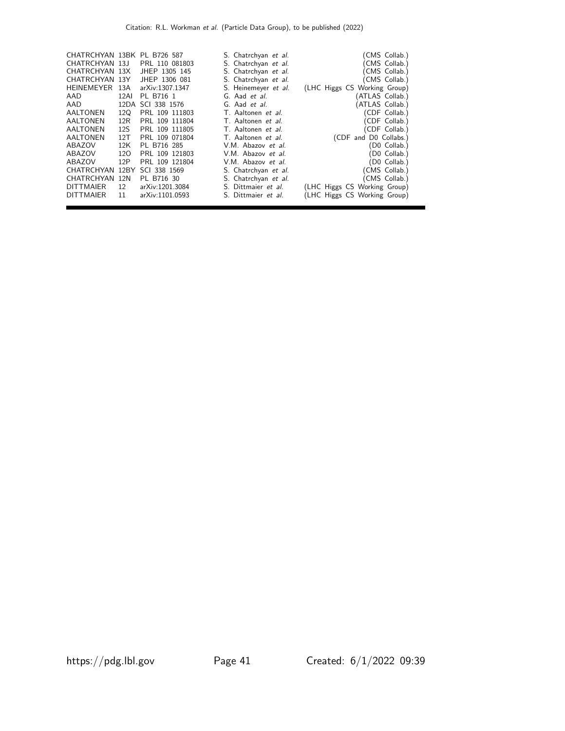| | | | | |
|---|---|---|---|---|
| CHATRCHYAN | 13BK | PL B726 587 | S. Chatrchyan *et al.* | (CMS Collab.) |
| CHATRCHYAN | 13J | PRL 110 081803 | S. Chatrchyan *et al.* | (CMS Collab.) |
| CHATRCHYAN | 13X | JHEP 1305 145 | S. Chatrchyan *et al.* | (CMS Collab.) |
| CHATRCHYAN | 13Y | JHEP 1306 081 | S. Chatrchyan *et al.* | (CMS Collab.) |
| HEINEMEYER | 13A | arXiv:1307.1347 | S. Heinemeyer *et al.* | (LHC Higgs CS Working Group) |
| AAD | 12AI | PL B716 1 | G. Aad *et al.* | (ATLAS Collab.) |
| AAD | 12DA | SCI 338 1576 | G. Aad *et al.* | (ATLAS Collab.) |
| AALTONEN | 12Q | PRL 109 111803 | T. Aaltonen *et al.* | (CDF Collab.) |
| AALTONEN | 12R | PRL 109 111804 | T. Aaltonen *et al.* | (CDF Collab.) |
| AALTONEN | 12S | PRL 109 111805 | T. Aaltonen *et al.* | (CDF Collab.) |
| AALTONEN | 12T | PRL 109 071804 | T. Aaltonen *et al.* | (CDF and D0 Collabs.) |
| ABAZOV | 12K | PL B716 285 | V.M. Abazov *et al.* | (D0 Collab.) |
| ABAZOV | 12O | PRL 109 121803 | V.M. Abazov *et al.* | (D0 Collab.) |
| ABAZOV | 12P | PRL 109 121804 | V.M. Abazov *et al.* | (D0 Collab.) |
| CHATRCHYAN | 12BY | SCI 338 1569 | S. Chatrchyan *et al.* | (CMS Collab.) |
| CHATRCHYAN | 12N | PL B716 30 | S. Chatrchyan *et al.* | (CMS Collab.) |
| DITTMAIER | 12 | arXiv:1201.3084 | S. Dittmaier *et al.* | (LHC Higgs CS Working Group) |
| DITTMAIER | 11 | arXiv:1101.0593 | S. Dittmaier *et al.* | (LHC Higgs CS Working Group) |